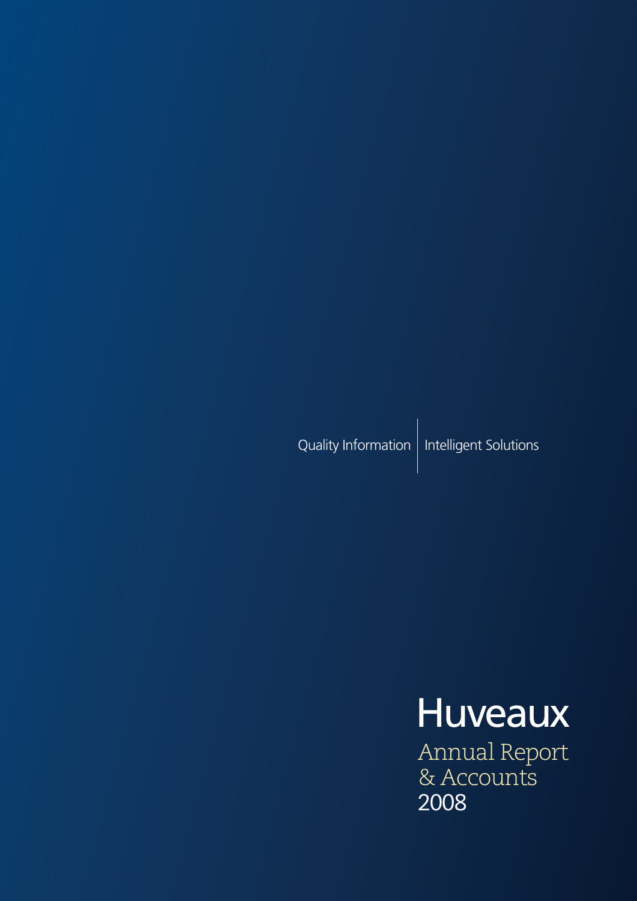Quality Information | Intelligent Solutions

# Huveaux

## Annual Report & Accounts 2008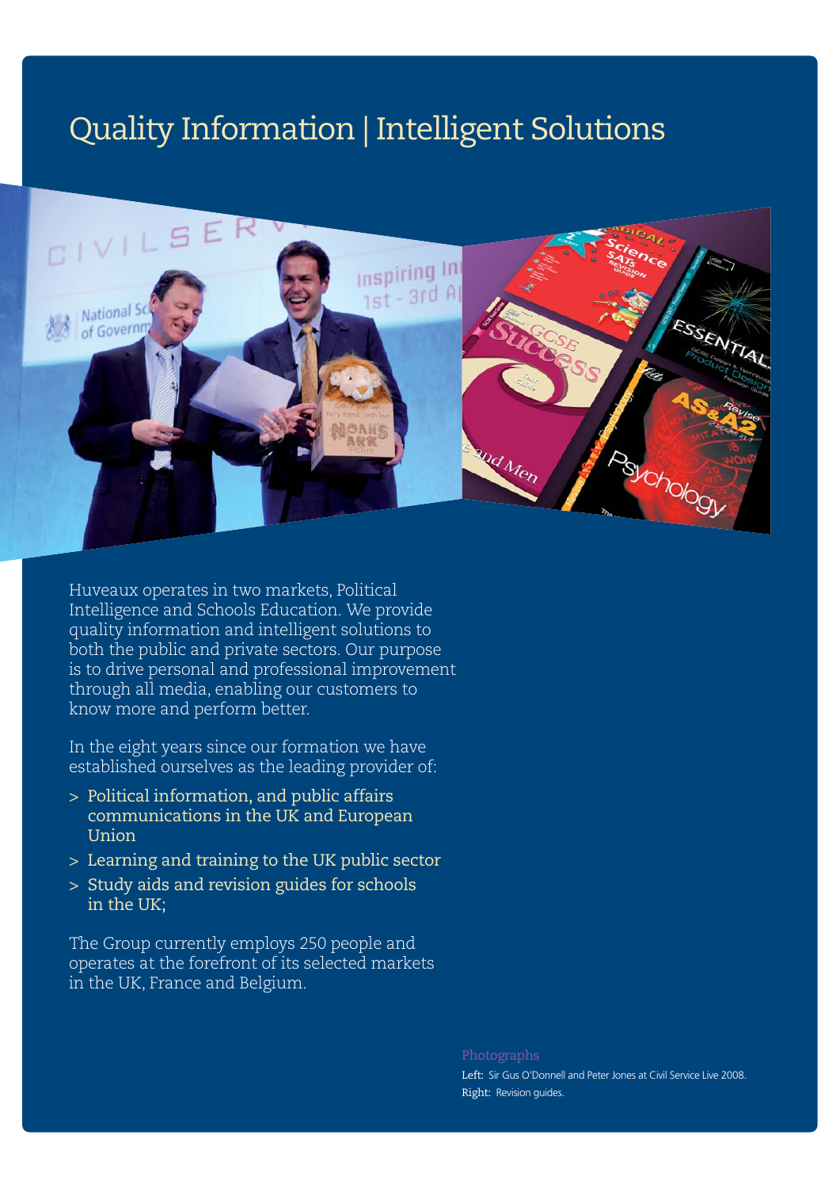# Quality Information | Intelligent Solutions

Huveaux operates in two markets, Political Intelligence and Schools Education. We provide quality information and intelligent solutions to both the public and private sectors. Our purpose is to drive personal and professional improvement through all media, enabling our customers to know more and perform better.

In the eight years since our formation we have established ourselves as the leading provider of:

> Political information, and public affairs communications in the UK and European Union

> Learning and training to the UK public sector

> Study aids and revision guides for schools in the UK;

The Group currently employs 250 people and operates at the forefront of its selected markets in the UK, France and Belgium.

Photographs

Left: Sir Gus O'Donnell and Peter Jones at Civil Service Live 2008.

Right: Revision guides.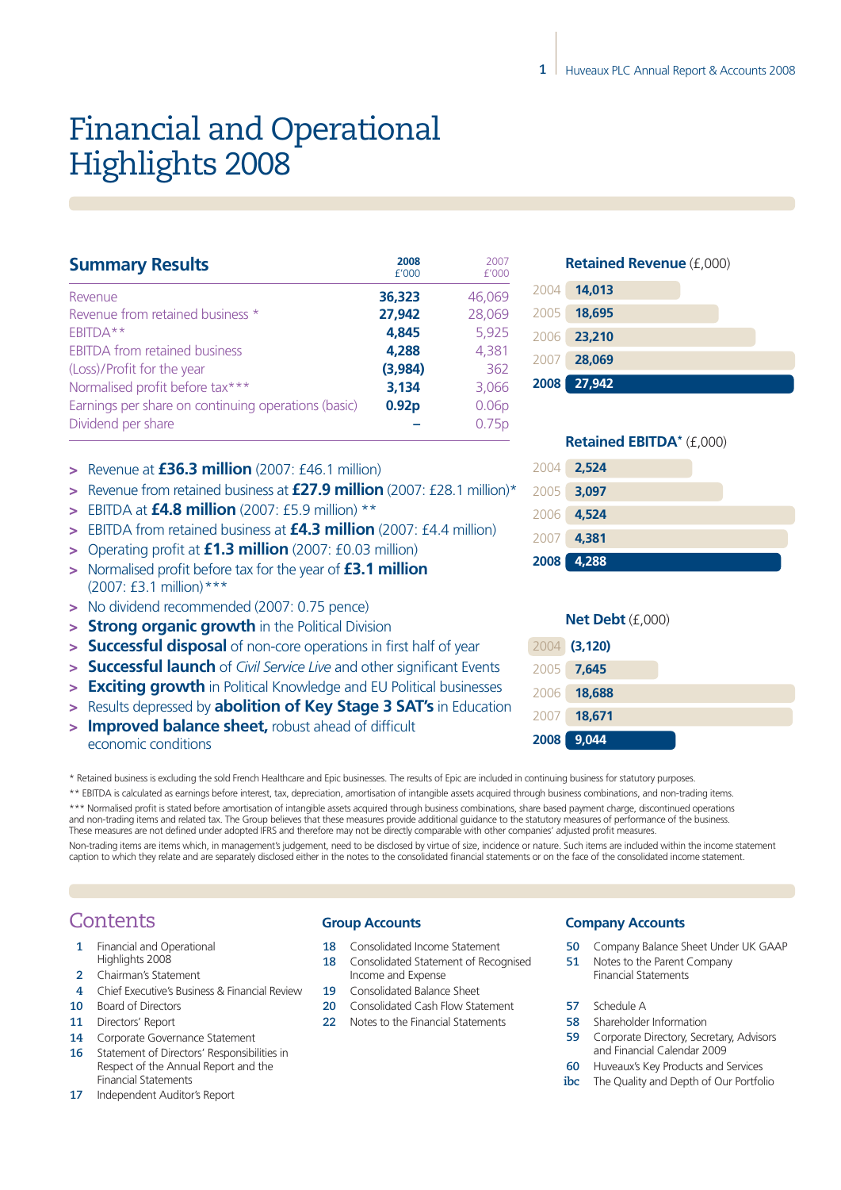# Financial and Operational Highlights 2008

## Summary Results

| | 2008 £'000 | 2007 £'000 |
|---|---|---|
| Revenue | **36,323** | 46,069 |
| Revenue from retained business * | **27,942** | 28,069 |
| EBITDA** | **4,845** | 5,925 |
| EBITDA from retained business | **4,288** | 4,381 |
| (Loss)/Profit for the year | **(3,984)** | 362 |
| Normalised profit before tax*** | **3,134** | 3,066 |
| Earnings per share on continuing operations (basic) | **0.92p** | 0.06p |
| Dividend per share | **–** | 0.75p |

- > Revenue at **£36.3 million** (2007: £46.1 million)
- > Revenue from retained business at **£27.9 million** (2007: £28.1 million)*
- > EBITDA at **£4.8 million** (2007: £5.9 million) **
- > EBITDA from retained business at **£4.3 million** (2007: £4.4 million)
- > Operating profit at **£1.3 million** (2007: £0.03 million)
- > Normalised profit before tax for the year of **£3.1 million** (2007: £3.1 million)***
- > No dividend recommended (2007: 0.75 pence)
- > **Strong organic growth** in the Political Division
- > **Successful disposal** of non-core operations in first half of year
- > **Successful launch** of *Civil Service Live* and other significant Events
- > **Exciting growth** in Political Knowledge and EU Political businesses
- > Results depressed by **abolition of Key Stage 3 SAT's** in Education
- > **Improved balance sheet,** robust ahead of difficult economic conditions

### Retained Revenue (£,000)

| Year | |
|---|---|
| 2004 | 14,013 |
| 2005 | 18,695 |
| 2006 | 23,210 |
| 2007 | 28,069 |
| **2008** | **27,942** |

### Retained EBITDA* (£,000)

| Year | |
|---|---|
| 2004 | 2,524 |
| 2005 | 3,097 |
| 2006 | 4,524 |
| 2007 | 4,381 |
| **2008** | **4,288** |

### Net Debt (£,000)

| Year | |
|---|---|
| 2004 | (3,120) |
| 2005 | 7,645 |
| 2006 | 18,688 |
| 2007 | 18,671 |
| **2008** | **9,044** |

* Retained business is excluding the sold French Healthcare and Epic businesses. The results of Epic are included in continuing business for statutory purposes.

** EBITDA is calculated as earnings before interest, tax, depreciation, amortisation of intangible assets acquired through business combinations, and non-trading items.

*** Normalised profit is stated before amortisation of intangible assets acquired through business combinations, share based payment charge, discontinued operations and non-trading items and related tax. The Group believes that these measures provide additional guidance to the statutory measures of performance of the business. These measures are not defined under adopted IFRS and therefore may not be directly comparable with other companies' adjusted profit measures.

Non-trading items are items which, in management's judgement, need to be disclosed by virtue of size, incidence or nature. Such items are included within the income statement caption to which they relate and are separately disclosed either in the notes to the consolidated financial statements or on the face of the consolidated income statement.

## Contents

- 1 Financial and Operational Highlights 2008
- 2 Chairman's Statement
- 4 Chief Executive's Business & Financial Review
- 10 Board of Directors
- 11 Directors' Report
- 14 Corporate Governance Statement
- 16 Statement of Directors' Responsibilities in Respect of the Annual Report and the Financial Statements
- 17 Independent Auditor's Report

### Group Accounts

- 18 Consolidated Income Statement
- 18 Consolidated Statement of Recognised Income and Expense
- 19 Consolidated Balance Sheet
- 20 Consolidated Cash Flow Statement
- 22 Notes to the Financial Statements

### Company Accounts

- 50 Company Balance Sheet Under UK GAAP
- 51 Notes to the Parent Company Financial Statements
- 57 Schedule A
- 58 Shareholder Information
- 59 Corporate Directory, Secretary, Advisors and Financial Calendar 2009
- 60 Huveaux's Key Products and Services
- ibc The Quality and Depth of Our Portfolio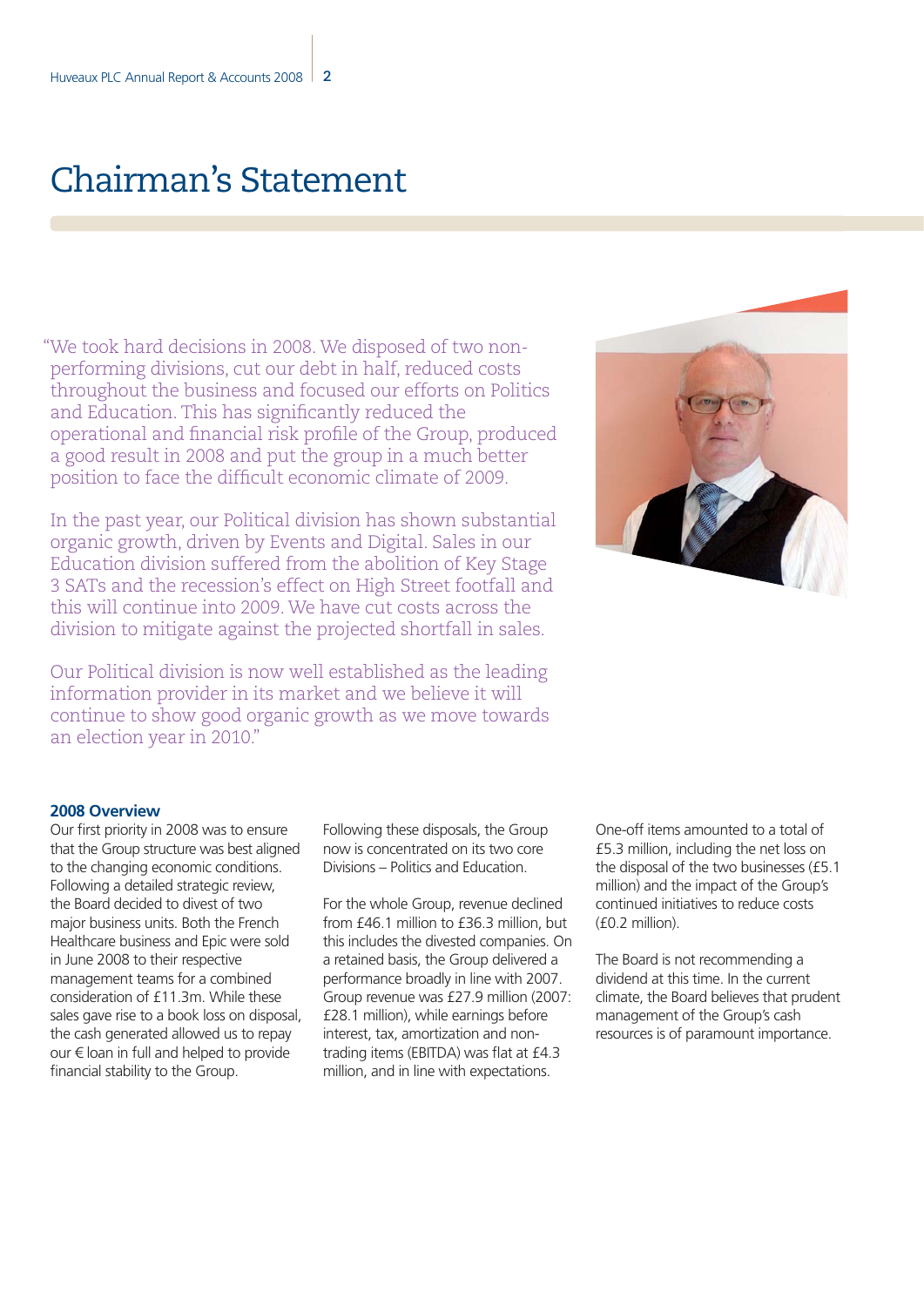# Chairman's Statement

"We took hard decisions in 2008. We disposed of two non-performing divisions, cut our debt in half, reduced costs throughout the business and focused our efforts on Politics and Education. This has significantly reduced the operational and financial risk profile of the Group, produced a good result in 2008 and put the group in a much better position to face the difficult economic climate of 2009.

In the past year, our Political division has shown substantial organic growth, driven by Events and Digital. Sales in our Education division suffered from the abolition of Key Stage 3 SATs and the recession's effect on High Street footfall and this will continue into 2009. We have cut costs across the division to mitigate against the projected shortfall in sales.

Our Political division is now well established as the leading information provider in its market and we believe it will continue to show good organic growth as we move towards an election year in 2010."

### 2008 Overview

Our first priority in 2008 was to ensure that the Group structure was best aligned to the changing economic conditions. Following a detailed strategic review, the Board decided to divest of two major business units. Both the French Healthcare business and Epic were sold in June 2008 to their respective management teams for a combined consideration of £11.3m. While these sales gave rise to a book loss on disposal, the cash generated allowed us to repay our € loan in full and helped to provide financial stability to the Group.

Following these disposals, the Group now is concentrated on its two core Divisions – Politics and Education.

For the whole Group, revenue declined from £46.1 million to £36.3 million, but this includes the divested companies. On a retained basis, the Group delivered a performance broadly in line with 2007. Group revenue was £27.9 million (2007: £28.1 million), while earnings before interest, tax, amortization and non-trading items (EBITDA) was flat at £4.3 million, and in line with expectations.

One-off items amounted to a total of £5.3 million, including the net loss on the disposal of the two businesses (£5.1 million) and the impact of the Group's continued initiatives to reduce costs (£0.2 million).

The Board is not recommending a dividend at this time. In the current climate, the Board believes that prudent management of the Group's cash resources is of paramount importance.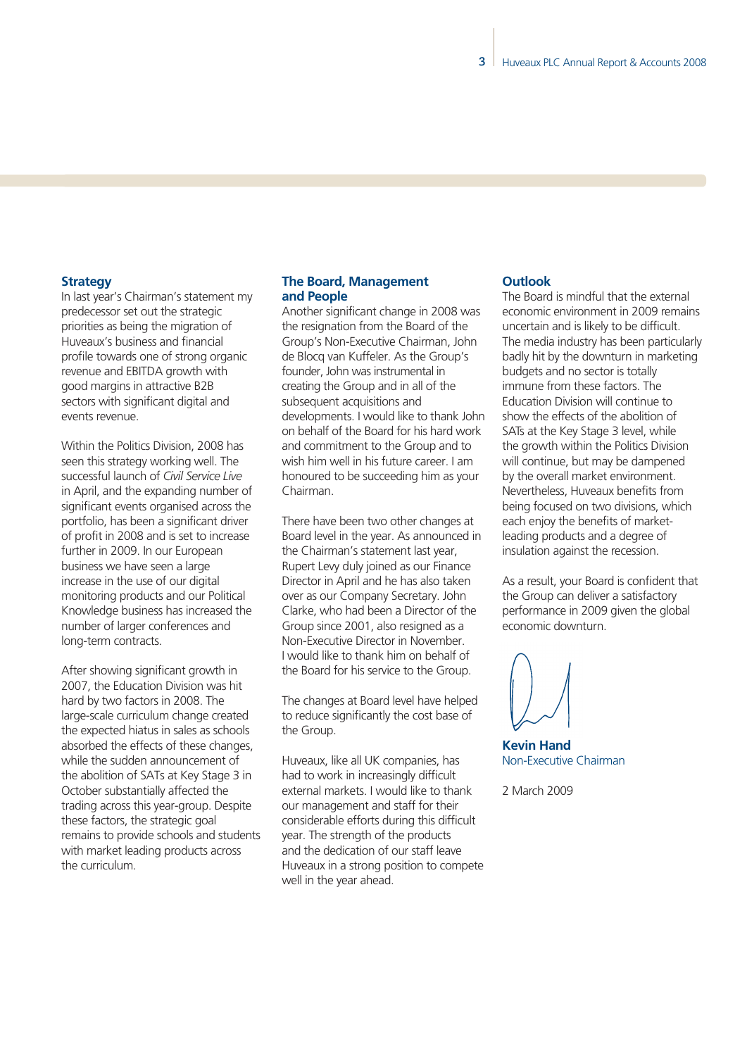## Strategy

In last year's Chairman's statement my predecessor set out the strategic priorities as being the migration of Huveaux's business and financial profile towards one of strong organic revenue and EBITDA growth with good margins in attractive B2B sectors with significant digital and events revenue.

Within the Politics Division, 2008 has seen this strategy working well. The successful launch of *Civil Service Live* in April, and the expanding number of significant events organised across the portfolio, has been a significant driver of profit in 2008 and is set to increase further in 2009. In our European business we have seen a large increase in the use of our digital monitoring products and our Political Knowledge business has increased the number of larger conferences and long-term contracts.

After showing significant growth in 2007, the Education Division was hit hard by two factors in 2008. The large-scale curriculum change created the expected hiatus in sales as schools absorbed the effects of these changes, while the sudden announcement of the abolition of SATs at Key Stage 3 in October substantially affected the trading across this year-group. Despite these factors, the strategic goal remains to provide schools and students with market leading products across the curriculum.

## The Board, Management and People

Another significant change in 2008 was the resignation from the Board of the Group's Non-Executive Chairman, John de Blocq van Kuffeler. As the Group's founder, John was instrumental in creating the Group and in all of the subsequent acquisitions and developments. I would like to thank John on behalf of the Board for his hard work and commitment to the Group and to wish him well in his future career. I am honoured to be succeeding him as your Chairman.

There have been two other changes at Board level in the year. As announced in the Chairman's statement last year, Rupert Levy duly joined as our Finance Director in April and he has also taken over as our Company Secretary. John Clarke, who had been a Director of the Group since 2001, also resigned as a Non-Executive Director in November. I would like to thank him on behalf of the Board for his service to the Group.

The changes at Board level have helped to reduce significantly the cost base of the Group.

Huveaux, like all UK companies, has had to work in increasingly difficult external markets. I would like to thank our management and staff for their considerable efforts during this difficult year. The strength of the products and the dedication of our staff leave Huveaux in a strong position to compete well in the year ahead.

## Outlook

The Board is mindful that the external economic environment in 2009 remains uncertain and is likely to be difficult. The media industry has been particularly badly hit by the downturn in marketing budgets and no sector is totally immune from these factors. The Education Division will continue to show the effects of the abolition of SATs at the Key Stage 3 level, while the growth within the Politics Division will continue, but may be dampened by the overall market environment. Nevertheless, Huveaux benefits from being focused on two divisions, which each enjoy the benefits of market-leading products and a degree of insulation against the recession.

As a result, your Board is confident that the Group can deliver a satisfactory performance in 2009 given the global economic downturn.

**Kevin Hand**
Non-Executive Chairman

2 March 2009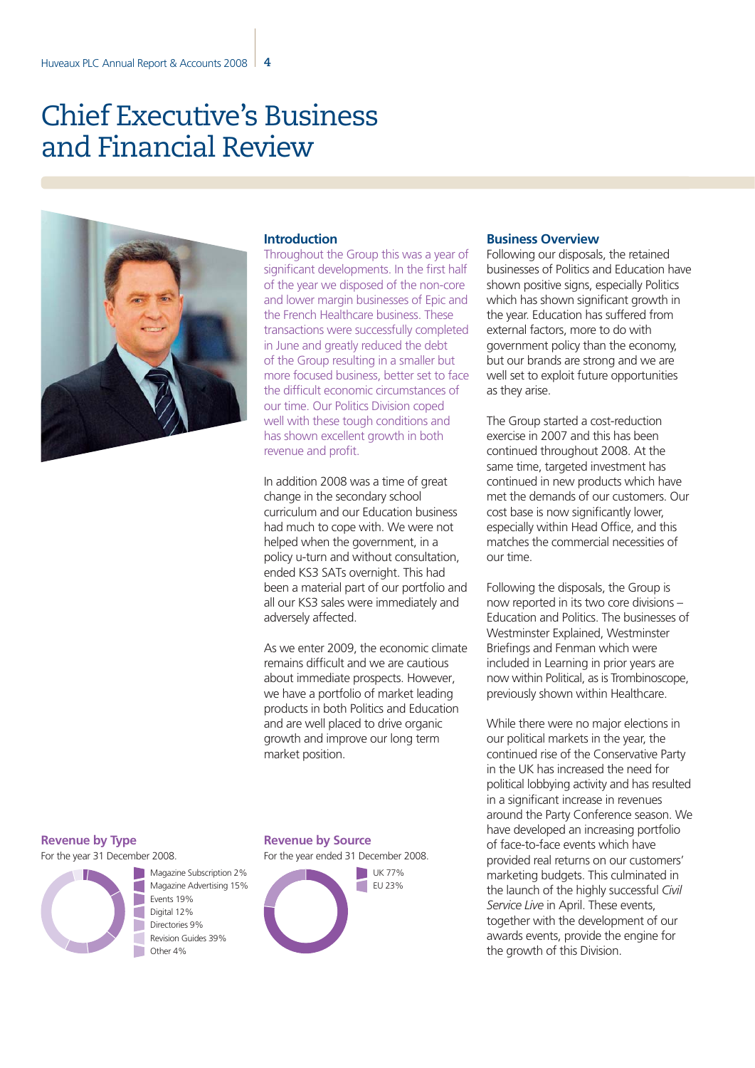# Chief Executive's Business and Financial Review

### Introduction

Throughout the Group this was a year of significant developments. In the first half of the year we disposed of the non-core and lower margin businesses of Epic and the French Healthcare business. These transactions were successfully completed in June and greatly reduced the debt of the Group resulting in a smaller but more focused business, better set to face the difficult economic circumstances of our time. Our Politics Division coped well with these tough conditions and has shown excellent growth in both revenue and profit.

In addition 2008 was a time of great change in the secondary school curriculum and our Education business had much to cope with. We were not helped when the government, in a policy u-turn and without consultation, ended KS3 SATs overnight. This had been a material part of our portfolio and all our KS3 sales were immediately and adversely affected.

As we enter 2009, the economic climate remains difficult and we are cautious about immediate prospects. However, we have a portfolio of market leading products in both Politics and Education and are well placed to drive organic growth and improve our long term market position.

### Business Overview

Following our disposals, the retained businesses of Politics and Education have shown positive signs, especially Politics which has shown significant growth in the year. Education has suffered from external factors, more to do with government policy than the economy, but our brands are strong and we are well set to exploit future opportunities as they arise.

The Group started a cost-reduction exercise in 2007 and this has been continued throughout 2008. At the same time, targeted investment has continued in new products which have met the demands of our customers. Our cost base is now significantly lower, especially within Head Office, and this matches the commercial necessities of our time.

Following the disposals, the Group is now reported in its two core divisions – Education and Politics. The businesses of Westminster Explained, Westminster Briefings and Fenman which were included in Learning in prior years are now within Political, as is Trombinoscope, previously shown within Healthcare.

While there were no major elections in our political markets in the year, the continued rise of the Conservative Party in the UK has increased the need for political lobbying activity and has resulted in a significant increase in revenues around the Party Conference season. We have developed an increasing portfolio of face-to-face events which have provided real returns on our customers' marketing budgets. This culminated in the launch of the highly successful *Civil Service Live* in April. These events, together with the development of our awards events, provide the engine for the growth of this Division.

**Revenue by Type**

For the year 31 December 2008.

- Magazine Subscription 2%
- Magazine Advertising 15%
- Events 19%
- Digital 12%
- Directories 9%
- Revision Guides 39%
- Other 4%

**Revenue by Source**

For the year ended 31 December 2008.

- UK 77%
- EU 23%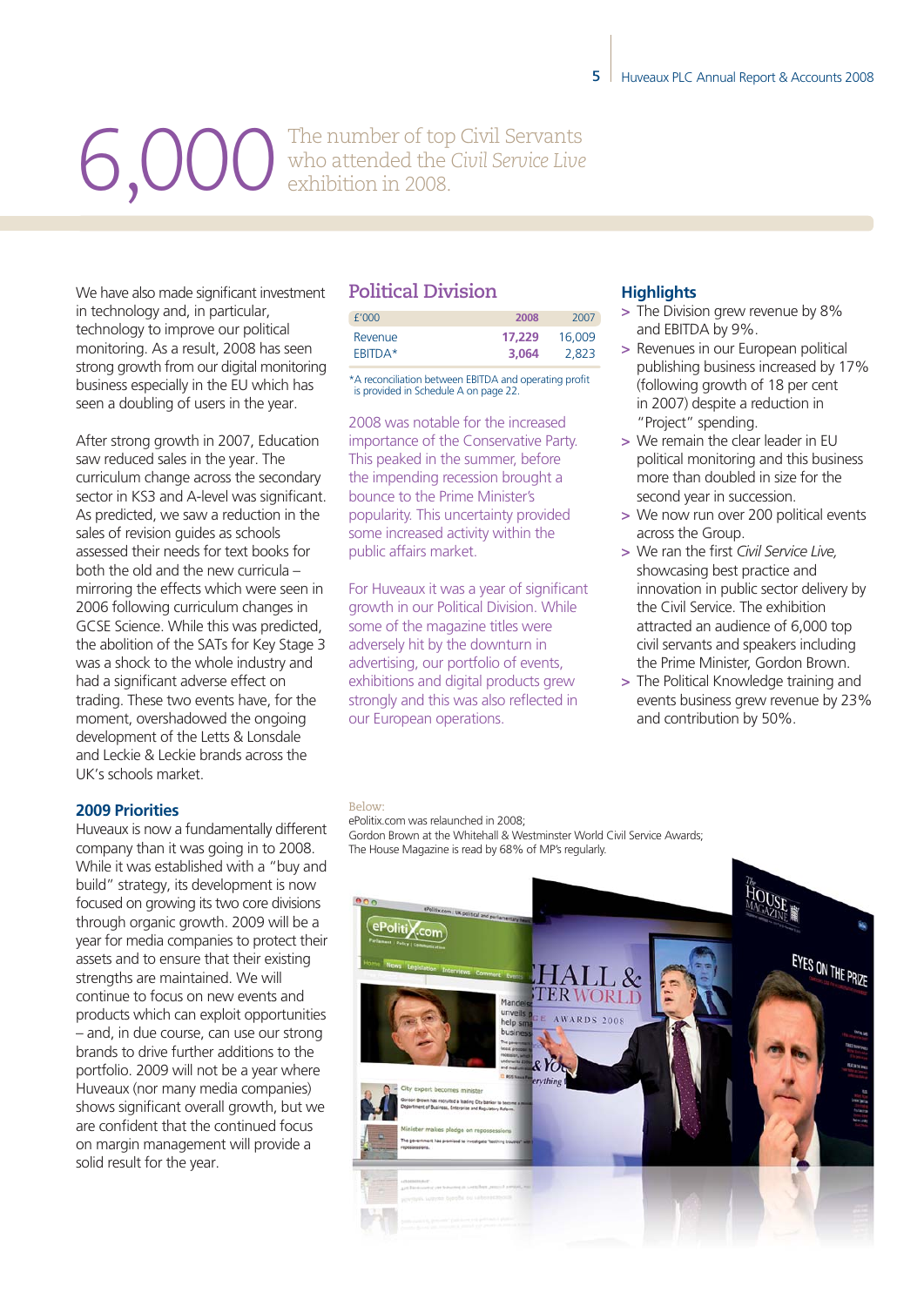# 6,000

The number of top Civil Servants who attended the *Civil Service Live* exhibition in 2008.

We have also made significant investment in technology and, in particular, technology to improve our political monitoring. As a result, 2008 has seen strong growth from our digital monitoring business especially in the EU which has seen a doubling of users in the year.

After strong growth in 2007, Education saw reduced sales in the year. The curriculum change across the secondary sector in KS3 and A-level was significant. As predicted, we saw a reduction in the sales of revision guides as schools assessed their needs for text books for both the old and the new curricula – mirroring the effects which were seen in 2006 following curriculum changes in GCSE Science. While this was predicted, the abolition of the SATs for Key Stage 3 was a shock to the whole industry and had a significant adverse effect on trading. These two events have, for the moment, overshadowed the ongoing development of the Letts & Lonsdale and Leckie & Leckie brands across the UK's schools market.

### 2009 Priorities

Huveaux is now a fundamentally different company than it was going in to 2008. While it was established with a "buy and build" strategy, its development is now focused on growing its two core divisions through organic growth. 2009 will be a year for media companies to protect their assets and to ensure that their existing strengths are maintained. We will continue to focus on new events and products which can exploit opportunities – and, in due course, can use our strong brands to drive further additions to the portfolio. 2009 will not be a year where Huveaux (nor many media companies) shows significant overall growth, but we are confident that the continued focus on margin management will provide a solid result for the year.

## Political Division

| £'000 | 2008 | 2007 |
|---|---|---|
| Revenue | **17,229** | 16,009 |
| EBITDA* | **3,064** | 2,823 |

*A reconciliation between EBITDA and operating profit is provided in Schedule A on page 22.

2008 was notable for the increased importance of the Conservative Party. This peaked in the summer, before the impending recession brought a bounce to the Prime Minister's popularity. This uncertainty provided some increased activity within the public affairs market.

For Huveaux it was a year of significant growth in our Political Division. While some of the magazine titles were adversely hit by the downturn in advertising, our portfolio of events, exhibitions and digital products grew strongly and this was also reflected in our European operations.

### Highlights

- The Division grew revenue by 8% and EBITDA by 9%.
- Revenues in our European political publishing business increased by 17% (following growth of 18 per cent in 2007) despite a reduction in "Project" spending.
- We remain the clear leader in EU political monitoring and this business more than doubled in size for the second year in succession.
- We now run over 200 political events across the Group.
- We ran the first *Civil Service Live,* showcasing best practice and innovation in public sector delivery by the Civil Service. The exhibition attracted an audience of 6,000 top civil servants and speakers including the Prime Minister, Gordon Brown.
- The Political Knowledge training and events business grew revenue by 23% and contribution by 50%.

Below:
ePolitix.com was relaunched in 2008;
Gordon Brown at the Whitehall & Westminster World Civil Service Awards;
The House Magazine is read by 68% of MP's regularly.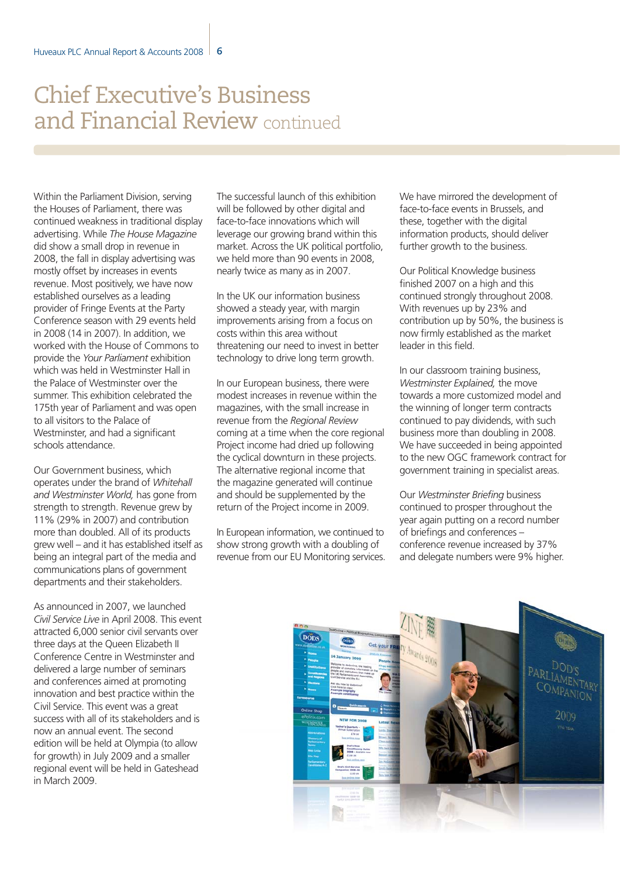# Chief Executive's Business and Financial Review continued

Within the Parliament Division, serving the Houses of Parliament, there was continued weakness in traditional display advertising. While *The House Magazine* did show a small drop in revenue in 2008, the fall in display advertising was mostly offset by increases in events revenue. Most positively, we have now established ourselves as a leading provider of Fringe Events at the Party Conference season with 29 events held in 2008 (14 in 2007). In addition, we worked with the House of Commons to provide the *Your Parliament* exhibition which was held in Westminster Hall in the Palace of Westminster over the summer. This exhibition celebrated the 175th year of Parliament and was open to all visitors to the Palace of Westminster, and had a significant schools attendance.

Our Government business, which operates under the brand of *Whitehall and Westminster World,* has gone from strength to strength. Revenue grew by 11% (29% in 2007) and contribution more than doubled. All of its products grew well – and it has established itself as being an integral part of the media and communications plans of government departments and their stakeholders.

As announced in 2007, we launched *Civil Service Live* in April 2008. This event attracted 6,000 senior civil servants over three days at the Queen Elizabeth II Conference Centre in Westminster and delivered a large number of seminars and conferences aimed at promoting innovation and best practice within the Civil Service. This event was a great success with all of its stakeholders and is now an annual event. The second edition will be held at Olympia (to allow for growth) in July 2009 and a smaller regional event will be held in Gateshead in March 2009.

The successful launch of this exhibition will be followed by other digital and face-to-face innovations which will leverage our growing brand within this market. Across the UK political portfolio, we held more than 90 events in 2008, nearly twice as many as in 2007.

In the UK our information business showed a steady year, with margin improvements arising from a focus on costs within this area without threatening our need to invest in better technology to drive long term growth.

In our European business, there were modest increases in revenue within the magazines, with the small increase in revenue from the *Regional Review* coming at a time when the core regional Project income had dried up following the cyclical downturn in these projects. The alternative regional income that the magazine generated will continue and should be supplemented by the return of the Project income in 2009.

In European information, we continued to show strong growth with a doubling of revenue from our EU Monitoring services.

We have mirrored the development of face-to-face events in Brussels, and these, together with the digital information products, should deliver further growth to the business.

Our Political Knowledge business finished 2007 on a high and this continued strongly throughout 2008. With revenues up by 23% and contribution up by 50%, the business is now firmly established as the market leader in this field.

In our classroom training business, *Westminster Explained,* the move towards a more customized model and the winning of longer term contracts continued to pay dividends, with such business more than doubling in 2008. We have succeeded in being appointed to the new OGC framework contract for government training in specialist areas.

Our *Westminster Briefing* business continued to prosper throughout the year again putting on a record number of briefings and conferences – conference revenue increased by 37% and delegate numbers were 9% higher.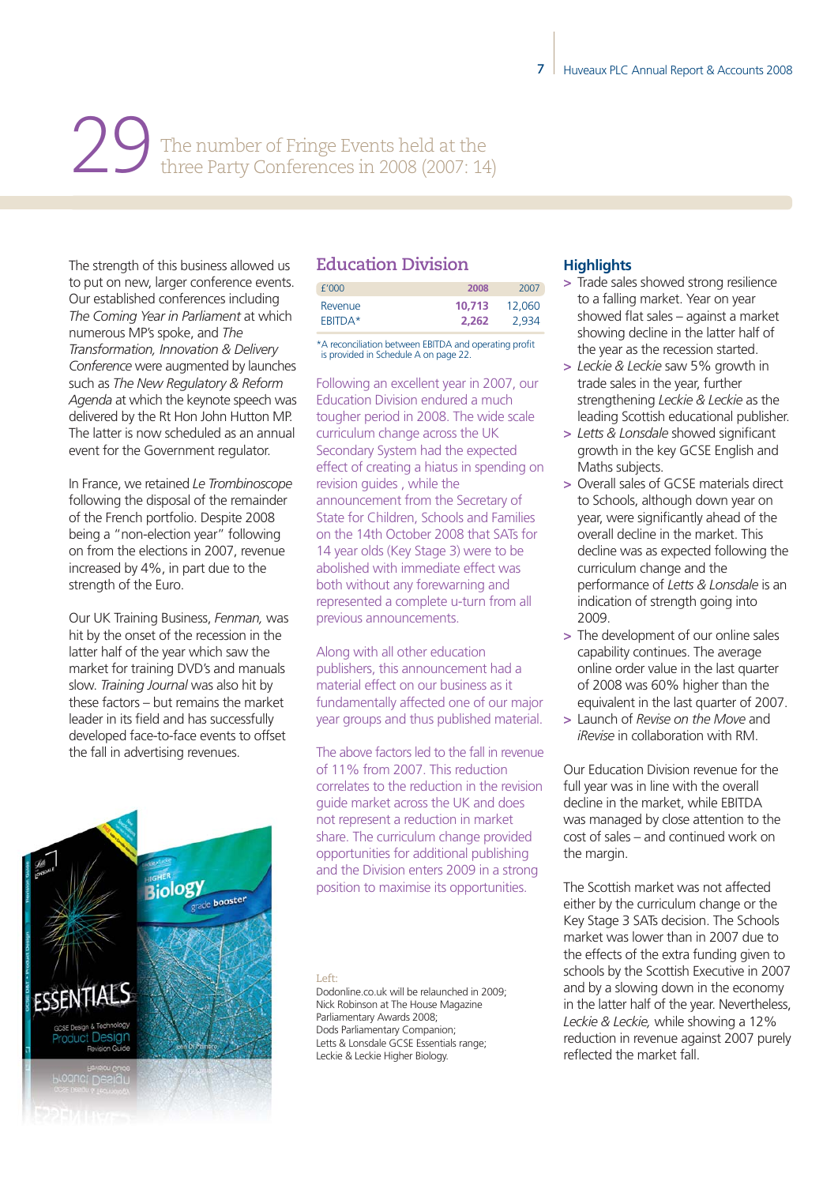29 The number of Fringe Events held at the three Party Conferences in 2008 (2007: 14)

The strength of this business allowed us to put on new, larger conference events. Our established conferences including *The Coming Year in Parliament* at which numerous MP's spoke, and *The Transformation, Innovation & Delivery Conference* were augmented by launches such as *The New Regulatory & Reform Agenda* at which the keynote speech was delivered by the Rt Hon John Hutton MP. The latter is now scheduled as an annual event for the Government regulator.

In France, we retained *Le Trombinoscope* following the disposal of the remainder of the French portfolio. Despite 2008 being a "non-election year" following on from the elections in 2007, revenue increased by 4%, in part due to the strength of the Euro.

Our UK Training Business, *Fenman,* was hit by the onset of the recession in the latter half of the year which saw the market for training DVD's and manuals slow. *Training Journal* was also hit by these factors – but remains the market leader in its field and has successfully developed face-to-face events to offset the fall in advertising revenues.

## Education Division

| £'000 | 2008 | 2007 |
|---|---|---|
| Revenue | **10,713** | 12,060 |
| EBITDA* | **2,262** | 2,934 |

*A reconciliation between EBITDA and operating profit is provided in Schedule A on page 22.

Following an excellent year in 2007, our Education Division endured a much tougher period in 2008. The wide scale curriculum change across the UK Secondary System had the expected effect of creating a hiatus in spending on revision guides , while the announcement from the Secretary of State for Children, Schools and Families on the 14th October 2008 that SATs for 14 year olds (Key Stage 3) were to be abolished with immediate effect was both without any forewarning and represented a complete u-turn from all previous announcements.

Along with all other education publishers, this announcement had a material effect on our business as it fundamentally affected one of our major year groups and thus published material.

The above factors led to the fall in revenue of 11% from 2007. This reduction correlates to the reduction in the revision guide market across the UK and does not represent a reduction in market share. The curriculum change provided opportunities for additional publishing and the Division enters 2009 in a strong position to maximise its opportunities.

Left:
Dodonline.co.uk will be relaunched in 2009;
Nick Robinson at The House Magazine Parliamentary Awards 2008;
Dods Parliamentary Companion;
Letts & Lonsdale GCSE Essentials range;
Leckie & Leckie Higher Biology.

## Highlights

- Trade sales showed strong resilience to a falling market. Year on year showed flat sales – against a market showing decline in the latter half of the year as the recession started.
- *Leckie & Leckie* saw 5% growth in trade sales in the year, further strengthening *Leckie & Leckie* as the leading Scottish educational publisher.
- *Letts & Lonsdale* showed significant growth in the key GCSE English and Maths subjects.
- Overall sales of GCSE materials direct to Schools, although down year on year, were significantly ahead of the overall decline in the market. This decline was as expected following the curriculum change and the performance of *Letts & Lonsdale* is an indication of strength going into 2009.
- The development of our online sales capability continues. The average online order value in the last quarter of 2008 was 60% higher than the equivalent in the last quarter of 2007.
- Launch of *Revise on the Move* and *iRevise* in collaboration with RM.

Our Education Division revenue for the full year was in line with the overall decline in the market, while EBITDA was managed by close attention to the cost of sales – and continued work on the margin.

The Scottish market was not affected either by the curriculum change or the Key Stage 3 SATs decision. The Schools market was lower than in 2007 due to the effects of the extra funding given to schools by the Scottish Executive in 2007 and by a slowing down in the economy in the latter half of the year. Nevertheless, *Leckie & Leckie,* while showing a 12% reduction in revenue against 2007 purely reflected the market fall.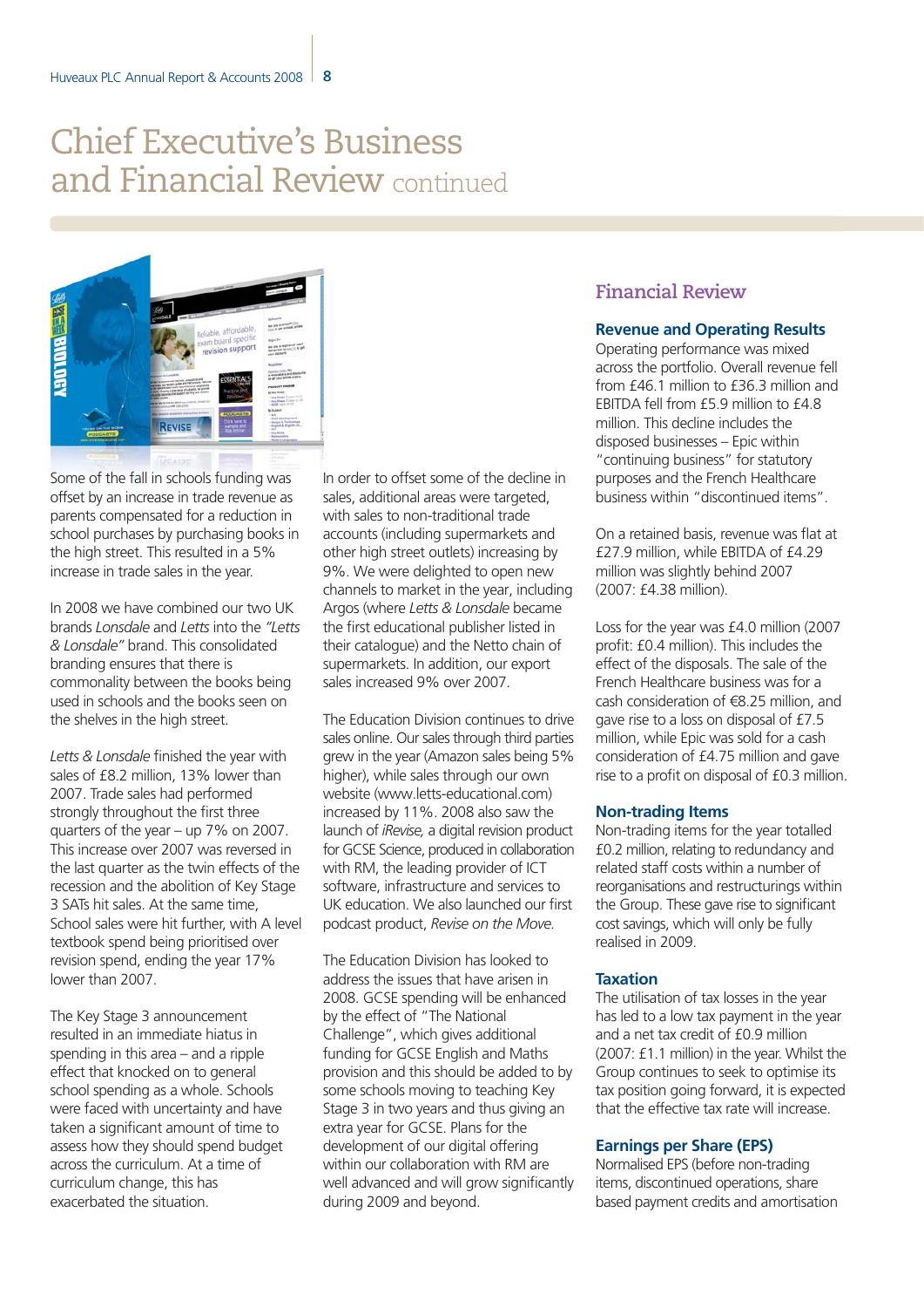# Chief Executive's Business and Financial Review continued

Some of the fall in schools funding was offset by an increase in trade revenue as parents compensated for a reduction in school purchases by purchasing books in the high street. This resulted in a 5% increase in trade sales in the year.

In 2008 we have combined our two UK brands *Lonsdale* and *Letts* into the *"Letts & Lonsdale"* brand. This consolidated branding ensures that there is commonality between the books being used in schools and the books seen on the shelves in the high street.

*Letts & Lonsdale* finished the year with sales of £8.2 million, 13% lower than 2007. Trade sales had performed strongly throughout the first three quarters of the year – up 7% on 2007. This increase over 2007 was reversed in the last quarter as the twin effects of the recession and the abolition of Key Stage 3 SATs hit sales. At the same time, School sales were hit further, with A level textbook spend being prioritised over revision spend, ending the year 17% lower than 2007.

The Key Stage 3 announcement resulted in an immediate hiatus in spending in this area – and a ripple effect that knocked on to general school spending as a whole. Schools were faced with uncertainty and have taken a significant amount of time to assess how they should spend budget across the curriculum. At a time of curriculum change, this has exacerbated the situation.

In order to offset some of the decline in sales, additional areas were targeted, with sales to non-traditional trade accounts (including supermarkets and other high street outlets) increasing by 9%. We were delighted to open new channels to market in the year, including Argos (where *Letts & Lonsdale* became the first educational publisher listed in their catalogue) and the Netto chain of supermarkets. In addition, our export sales increased 9% over 2007.

The Education Division continues to drive sales online. Our sales through third parties grew in the year (Amazon sales being 5% higher), while sales through our own website (www.letts-educational.com) increased by 11%. 2008 also saw the launch of *iRevise,* a digital revision product for GCSE Science, produced in collaboration with RM, the leading provider of ICT software, infrastructure and services to UK education. We also launched our first podcast product, *Revise on the Move.*

The Education Division has looked to address the issues that have arisen in 2008. GCSE spending will be enhanced by the effect of "The National Challenge", which gives additional funding for GCSE English and Maths provision and this should be added to by some schools moving to teaching Key Stage 3 in two years and thus giving an extra year for GCSE. Plans for the development of our digital offering within our collaboration with RM are well advanced and will grow significantly during 2009 and beyond.

## Financial Review

### Revenue and Operating Results

Operating performance was mixed across the portfolio. Overall revenue fell from £46.1 million to £36.3 million and EBITDA fell from £5.9 million to £4.8 million. This decline includes the disposed businesses – Epic within "continuing business" for statutory purposes and the French Healthcare business within "discontinued items".

On a retained basis, revenue was flat at £27.9 million, while EBITDA of £4.29 million was slightly behind 2007 (2007: £4.38 million).

Loss for the year was £4.0 million (2007 profit: £0.4 million). This includes the effect of the disposals. The sale of the French Healthcare business was for a cash consideration of €8.25 million, and gave rise to a loss on disposal of £7.5 million, while Epic was sold for a cash consideration of £4.75 million and gave rise to a profit on disposal of £0.3 million.

### Non-trading Items

Non-trading items for the year totalled £0.2 million, relating to redundancy and related staff costs within a number of reorganisations and restructurings within the Group. These gave rise to significant cost savings, which will only be fully realised in 2009.

### Taxation

The utilisation of tax losses in the year has led to a low tax payment in the year and a net tax credit of £0.9 million (2007: £1.1 million) in the year. Whilst the Group continues to seek to optimise its tax position going forward, it is expected that the effective tax rate will increase.

### Earnings per Share (EPS)

Normalised EPS (before non-trading items, discontinued operations, share based payment credits and amortisation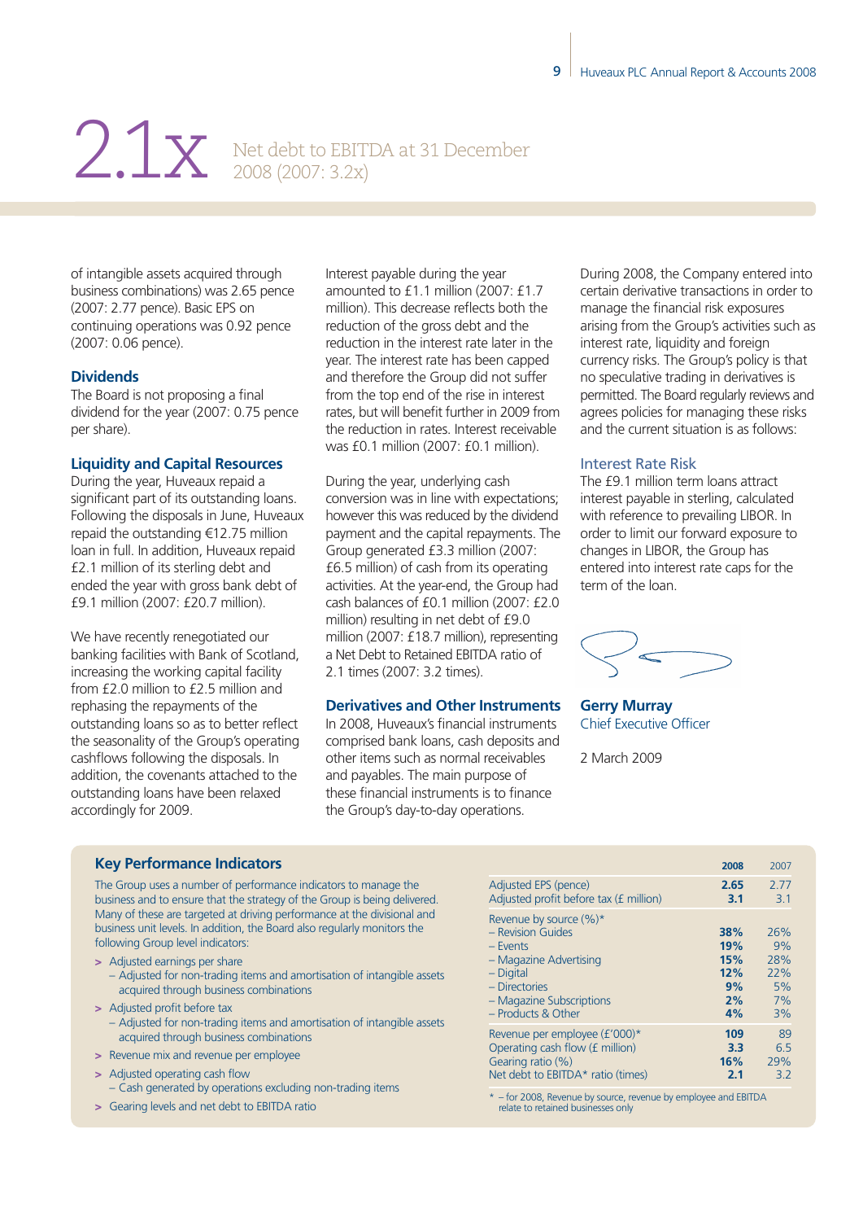# 2.1x

Net debt to EBITDA at 31 December 2008 (2007: 3.2x)

of intangible assets acquired through business combinations) was 2.65 pence (2007: 2.77 pence). Basic EPS on continuing operations was 0.92 pence (2007: 0.06 pence).

### Dividends

The Board is not proposing a final dividend for the year (2007: 0.75 pence per share).

### Liquidity and Capital Resources

During the year, Huveaux repaid a significant part of its outstanding loans. Following the disposals in June, Huveaux repaid the outstanding €12.75 million loan in full. In addition, Huveaux repaid £2.1 million of its sterling debt and ended the year with gross bank debt of £9.1 million (2007: £20.7 million).

We have recently renegotiated our banking facilities with Bank of Scotland, increasing the working capital facility from £2.0 million to £2.5 million and rephasing the repayments of the outstanding loans so as to better reflect the seasonality of the Group's operating cashflows following the disposals. In addition, the covenants attached to the outstanding loans have been relaxed accordingly for 2009.

Interest payable during the year amounted to £1.1 million (2007: £1.7 million). This decrease reflects both the reduction of the gross debt and the reduction in the interest rate later in the year. The interest rate has been capped and therefore the Group did not suffer from the top end of the rise in interest rates, but will benefit further in 2009 from the reduction in rates. Interest receivable was £0.1 million (2007: £0.1 million).

During the year, underlying cash conversion was in line with expectations; however this was reduced by the dividend payment and the capital repayments. The Group generated £3.3 million (2007: £6.5 million) of cash from its operating activities. At the year-end, the Group had cash balances of £0.1 million (2007: £2.0 million) resulting in net debt of £9.0 million (2007: £18.7 million), representing a Net Debt to Retained EBITDA ratio of 2.1 times (2007: 3.2 times).

### Derivatives and Other Instruments

In 2008, Huveaux's financial instruments comprised bank loans, cash deposits and other items such as normal receivables and payables. The main purpose of these financial instruments is to finance the Group's day-to-day operations.

During 2008, the Company entered into certain derivative transactions in order to manage the financial risk exposures arising from the Group's activities such as interest rate, liquidity and foreign currency risks. The Group's policy is that no speculative trading in derivatives is permitted. The Board regularly reviews and agrees policies for managing these risks and the current situation is as follows:

#### Interest Rate Risk

The £9.1 million term loans attract interest payable in sterling, calculated with reference to prevailing LIBOR. In order to limit our forward exposure to changes in LIBOR, the Group has entered into interest rate caps for the term of the loan.

**Gerry Murray**
Chief Executive Officer

2 March 2009

### Key Performance Indicators

The Group uses a number of performance indicators to manage the business and to ensure that the strategy of the Group is being delivered. Many of these are targeted at driving performance at the divisional and business unit levels. In addition, the Board also regularly monitors the following Group level indicators:

- Adjusted earnings per share
  – Adjusted for non-trading items and amortisation of intangible assets acquired through business combinations
- Adjusted profit before tax
  – Adjusted for non-trading items and amortisation of intangible assets acquired through business combinations
- Revenue mix and revenue per employee
- Adjusted operating cash flow
  – Cash generated by operations excluding non-trading items
- Gearing levels and net debt to EBITDA ratio

| | 2008 | 2007 |
|---|---|---|
| Adjusted EPS (pence) | **2.65** | 2.77 |
| Adjusted profit before tax (£ million) | **3.1** | 3.1 |
| Revenue by source (%)* | | |
| – Revision Guides | **38%** | 26% |
| – Events | **19%** | 9% |
| – Magazine Advertising | **15%** | 28% |
| – Digital | **12%** | 22% |
| – Directories | **9%** | 5% |
| – Magazine Subscriptions | **2%** | 7% |
| – Products & Other | **4%** | 3% |
| Revenue per employee (£'000)* | **109** | 89 |
| Operating cash flow (£ million) | **3.3** | 6.5 |
| Gearing ratio (%) | **16%** | 29% |
| Net debt to EBITDA* ratio (times) | **2.1** | 3.2 |

* – for 2008, Revenue by source, revenue by employee and EBITDA relate to retained businesses only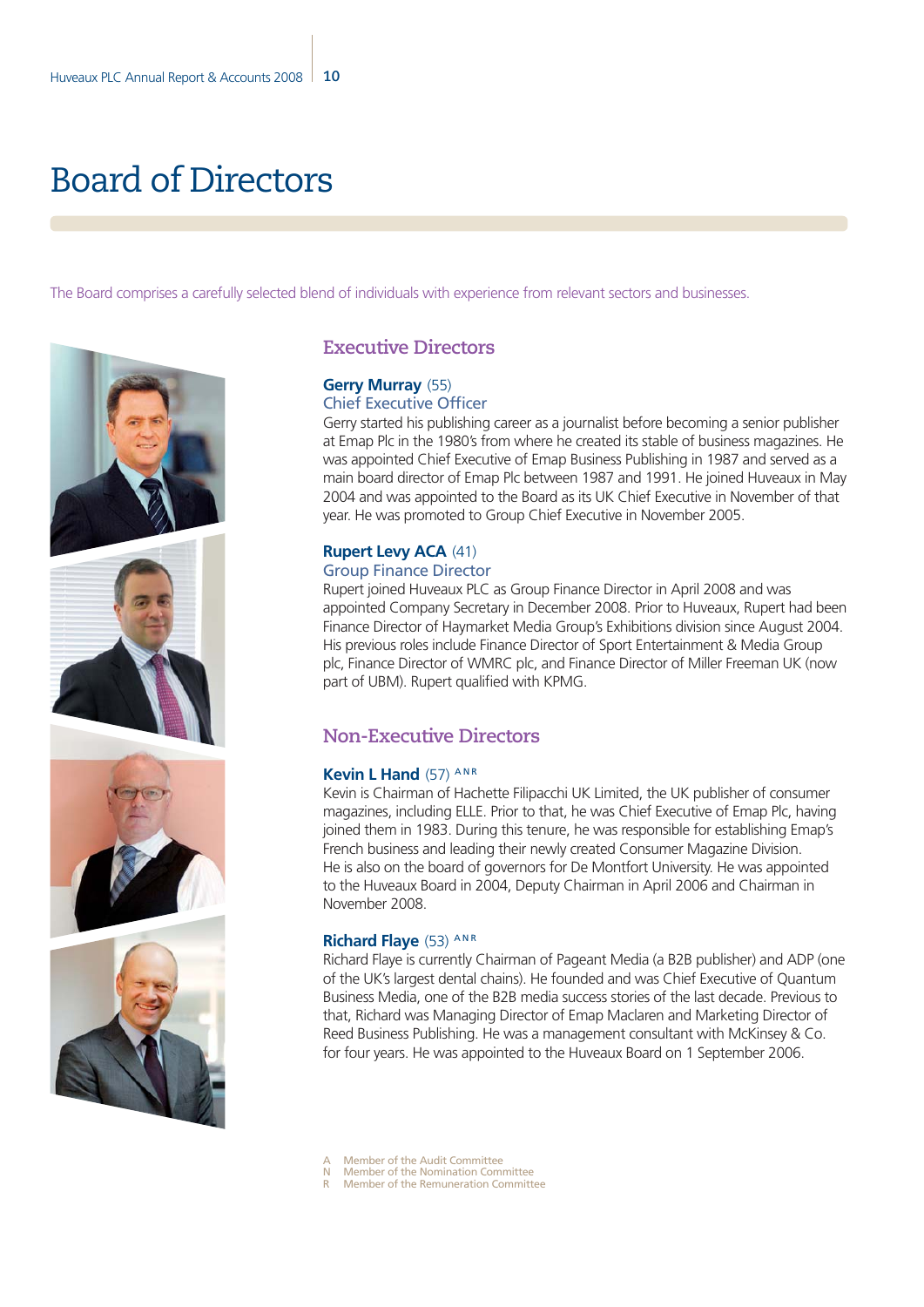# Board of Directors

The Board comprises a carefully selected blend of individuals with experience from relevant sectors and businesses.

## Executive Directors

### **Gerry Murray** (55)
Chief Executive Officer

Gerry started his publishing career as a journalist before becoming a senior publisher at Emap Plc in the 1980's from where he created its stable of business magazines. He was appointed Chief Executive of Emap Business Publishing in 1987 and served as a main board director of Emap Plc between 1987 and 1991. He joined Huveaux in May 2004 and was appointed to the Board as its UK Chief Executive in November of that year. He was promoted to Group Chief Executive in November 2005.

### **Rupert Levy ACA** (41)
Group Finance Director

Rupert joined Huveaux PLC as Group Finance Director in April 2008 and was appointed Company Secretary in December 2008. Prior to Huveaux, Rupert had been Finance Director of Haymarket Media Group's Exhibitions division since August 2004. His previous roles include Finance Director of Sport Entertainment & Media Group plc, Finance Director of WMRC plc, and Finance Director of Miller Freeman UK (now part of UBM). Rupert qualified with KPMG.

## Non-Executive Directors

### **Kevin L Hand** (57) A N R

Kevin is Chairman of Hachette Filipacchi UK Limited, the UK publisher of consumer magazines, including ELLE. Prior to that, he was Chief Executive of Emap Plc, having joined them in 1983. During this tenure, he was responsible for establishing Emap's French business and leading their newly created Consumer Magazine Division. He is also on the board of governors for De Montfort University. He was appointed to the Huveaux Board in 2004, Deputy Chairman in April 2006 and Chairman in November 2008.

### **Richard Flaye** (53) A N R

Richard Flaye is currently Chairman of Pageant Media (a B2B publisher) and ADP (one of the UK's largest dental chains). He founded and was Chief Executive of Quantum Business Media, one of the B2B media success stories of the last decade. Previous to that, Richard was Managing Director of Emap Maclaren and Marketing Director of Reed Business Publishing. He was a management consultant with McKinsey & Co. for four years. He was appointed to the Huveaux Board on 1 September 2006.

A Member of the Audit Committee
N Member of the Nomination Committee
R Member of the Remuneration Committee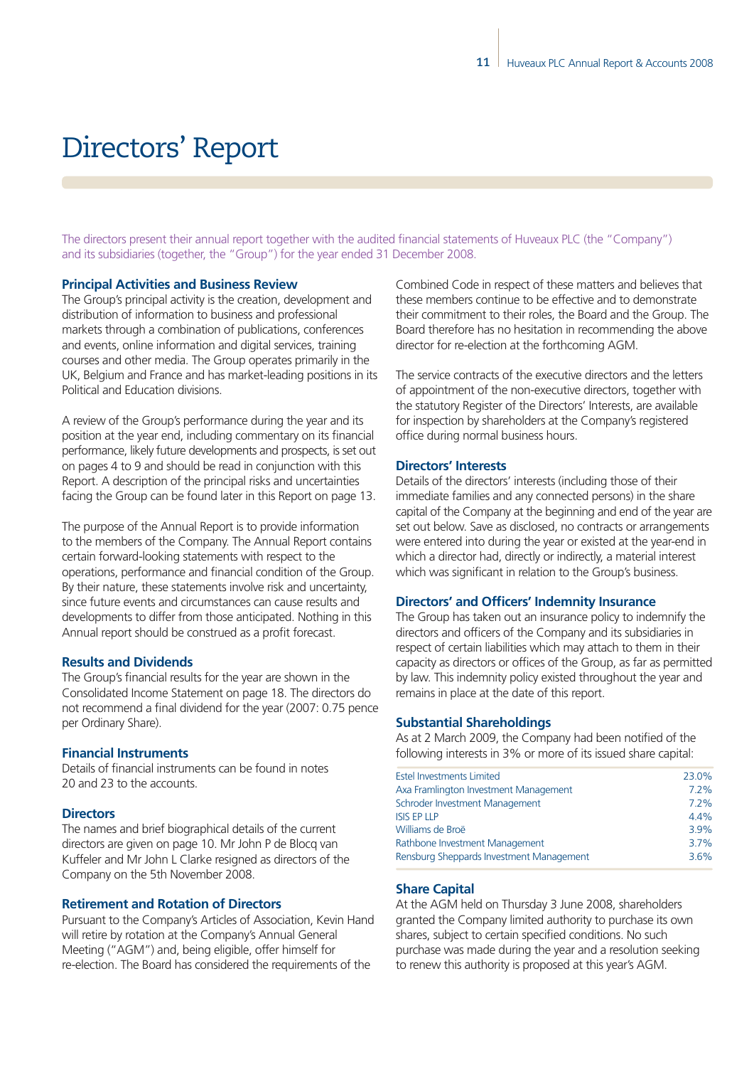# Directors' Report

The directors present their annual report together with the audited financial statements of Huveaux PLC (the "Company") and its subsidiaries (together, the "Group") for the year ended 31 December 2008.

### Principal Activities and Business Review

The Group's principal activity is the creation, development and distribution of information to business and professional markets through a combination of publications, conferences and events, online information and digital services, training courses and other media. The Group operates primarily in the UK, Belgium and France and has market-leading positions in its Political and Education divisions.

A review of the Group's performance during the year and its position at the year end, including commentary on its financial performance, likely future developments and prospects, is set out on pages 4 to 9 and should be read in conjunction with this Report. A description of the principal risks and uncertainties facing the Group can be found later in this Report on page 13.

The purpose of the Annual Report is to provide information to the members of the Company. The Annual Report contains certain forward-looking statements with respect to the operations, performance and financial condition of the Group. By their nature, these statements involve risk and uncertainty, since future events and circumstances can cause results and developments to differ from those anticipated. Nothing in this Annual report should be construed as a profit forecast.

### Results and Dividends

The Group's financial results for the year are shown in the Consolidated Income Statement on page 18. The directors do not recommend a final dividend for the year (2007: 0.75 pence per Ordinary Share).

### Financial Instruments

Details of financial instruments can be found in notes 20 and 23 to the accounts.

### Directors

The names and brief biographical details of the current directors are given on page 10. Mr John P de Blocq van Kuffeler and Mr John L Clarke resigned as directors of the Company on the 5th November 2008.

### Retirement and Rotation of Directors

Pursuant to the Company's Articles of Association, Kevin Hand will retire by rotation at the Company's Annual General Meeting ("AGM") and, being eligible, offer himself for re-election. The Board has considered the requirements of the Combined Code in respect of these matters and believes that these members continue to be effective and to demonstrate their commitment to their roles, the Board and the Group. The Board therefore has no hesitation in recommending the above director for re-election at the forthcoming AGM.

The service contracts of the executive directors and the letters of appointment of the non-executive directors, together with the statutory Register of the Directors' Interests, are available for inspection by shareholders at the Company's registered office during normal business hours.

### Directors' Interests

Details of the directors' interests (including those of their immediate families and any connected persons) in the share capital of the Company at the beginning and end of the year are set out below. Save as disclosed, no contracts or arrangements were entered into during the year or existed at the year-end in which a director had, directly or indirectly, a material interest which was significant in relation to the Group's business.

### Directors' and Officers' Indemnity Insurance

The Group has taken out an insurance policy to indemnify the directors and officers of the Company and its subsidiaries in respect of certain liabilities which may attach to them in their capacity as directors or offices of the Group, as far as permitted by law. This indemnity policy existed throughout the year and remains in place at the date of this report.

### Substantial Shareholdings

As at 2 March 2009, the Company had been notified of the following interests in 3% or more of its issued share capital:

| | |
|---|---|
| Estel Investments Limited | 23.0% |
| Axa Framlington Investment Management | 7.2% |
| Schroder Investment Management | 7.2% |
| ISIS EP LLP | 4.4% |
| Williams de Broë | 3.9% |
| Rathbone Investment Management | 3.7% |
| Rensburg Sheppards Investment Management | 3.6% |

### Share Capital

At the AGM held on Thursday 3 June 2008, shareholders granted the Company limited authority to purchase its own shares, subject to certain specified conditions. No such purchase was made during the year and a resolution seeking to renew this authority is proposed at this year's AGM.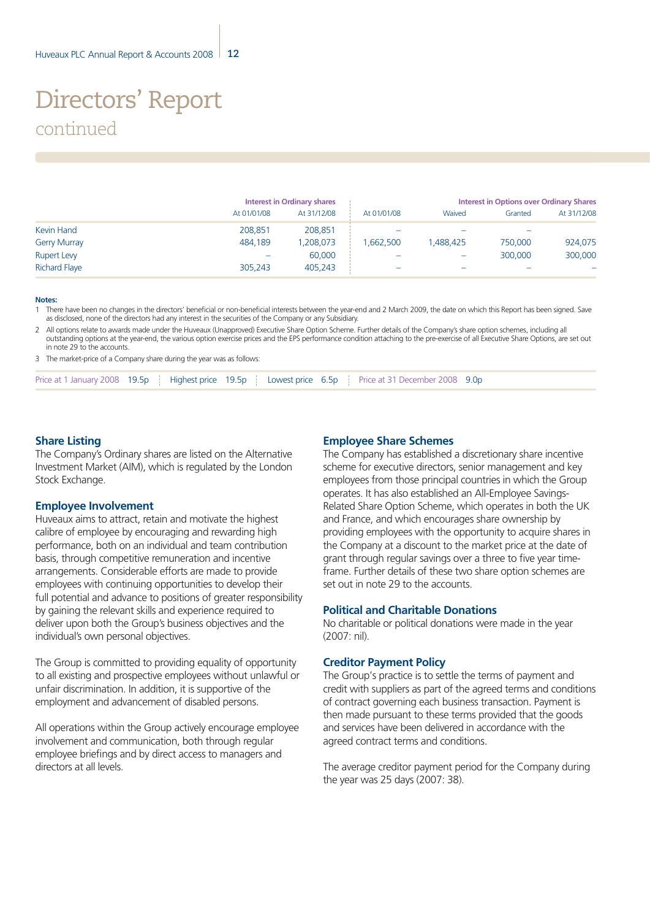# Directors' Report

continued

| | Interest in Ordinary shares | | Interest in Options over Ordinary Shares | | | |
|---|---|---|---|---|---|---|
| | At 01/01/08 | At 31/12/08 | At 01/01/08 | Waived | Granted | At 31/12/08 |
| Kevin Hand | 208,851 | 208,851 | – | – | – | |
| Gerry Murray | 484,189 | 1,208,073 | 1,662,500 | 1,488,425 | 750,000 | 924,075 |
| Rupert Levy | – | 60,000 | – | – | 300,000 | 300,000 |
| Richard Flaye | 305,243 | 405,243 | – | – | – | – |

**Notes:**

1 There have been no changes in the directors' beneficial or non-beneficial interests between the year-end and 2 March 2009, the date on which this Report has been signed. Save as disclosed, none of the directors had any interest in the securities of the Company or any Subsidiary.

2 All options relate to awards made under the Huveaux (Unapproved) Executive Share Option Scheme. Further details of the Company's share option schemes, including all outstanding options at the year-end, the various option exercise prices and the EPS performance condition attaching to the pre-exercise of all Executive Share Options, are set out in note 29 to the accounts.

3 The market-price of a Company share during the year was as follows:

| Price at 1 January 2008 | Highest price | Lowest price | Price at 31 December 2008 |
|---|---|---|---|
| 19.5p | 19.5p | 6.5p | 9.0p |

## Share Listing

The Company's Ordinary shares are listed on the Alternative Investment Market (AIM), which is regulated by the London Stock Exchange.

## Employee Involvement

Huveaux aims to attract, retain and motivate the highest calibre of employee by encouraging and rewarding high performance, both on an individual and team contribution basis, through competitive remuneration and incentive arrangements. Considerable efforts are made to provide employees with continuing opportunities to develop their full potential and advance to positions of greater responsibility by gaining the relevant skills and experience required to deliver upon both the Group's business objectives and the individual's own personal objectives.

The Group is committed to providing equality of opportunity to all existing and prospective employees without unlawful or unfair discrimination. In addition, it is supportive of the employment and advancement of disabled persons.

All operations within the Group actively encourage employee involvement and communication, both through regular employee briefings and by direct access to managers and directors at all levels.

## Employee Share Schemes

The Company has established a discretionary share incentive scheme for executive directors, senior management and key employees from those principal countries in which the Group operates. It has also established an All-Employee Savings-Related Share Option Scheme, which operates in both the UK and France, and which encourages share ownership by providing employees with the opportunity to acquire shares in the Company at a discount to the market price at the date of grant through regular savings over a three to five year time-frame. Further details of these two share option schemes are set out in note 29 to the accounts.

## Political and Charitable Donations

No charitable or political donations were made in the year (2007: nil).

## Creditor Payment Policy

The Group's practice is to settle the terms of payment and credit with suppliers as part of the agreed terms and conditions of contract governing each business transaction. Payment is then made pursuant to these terms provided that the goods and services have been delivered in accordance with the agreed contract terms and conditions.

The average creditor payment period for the Company during the year was 25 days (2007: 38).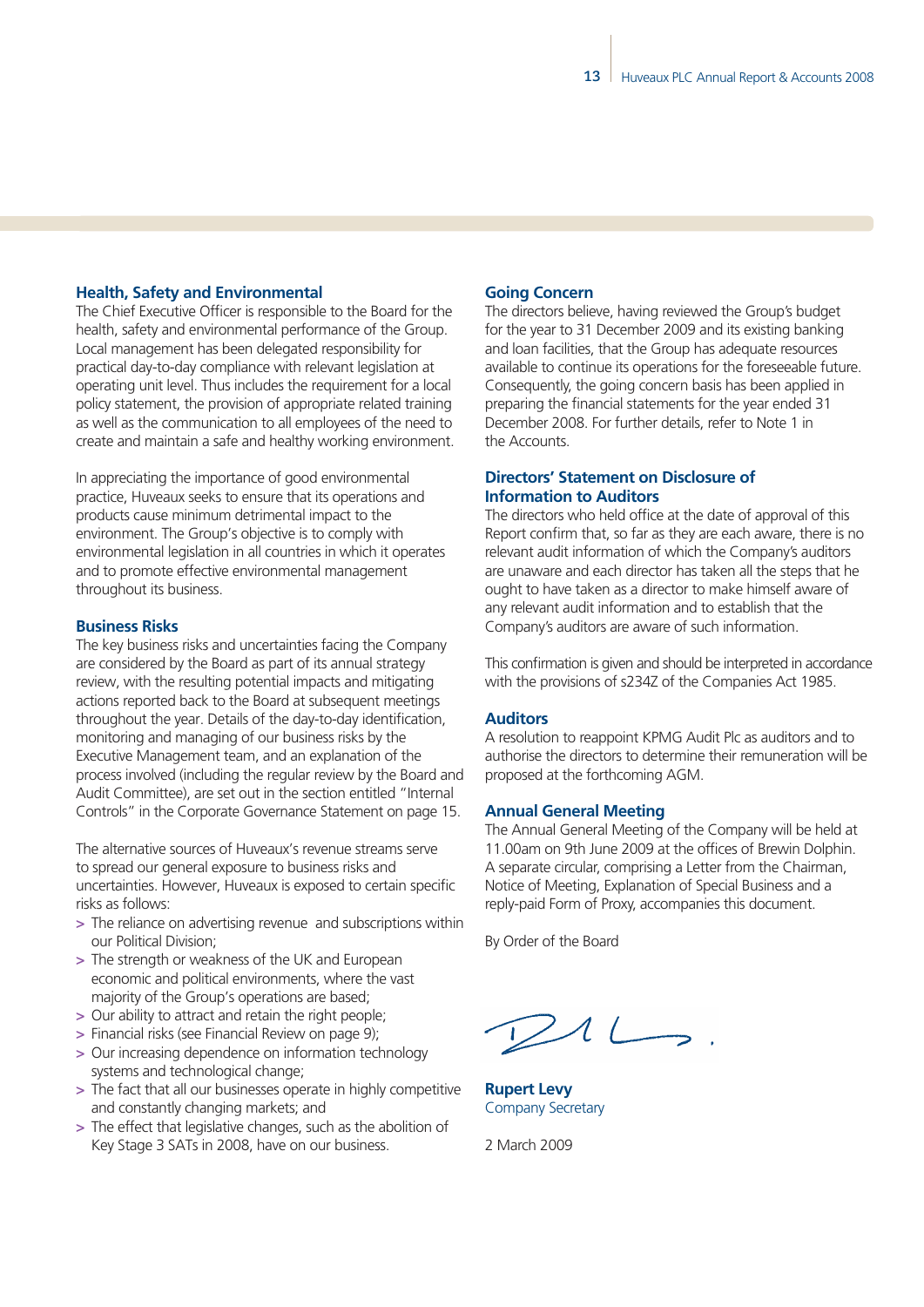## Health, Safety and Environmental

The Chief Executive Officer is responsible to the Board for the health, safety and environmental performance of the Group. Local management has been delegated responsibility for practical day-to-day compliance with relevant legislation at operating unit level. Thus includes the requirement for a local policy statement, the provision of appropriate related training as well as the communication to all employees of the need to create and maintain a safe and healthy working environment.

In appreciating the importance of good environmental practice, Huveaux seeks to ensure that its operations and products cause minimum detrimental impact to the environment. The Group's objective is to comply with environmental legislation in all countries in which it operates and to promote effective environmental management throughout its business.

## Business Risks

The key business risks and uncertainties facing the Company are considered by the Board as part of its annual strategy review, with the resulting potential impacts and mitigating actions reported back to the Board at subsequent meetings throughout the year. Details of the day-to-day identification, monitoring and managing of our business risks by the Executive Management team, and an explanation of the process involved (including the regular review by the Board and Audit Committee), are set out in the section entitled "Internal Controls" in the Corporate Governance Statement on page 15.

The alternative sources of Huveaux's revenue streams serve to spread our general exposure to business risks and uncertainties. However, Huveaux is exposed to certain specific risks as follows:

- The reliance on advertising revenue and subscriptions within our Political Division;
- The strength or weakness of the UK and European economic and political environments, where the vast majority of the Group's operations are based;
- Our ability to attract and retain the right people;
- Financial risks (see Financial Review on page 9);
- Our increasing dependence on information technology systems and technological change;
- The fact that all our businesses operate in highly competitive and constantly changing markets; and
- The effect that legislative changes, such as the abolition of Key Stage 3 SATs in 2008, have on our business.

## Going Concern

The directors believe, having reviewed the Group's budget for the year to 31 December 2009 and its existing banking and loan facilities, that the Group has adequate resources available to continue its operations for the foreseeable future. Consequently, the going concern basis has been applied in preparing the financial statements for the year ended 31 December 2008. For further details, refer to Note 1 in the Accounts.

## Directors' Statement on Disclosure of Information to Auditors

The directors who held office at the date of approval of this Report confirm that, so far as they are each aware, there is no relevant audit information of which the Company's auditors are unaware and each director has taken all the steps that he ought to have taken as a director to make himself aware of any relevant audit information and to establish that the Company's auditors are aware of such information.

This confirmation is given and should be interpreted in accordance with the provisions of s234Z of the Companies Act 1985.

## Auditors

A resolution to reappoint KPMG Audit Plc as auditors and to authorise the directors to determine their remuneration will be proposed at the forthcoming AGM.

## Annual General Meeting

The Annual General Meeting of the Company will be held at 11.00am on 9th June 2009 at the offices of Brewin Dolphin. A separate circular, comprising a Letter from the Chairman, Notice of Meeting, Explanation of Special Business and a reply-paid Form of Proxy, accompanies this document.

By Order of the Board

**Rupert Levy**
Company Secretary

2 March 2009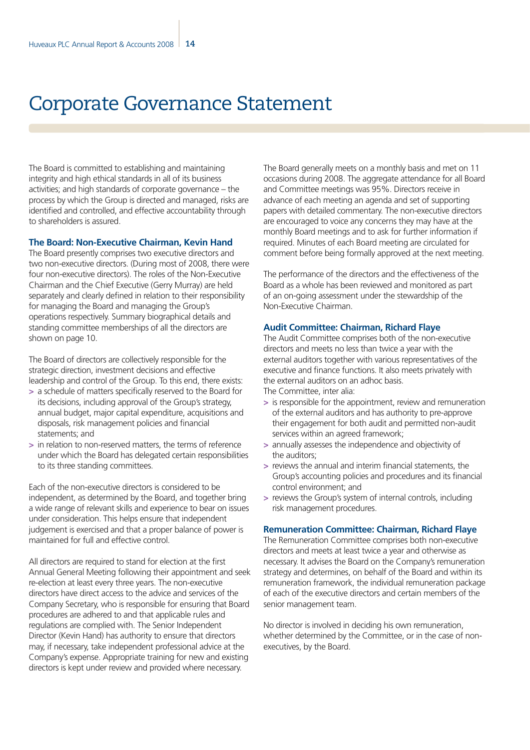# Corporate Governance Statement

The Board is committed to establishing and maintaining integrity and high ethical standards in all of its business activities; and high standards of corporate governance – the process by which the Group is directed and managed, risks are identified and controlled, and effective accountability through to shareholders is assured.

### The Board: Non-Executive Chairman, Kevin Hand

The Board presently comprises two executive directors and two non-executive directors. (During most of 2008, there were four non-executive directors). The roles of the Non-Executive Chairman and the Chief Executive (Gerry Murray) are held separately and clearly defined in relation to their responsibility for managing the Board and managing the Group's operations respectively. Summary biographical details and standing committee memberships of all the directors are shown on page 10.

The Board of directors are collectively responsible for the strategic direction, investment decisions and effective leadership and control of the Group. To this end, there exists:

> a schedule of matters specifically reserved to the Board for its decisions, including approval of the Group's strategy, annual budget, major capital expenditure, acquisitions and disposals, risk management policies and financial statements; and

> in relation to non-reserved matters, the terms of reference under which the Board has delegated certain responsibilities to its three standing committees.

Each of the non-executive directors is considered to be independent, as determined by the Board, and together bring a wide range of relevant skills and experience to bear on issues under consideration. This helps ensure that independent judgement is exercised and that a proper balance of power is maintained for full and effective control.

All directors are required to stand for election at the first Annual General Meeting following their appointment and seek re-election at least every three years. The non-executive directors have direct access to the advice and services of the Company Secretary, who is responsible for ensuring that Board procedures are adhered to and that applicable rules and regulations are complied with. The Senior Independent Director (Kevin Hand) has authority to ensure that directors may, if necessary, take independent professional advice at the Company's expense. Appropriate training for new and existing directors is kept under review and provided where necessary.

The Board generally meets on a monthly basis and met on 11 occasions during 2008. The aggregate attendance for all Board and Committee meetings was 95%. Directors receive in advance of each meeting an agenda and set of supporting papers with detailed commentary. The non-executive directors are encouraged to voice any concerns they may have at the monthly Board meetings and to ask for further information if required. Minutes of each Board meeting are circulated for comment before being formally approved at the next meeting.

The performance of the directors and the effectiveness of the Board as a whole has been reviewed and monitored as part of an on-going assessment under the stewardship of the Non-Executive Chairman.

### Audit Committee: Chairman, Richard Flaye

The Audit Committee comprises both of the non-executive directors and meets no less than twice a year with the external auditors together with various representatives of the executive and finance functions. It also meets privately with the external auditors on an adhoc basis.

The Committee, inter alia:

> is responsible for the appointment, review and remuneration of the external auditors and has authority to pre-approve their engagement for both audit and permitted non-audit services within an agreed framework;

> annually assesses the independence and objectivity of the auditors;

> reviews the annual and interim financial statements, the Group's accounting policies and procedures and its financial control environment; and

> reviews the Group's system of internal controls, including risk management procedures.

### Remuneration Committee: Chairman, Richard Flaye

The Remuneration Committee comprises both non-executive directors and meets at least twice a year and otherwise as necessary. It advises the Board on the Company's remuneration strategy and determines, on behalf of the Board and within its remuneration framework, the individual remuneration package of each of the executive directors and certain members of the senior management team.

No director is involved in deciding his own remuneration, whether determined by the Committee, or in the case of non-executives, by the Board.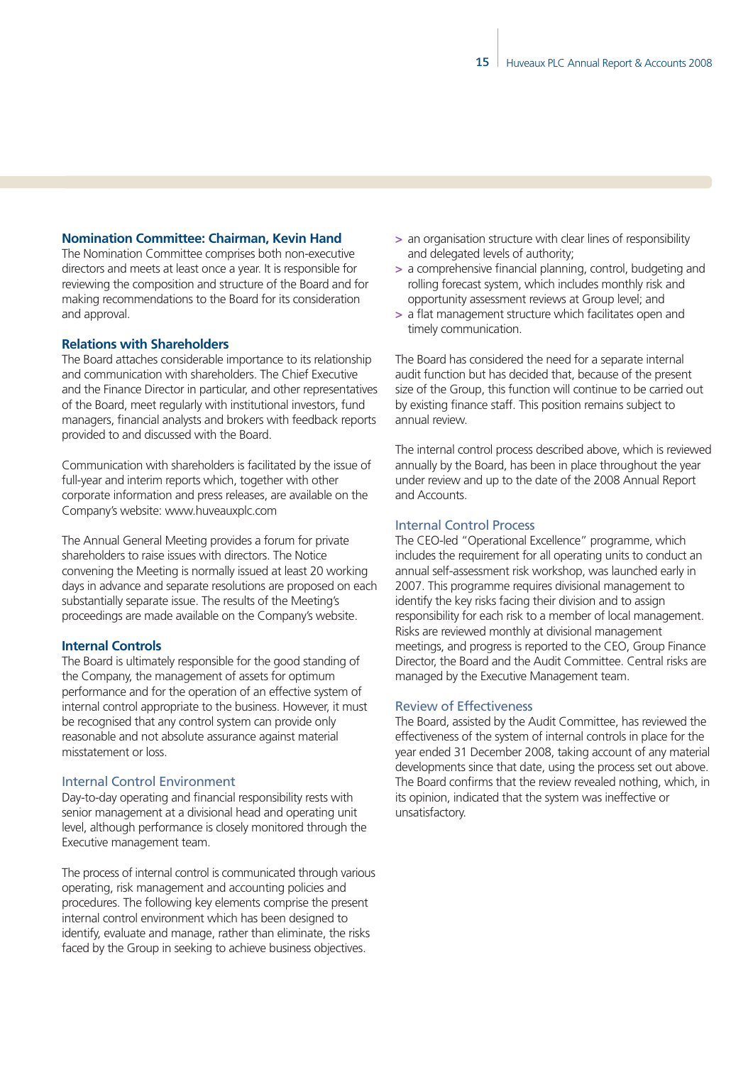### Nomination Committee: Chairman, Kevin Hand

The Nomination Committee comprises both non-executive directors and meets at least once a year. It is responsible for reviewing the composition and structure of the Board and for making recommendations to the Board for its consideration and approval.

### Relations with Shareholders

The Board attaches considerable importance to its relationship and communication with shareholders. The Chief Executive and the Finance Director in particular, and other representatives of the Board, meet regularly with institutional investors, fund managers, financial analysts and brokers with feedback reports provided to and discussed with the Board.

Communication with shareholders is facilitated by the issue of full-year and interim reports which, together with other corporate information and press releases, are available on the Company's website: www.huveauxplc.com

The Annual General Meeting provides a forum for private shareholders to raise issues with directors. The Notice convening the Meeting is normally issued at least 20 working days in advance and separate resolutions are proposed on each substantially separate issue. The results of the Meeting's proceedings are made available on the Company's website.

### Internal Controls

The Board is ultimately responsible for the good standing of the Company, the management of assets for optimum performance and for the operation of an effective system of internal control appropriate to the business. However, it must be recognised that any control system can provide only reasonable and not absolute assurance against material misstatement or loss.

#### Internal Control Environment

Day-to-day operating and financial responsibility rests with senior management at a divisional head and operating unit level, although performance is closely monitored through the Executive management team.

The process of internal control is communicated through various operating, risk management and accounting policies and procedures. The following key elements comprise the present internal control environment which has been designed to identify, evaluate and manage, rather than eliminate, the risks faced by the Group in seeking to achieve business objectives.

- an organisation structure with clear lines of responsibility and delegated levels of authority;
- a comprehensive financial planning, control, budgeting and rolling forecast system, which includes monthly risk and opportunity assessment reviews at Group level; and
- a flat management structure which facilitates open and timely communication.

The Board has considered the need for a separate internal audit function but has decided that, because of the present size of the Group, this function will continue to be carried out by existing finance staff. This position remains subject to annual review.

The internal control process described above, which is reviewed annually by the Board, has been in place throughout the year under review and up to the date of the 2008 Annual Report and Accounts.

#### Internal Control Process

The CEO-led "Operational Excellence" programme, which includes the requirement for all operating units to conduct an annual self-assessment risk workshop, was launched early in 2007. This programme requires divisional management to identify the key risks facing their division and to assign responsibility for each risk to a member of local management. Risks are reviewed monthly at divisional management meetings, and progress is reported to the CEO, Group Finance Director, the Board and the Audit Committee. Central risks are managed by the Executive Management team.

#### Review of Effectiveness

The Board, assisted by the Audit Committee, has reviewed the effectiveness of the system of internal controls in place for the year ended 31 December 2008, taking account of any material developments since that date, using the process set out above. The Board confirms that the review revealed nothing, which, in its opinion, indicated that the system was ineffective or unsatisfactory.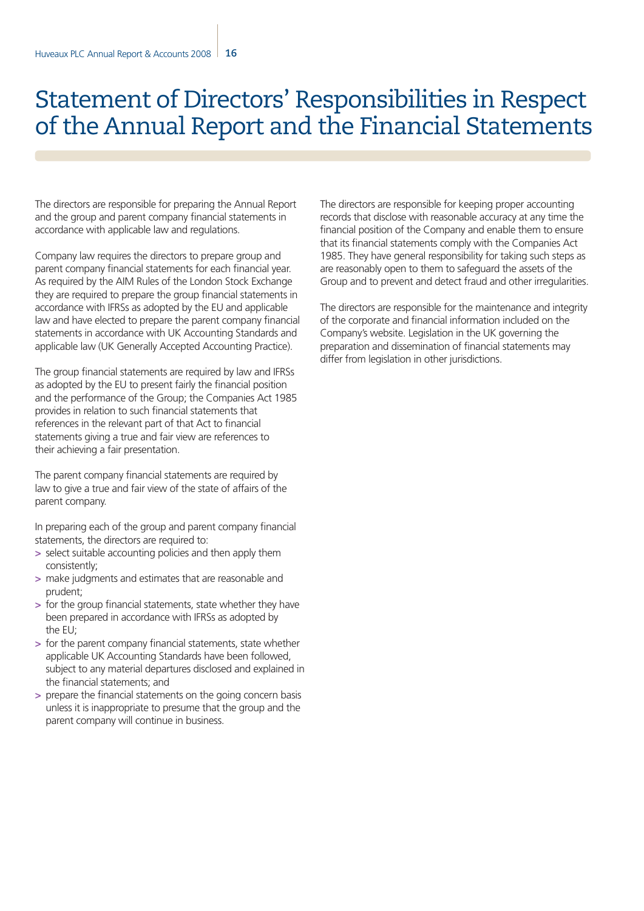# Statement of Directors' Responsibilities in Respect of the Annual Report and the Financial Statements

The directors are responsible for preparing the Annual Report and the group and parent company financial statements in accordance with applicable law and regulations.

Company law requires the directors to prepare group and parent company financial statements for each financial year. As required by the AIM Rules of the London Stock Exchange they are required to prepare the group financial statements in accordance with IFRSs as adopted by the EU and applicable law and have elected to prepare the parent company financial statements in accordance with UK Accounting Standards and applicable law (UK Generally Accepted Accounting Practice).

The group financial statements are required by law and IFRSs as adopted by the EU to present fairly the financial position and the performance of the Group; the Companies Act 1985 provides in relation to such financial statements that references in the relevant part of that Act to financial statements giving a true and fair view are references to their achieving a fair presentation.

The parent company financial statements are required by law to give a true and fair view of the state of affairs of the parent company.

In preparing each of the group and parent company financial statements, the directors are required to:

- select suitable accounting policies and then apply them consistently;
- make judgments and estimates that are reasonable and prudent;
- for the group financial statements, state whether they have been prepared in accordance with IFRSs as adopted by the EU;
- for the parent company financial statements, state whether applicable UK Accounting Standards have been followed, subject to any material departures disclosed and explained in the financial statements; and
- prepare the financial statements on the going concern basis unless it is inappropriate to presume that the group and the parent company will continue in business.

The directors are responsible for keeping proper accounting records that disclose with reasonable accuracy at any time the financial position of the Company and enable them to ensure that its financial statements comply with the Companies Act 1985. They have general responsibility for taking such steps as are reasonably open to them to safeguard the assets of the Group and to prevent and detect fraud and other irregularities.

The directors are responsible for the maintenance and integrity of the corporate and financial information included on the Company's website. Legislation in the UK governing the preparation and dissemination of financial statements may differ from legislation in other jurisdictions.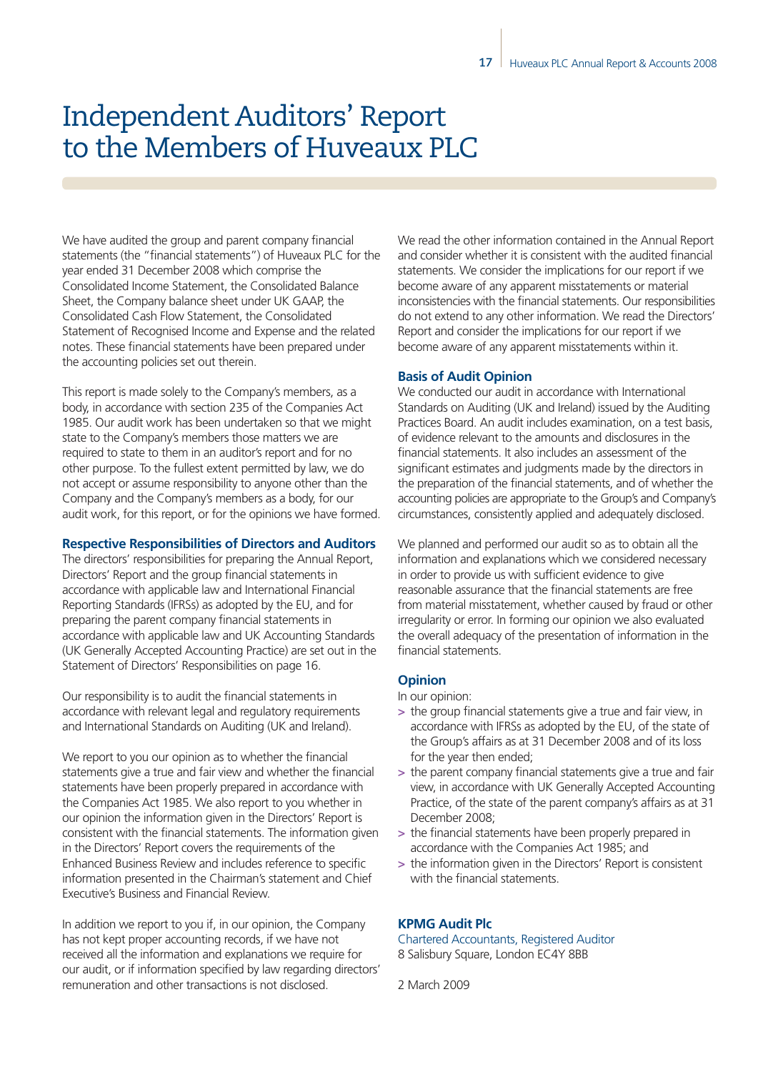# Independent Auditors' Report to the Members of Huveaux PLC

We have audited the group and parent company financial statements (the "financial statements") of Huveaux PLC for the year ended 31 December 2008 which comprise the Consolidated Income Statement, the Consolidated Balance Sheet, the Company balance sheet under UK GAAP, the Consolidated Cash Flow Statement, the Consolidated Statement of Recognised Income and Expense and the related notes. These financial statements have been prepared under the accounting policies set out therein.

This report is made solely to the Company's members, as a body, in accordance with section 235 of the Companies Act 1985. Our audit work has been undertaken so that we might state to the Company's members those matters we are required to state to them in an auditor's report and for no other purpose. To the fullest extent permitted by law, we do not accept or assume responsibility to anyone other than the Company and the Company's members as a body, for our audit work, for this report, or for the opinions we have formed.

### Respective Responsibilities of Directors and Auditors

The directors' responsibilities for preparing the Annual Report, Directors' Report and the group financial statements in accordance with applicable law and International Financial Reporting Standards (IFRSs) as adopted by the EU, and for preparing the parent company financial statements in accordance with applicable law and UK Accounting Standards (UK Generally Accepted Accounting Practice) are set out in the Statement of Directors' Responsibilities on page 16.

Our responsibility is to audit the financial statements in accordance with relevant legal and regulatory requirements and International Standards on Auditing (UK and Ireland).

We report to you our opinion as to whether the financial statements give a true and fair view and whether the financial statements have been properly prepared in accordance with the Companies Act 1985. We also report to you whether in our opinion the information given in the Directors' Report is consistent with the financial statements. The information given in the Directors' Report covers the requirements of the Enhanced Business Review and includes reference to specific information presented in the Chairman's statement and Chief Executive's Business and Financial Review.

In addition we report to you if, in our opinion, the Company has not kept proper accounting records, if we have not received all the information and explanations we require for our audit, or if information specified by law regarding directors' remuneration and other transactions is not disclosed.

We read the other information contained in the Annual Report and consider whether it is consistent with the audited financial statements. We consider the implications for our report if we become aware of any apparent misstatements or material inconsistencies with the financial statements. Our responsibilities do not extend to any other information. We read the Directors' Report and consider the implications for our report if we become aware of any apparent misstatements within it.

### Basis of Audit Opinion

We conducted our audit in accordance with International Standards on Auditing (UK and Ireland) issued by the Auditing Practices Board. An audit includes examination, on a test basis, of evidence relevant to the amounts and disclosures in the financial statements. It also includes an assessment of the significant estimates and judgments made by the directors in the preparation of the financial statements, and of whether the accounting policies are appropriate to the Group's and Company's circumstances, consistently applied and adequately disclosed.

We planned and performed our audit so as to obtain all the information and explanations which we considered necessary in order to provide us with sufficient evidence to give reasonable assurance that the financial statements are free from material misstatement, whether caused by fraud or other irregularity or error. In forming our opinion we also evaluated the overall adequacy of the presentation of information in the financial statements.

### Opinion

In our opinion:

> the group financial statements give a true and fair view, in accordance with IFRSs as adopted by the EU, of the state of the Group's affairs as at 31 December 2008 and of its loss for the year then ended;

> the parent company financial statements give a true and fair view, in accordance with UK Generally Accepted Accounting Practice, of the state of the parent company's affairs as at 31 December 2008;

> the financial statements have been properly prepared in accordance with the Companies Act 1985; and

> the information given in the Directors' Report is consistent with the financial statements.

**KPMG Audit Plc**
Chartered Accountants, Registered Auditor
8 Salisbury Square, London EC4Y 8BB

2 March 2009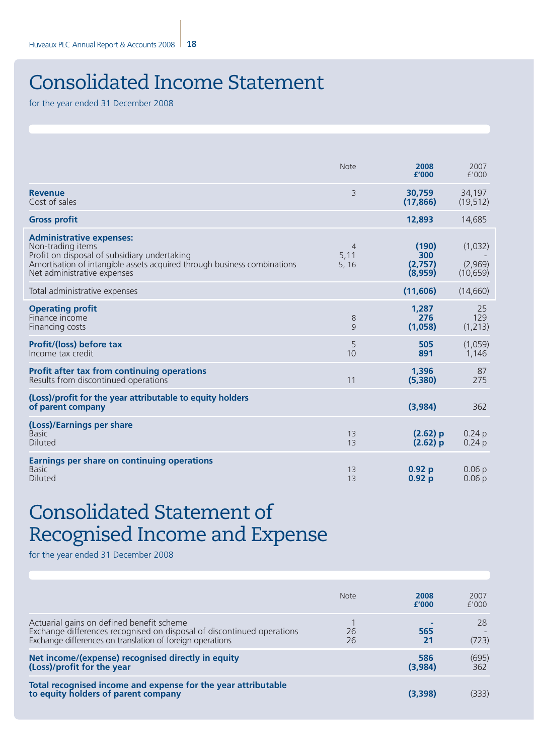# Consolidated Income Statement

for the year ended 31 December 2008

| | Note | 2008 £'000 | 2007 £'000 |
|---|---|---|---|
| **Revenue** | 3 | **30,759** | 34,197 |
| Cost of sales | | **(17,866)** | (19,512) |
| **Gross profit** | | **12,893** | 14,685 |
| **Administrative expenses:** | | | |
| Non-trading items | 4 | **(190)** | (1,032) |
| Profit on disposal of subsidiary undertaking | 5,11 | **300** | - |
| Amortisation of intangible assets acquired through business combinations | 5, 16 | **(2,757)** | (2,969) |
| Net administrative expenses | | **(8,959)** | (10,659) |
| Total administrative expenses | | **(11,606)** | (14,660) |
| **Operating profit** | | **1,287** | 25 |
| Finance income | 8 | **276** | 129 |
| Financing costs | 9 | **(1,058)** | (1,213) |
| **Profit/(loss) before tax** | 5 | **505** | (1,059) |
| Income tax credit | 10 | **891** | 1,146 |
| **Profit after tax from continuing operations** | | **1,396** | 87 |
| Results from discontinued operations | 11 | **(5,380)** | 275 |
| **(Loss)/profit for the year attributable to equity holders of parent company** | | **(3,984)** | 362 |
| **(Loss)/Earnings per share** | | | |
| Basic | 13 | **(2.62) p** | 0.24 p |
| Diluted | 13 | **(2.62) p** | 0.24 p |
| **Earnings per share on continuing operations** | | | |
| Basic | 13 | **0.92 p** | 0.06 p |
| Diluted | 13 | **0.92 p** | 0.06 p |

# Consolidated Statement of Recognised Income and Expense

for the year ended 31 December 2008

| | Note | 2008 £'000 | 2007 £'000 |
|---|---|---|---|
| Actuarial gains on defined benefit scheme | 1 | **-** | 28 |
| Exchange differences recognised on disposal of discontinued operations | 26 | **565** | - |
| Exchange differences on translation of foreign operations | 26 | **21** | (723) |
| **Net income/(expense) recognised directly in equity** | | **586** | (695) |
| **(Loss)/profit for the year** | | **(3,984)** | 362 |
| **Total recognised income and expense for the year attributable to equity holders of parent company** | | **(3,398)** | (333) |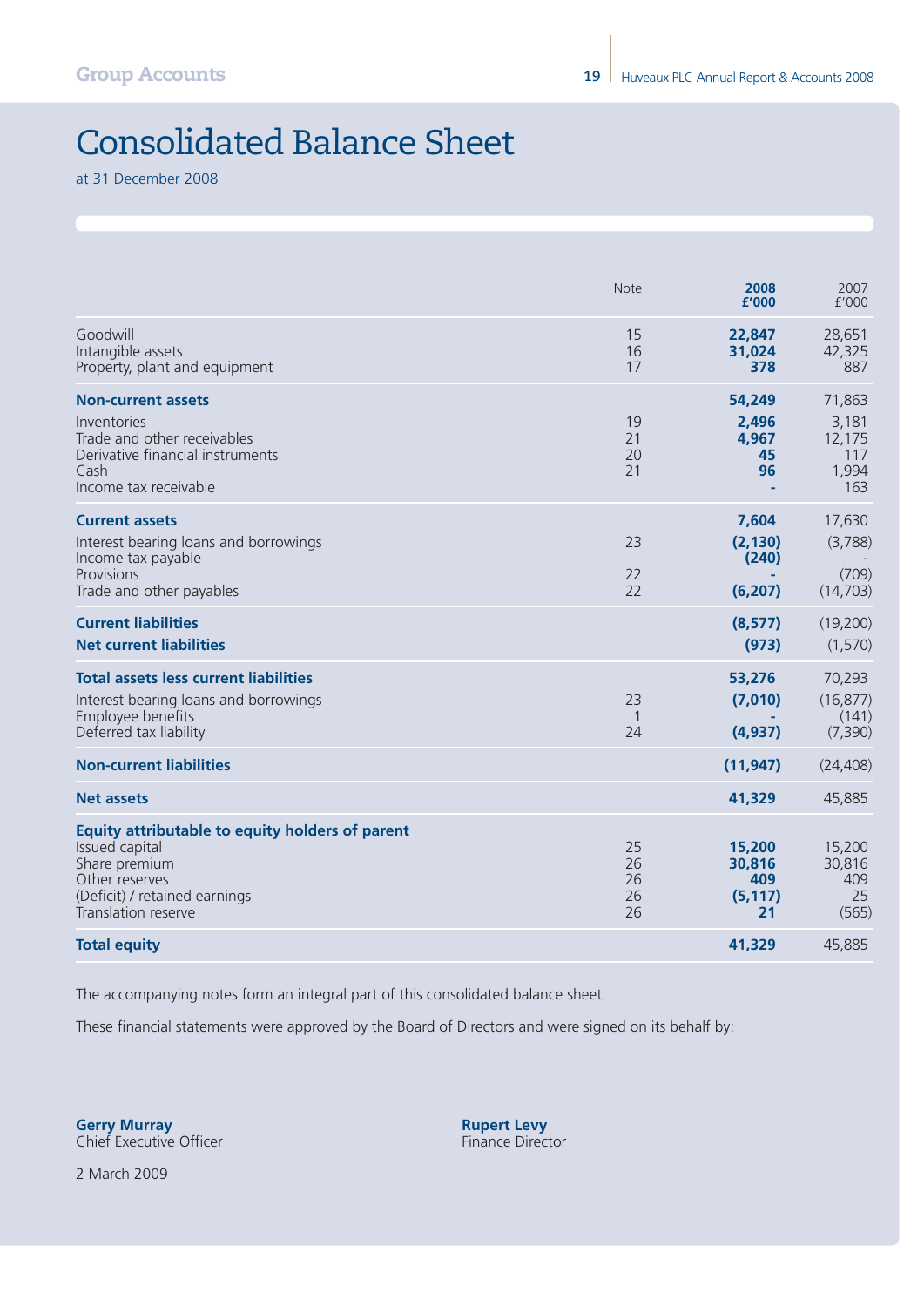# Consolidated Balance Sheet

at 31 December 2008

| | Note | 2008 £'000 | 2007 £'000 |
|---|---|---|---|
| Goodwill | 15 | **22,847** | 28,651 |
| Intangible assets | 16 | **31,024** | 42,325 |
| Property, plant and equipment | 17 | **378** | 887 |
| **Non-current assets** | | **54,249** | 71,863 |
| Inventories | 19 | **2,496** | 3,181 |
| Trade and other receivables | 21 | **4,967** | 12,175 |
| Derivative financial instruments | 20 | **45** | 117 |
| Cash | 21 | **96** | 1,994 |
| Income tax receivable | | **-** | 163 |
| **Current assets** | | **7,604** | 17,630 |
| Interest bearing loans and borrowings | 23 | **(2,130)** | (3,788) |
| Income tax payable | | **(240)** | - |
| Provisions | 22 | **-** | (709) |
| Trade and other payables | 22 | **(6,207)** | (14,703) |
| **Current liabilities** | | **(8,577)** | (19,200) |
| **Net current liabilities** | | **(973)** | (1,570) |
| **Total assets less current liabilities** | | **53,276** | 70,293 |
| Interest bearing loans and borrowings | 23 | **(7,010)** | (16,877) |
| Employee benefits | 1 | **-** | (141) |
| Deferred tax liability | 24 | **(4,937)** | (7,390) |
| **Non-current liabilities** | | **(11,947)** | (24,408) |
| **Net assets** | | **41,329** | 45,885 |
| **Equity attributable to equity holders of parent** | | | |
| Issued capital | 25 | **15,200** | 15,200 |
| Share premium | 26 | **30,816** | 30,816 |
| Other reserves | 26 | **409** | 409 |
| (Deficit) / retained earnings | 26 | **(5,117)** | 25 |
| Translation reserve | 26 | **21** | (565) |
| **Total equity** | | **41,329** | 45,885 |

The accompanying notes form an integral part of this consolidated balance sheet.

These financial statements were approved by the Board of Directors and were signed on its behalf by:

**Gerry Murray**
Chief Executive Officer

**Rupert Levy**
Finance Director

2 March 2009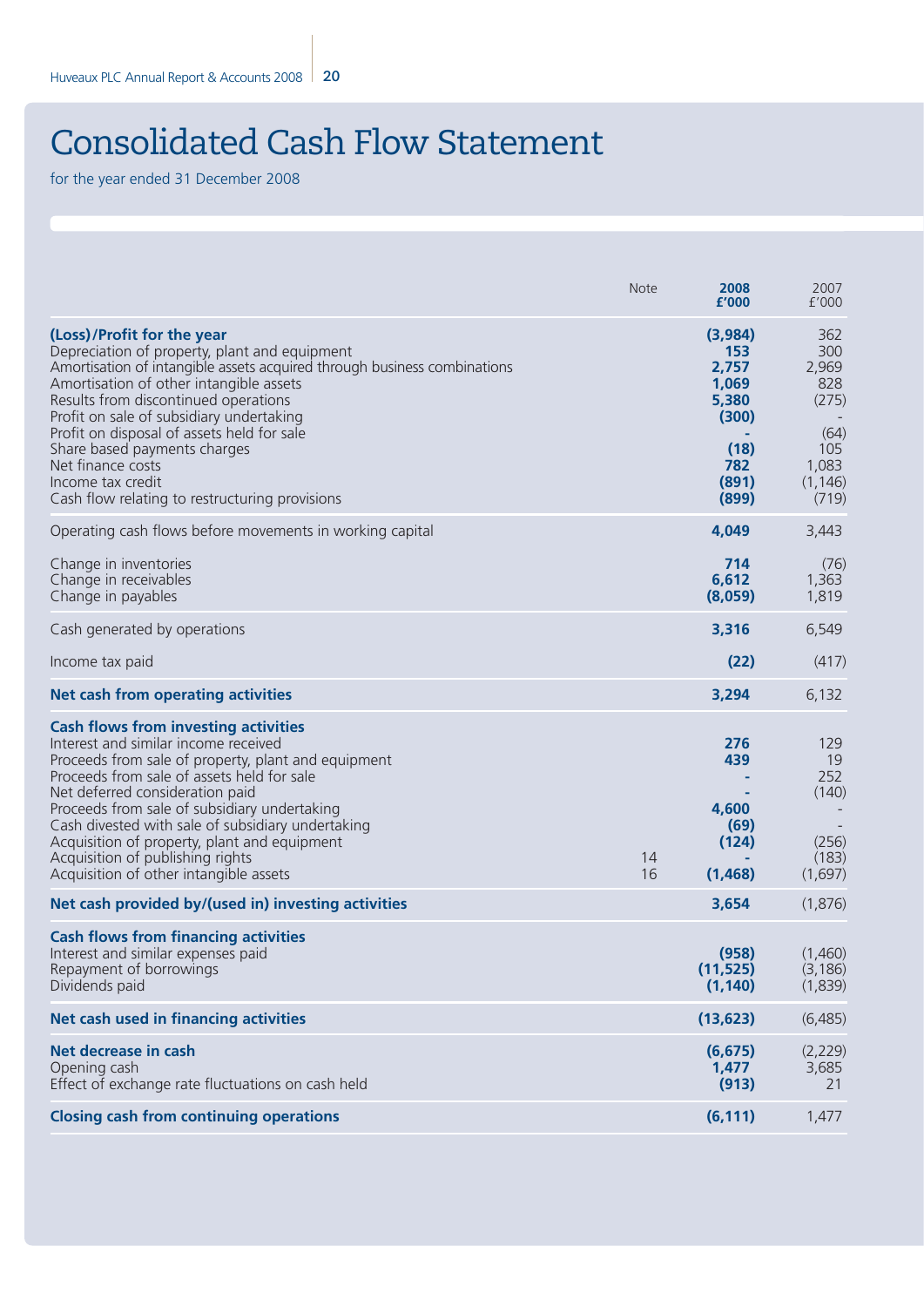# Consolidated Cash Flow Statement

for the year ended 31 December 2008

| | Note | 2008 £'000 | 2007 £'000 |
|---|---|---|---|
| **(Loss)/Profit for the year** | | **(3,984)** | 362 |
| Depreciation of property, plant and equipment | | **153** | 300 |
| Amortisation of intangible assets acquired through business combinations | | **2,757** | 2,969 |
| Amortisation of other intangible assets | | **1,069** | 828 |
| Results from discontinued operations | | **5,380** | (275) |
| Profit on sale of subsidiary undertaking | | **(300)** | - |
| Profit on disposal of assets held for sale | | **-** | (64) |
| Share based payments charges | | **(18)** | 105 |
| Net finance costs | | **782** | 1,083 |
| Income tax credit | | **(891)** | (1,146) |
| Cash flow relating to restructuring provisions | | **(899)** | (719) |
| Operating cash flows before movements in working capital | | **4,049** | 3,443 |
| Change in inventories | | **714** | (76) |
| Change in receivables | | **6,612** | 1,363 |
| Change in payables | | **(8,059)** | 1,819 |
| Cash generated by operations | | **3,316** | 6,549 |
| Income tax paid | | **(22)** | (417) |
| **Net cash from operating activities** | | **3,294** | 6,132 |
| **Cash flows from investing activities** | | | |
| Interest and similar income received | | **276** | 129 |
| Proceeds from sale of property, plant and equipment | | **439** | 19 |
| Proceeds from sale of assets held for sale | | **-** | 252 |
| Net deferred consideration paid | | **-** | (140) |
| Proceeds from sale of subsidiary undertaking | | **4,600** | - |
| Cash divested with sale of subsidiary undertaking | | **(69)** | - |
| Acquisition of property, plant and equipment | | **(124)** | (256) |
| Acquisition of publishing rights | 14 | **-** | (183) |
| Acquisition of other intangible assets | 16 | **(1,468)** | (1,697) |
| **Net cash provided by/(used in) investing activities** | | **3,654** | (1,876) |
| **Cash flows from financing activities** | | | |
| Interest and similar expenses paid | | **(958)** | (1,460) |
| Repayment of borrowings | | **(11,525)** | (3,186) |
| Dividends paid | | **(1,140)** | (1,839) |
| **Net cash used in financing activities** | | **(13,623)** | (6,485) |
| **Net decrease in cash** | | **(6,675)** | (2,229) |
| Opening cash | | **1,477** | 3,685 |
| Effect of exchange rate fluctuations on cash held | | **(913)** | 21 |
| **Closing cash from continuing operations** | | **(6,111)** | 1,477 |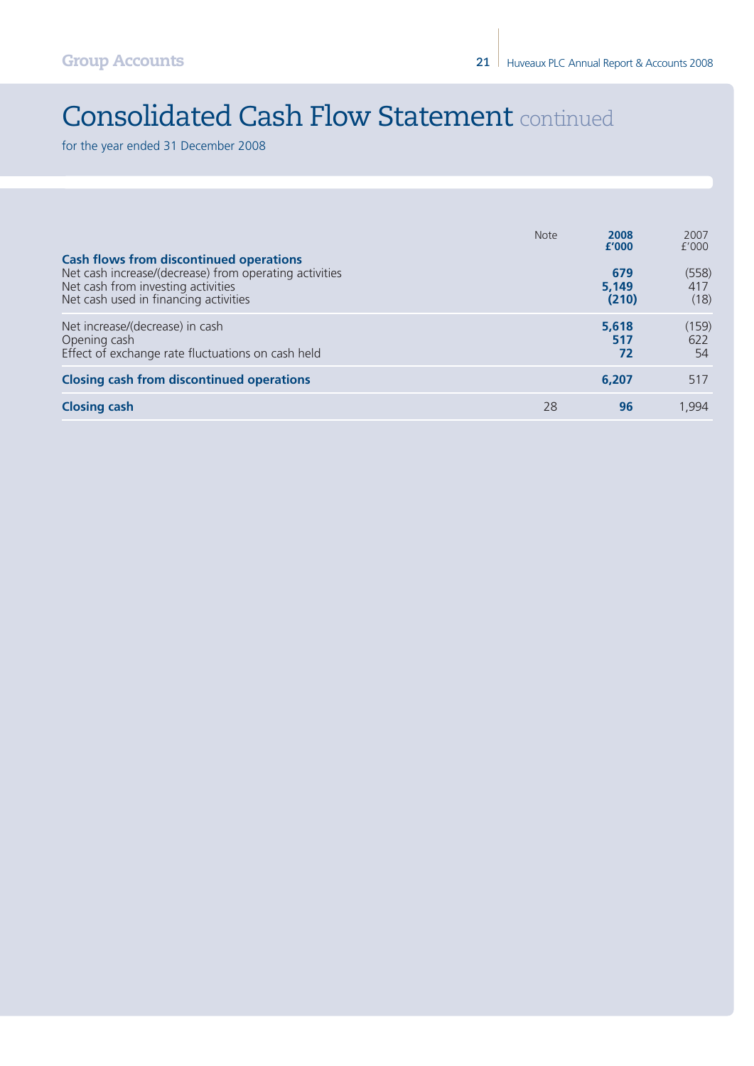# Consolidated Cash Flow Statement continued

for the year ended 31 December 2008

| | Note | 2008 £'000 | 2007 £'000 |
|---|---|---|---|
| **Cash flows from discontinued operations** | | | |
| Net cash increase/(decrease) from operating activities | | **679** | (558) |
| Net cash from investing activities | | **5,149** | 417 |
| Net cash used in financing activities | | **(210)** | (18) |
| Net increase/(decrease) in cash | | **5,618** | (159) |
| Opening cash | | **517** | 622 |
| Effect of exchange rate fluctuations on cash held | | **72** | 54 |
| **Closing cash from discontinued operations** | | **6,207** | 517 |
| **Closing cash** | 28 | **96** | 1,994 |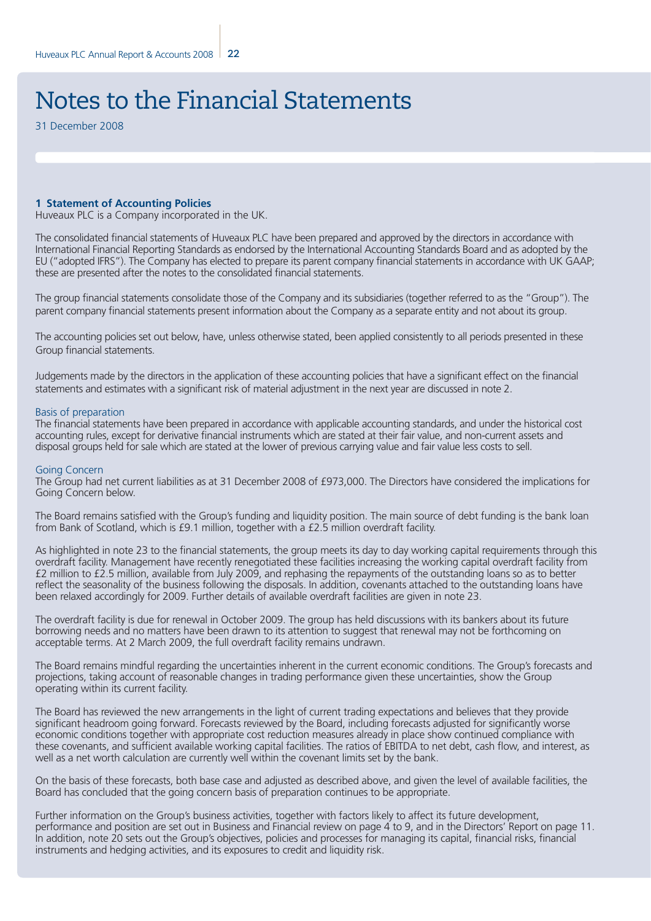# Notes to the Financial Statements

31 December 2008

### 1 Statement of Accounting Policies

Huveaux PLC is a Company incorporated in the UK.

The consolidated financial statements of Huveaux PLC have been prepared and approved by the directors in accordance with International Financial Reporting Standards as endorsed by the International Accounting Standards Board and as adopted by the EU ("adopted IFRS"). The Company has elected to prepare its parent company financial statements in accordance with UK GAAP; these are presented after the notes to the consolidated financial statements.

The group financial statements consolidate those of the Company and its subsidiaries (together referred to as the "Group"). The parent company financial statements present information about the Company as a separate entity and not about its group.

The accounting policies set out below, have, unless otherwise stated, been applied consistently to all periods presented in these Group financial statements.

Judgements made by the directors in the application of these accounting policies that have a significant effect on the financial statements and estimates with a significant risk of material adjustment in the next year are discussed in note 2.

#### Basis of preparation

The financial statements have been prepared in accordance with applicable accounting standards, and under the historical cost accounting rules, except for derivative financial instruments which are stated at their fair value, and non-current assets and disposal groups held for sale which are stated at the lower of previous carrying value and fair value less costs to sell.

#### Going Concern

The Group had net current liabilities as at 31 December 2008 of £973,000. The Directors have considered the implications for Going Concern below.

The Board remains satisfied with the Group's funding and liquidity position. The main source of debt funding is the bank loan from Bank of Scotland, which is £9.1 million, together with a £2.5 million overdraft facility.

As highlighted in note 23 to the financial statements, the group meets its day to day working capital requirements through this overdraft facility. Management have recently renegotiated these facilities increasing the working capital overdraft facility from £2 million to £2.5 million, available from July 2009, and rephasing the repayments of the outstanding loans so as to better reflect the seasonality of the business following the disposals. In addition, covenants attached to the outstanding loans have been relaxed accordingly for 2009. Further details of available overdraft facilities are given in note 23.

The overdraft facility is due for renewal in October 2009. The group has held discussions with its bankers about its future borrowing needs and no matters have been drawn to its attention to suggest that renewal may not be forthcoming on acceptable terms. At 2 March 2009, the full overdraft facility remains undrawn.

The Board remains mindful regarding the uncertainties inherent in the current economic conditions. The Group's forecasts and projections, taking account of reasonable changes in trading performance given these uncertainties, show the Group operating within its current facility.

The Board has reviewed the new arrangements in the light of current trading expectations and believes that they provide significant headroom going forward. Forecasts reviewed by the Board, including forecasts adjusted for significantly worse economic conditions together with appropriate cost reduction measures already in place show continued compliance with these covenants, and sufficient available working capital facilities. The ratios of EBITDA to net debt, cash flow, and interest, as well as a net worth calculation are currently well within the covenant limits set by the bank.

On the basis of these forecasts, both base case and adjusted as described above, and given the level of available facilities, the Board has concluded that the going concern basis of preparation continues to be appropriate.

Further information on the Group's business activities, together with factors likely to affect its future development, performance and position are set out in Business and Financial review on page 4 to 9, and in the Directors' Report on page 11. In addition, note 20 sets out the Group's objectives, policies and processes for managing its capital, financial risks, financial instruments and hedging activities, and its exposures to credit and liquidity risk.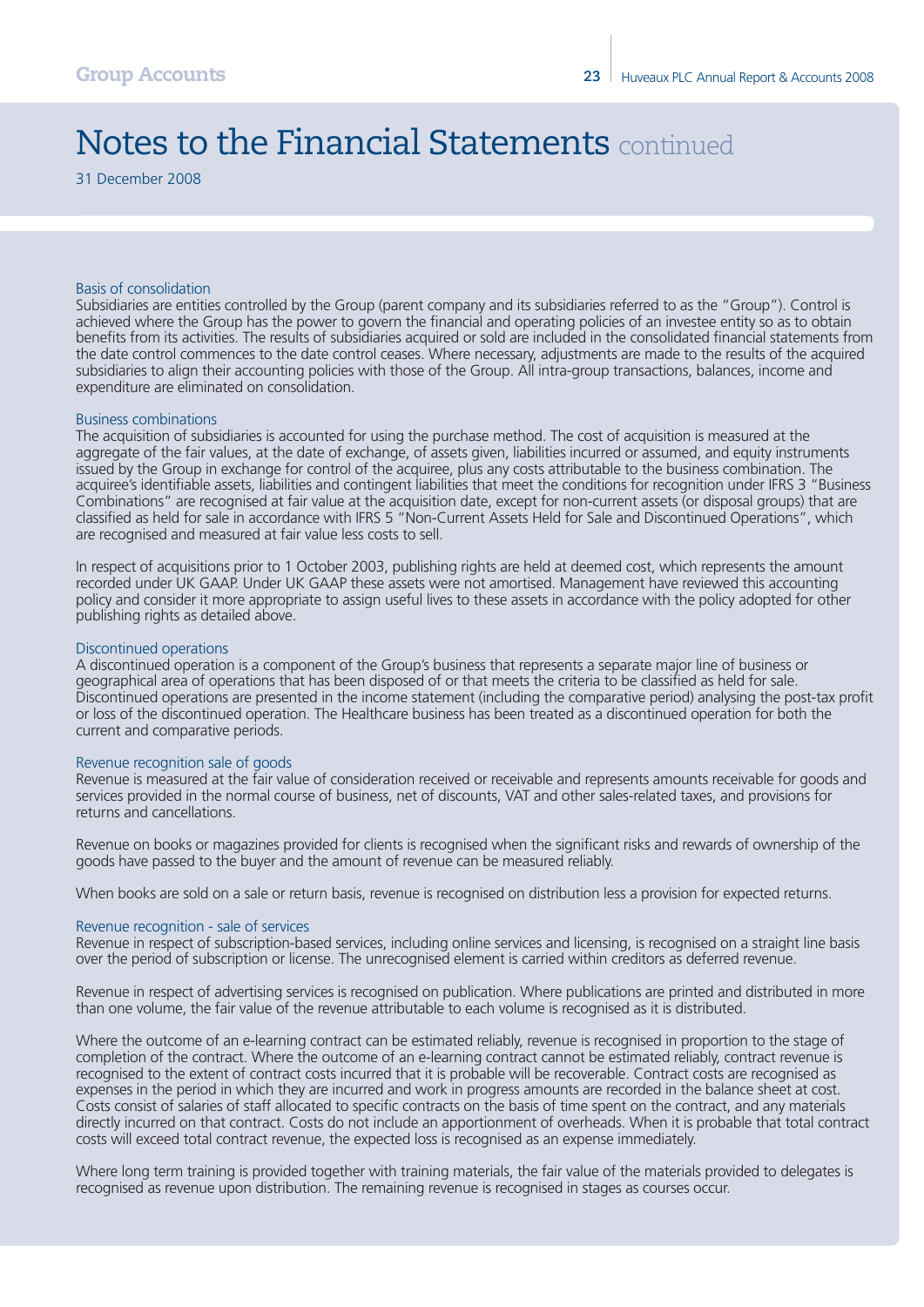# Notes to the Financial Statements continued

31 December 2008

### Basis of consolidation

Subsidiaries are entities controlled by the Group (parent company and its subsidiaries referred to as the "Group"). Control is achieved where the Group has the power to govern the financial and operating policies of an investee entity so as to obtain benefits from its activities. The results of subsidiaries acquired or sold are included in the consolidated financial statements from the date control commences to the date control ceases. Where necessary, adjustments are made to the results of the acquired subsidiaries to align their accounting policies with those of the Group. All intra-group transactions, balances, income and expenditure are eliminated on consolidation.

### Business combinations

The acquisition of subsidiaries is accounted for using the purchase method. The cost of acquisition is measured at the aggregate of the fair values, at the date of exchange, of assets given, liabilities incurred or assumed, and equity instruments issued by the Group in exchange for control of the acquiree, plus any costs attributable to the business combination. The acquiree's identifiable assets, liabilities and contingent liabilities that meet the conditions for recognition under IFRS 3 "Business Combinations" are recognised at fair value at the acquisition date, except for non-current assets (or disposal groups) that are classified as held for sale in accordance with IFRS 5 "Non-Current Assets Held for Sale and Discontinued Operations", which are recognised and measured at fair value less costs to sell.

In respect of acquisitions prior to 1 October 2003, publishing rights are held at deemed cost, which represents the amount recorded under UK GAAP. Under UK GAAP these assets were not amortised. Management have reviewed this accounting policy and consider it more appropriate to assign useful lives to these assets in accordance with the policy adopted for other publishing rights as detailed above.

### Discontinued operations

A discontinued operation is a component of the Group's business that represents a separate major line of business or geographical area of operations that has been disposed of or that meets the criteria to be classified as held for sale. Discontinued operations are presented in the income statement (including the comparative period) analysing the post-tax profit or loss of the discontinued operation. The Healthcare business has been treated as a discontinued operation for both the current and comparative periods.

### Revenue recognition sale of goods

Revenue is measured at the fair value of consideration received or receivable and represents amounts receivable for goods and services provided in the normal course of business, net of discounts, VAT and other sales-related taxes, and provisions for returns and cancellations.

Revenue on books or magazines provided for clients is recognised when the significant risks and rewards of ownership of the goods have passed to the buyer and the amount of revenue can be measured reliably.

When books are sold on a sale or return basis, revenue is recognised on distribution less a provision for expected returns.

### Revenue recognition - sale of services

Revenue in respect of subscription-based services, including online services and licensing, is recognised on a straight line basis over the period of subscription or license. The unrecognised element is carried within creditors as deferred revenue.

Revenue in respect of advertising services is recognised on publication. Where publications are printed and distributed in more than one volume, the fair value of the revenue attributable to each volume is recognised as it is distributed.

Where the outcome of an e-learning contract can be estimated reliably, revenue is recognised in proportion to the stage of completion of the contract. Where the outcome of an e-learning contract cannot be estimated reliably, contract revenue is recognised to the extent of contract costs incurred that it is probable will be recoverable. Contract costs are recognised as expenses in the period in which they are incurred and work in progress amounts are recorded in the balance sheet at cost. Costs consist of salaries of staff allocated to specific contracts on the basis of time spent on the contract, and any materials directly incurred on that contract. Costs do not include an apportionment of overheads. When it is probable that total contract costs will exceed total contract revenue, the expected loss is recognised as an expense immediately.

Where long term training is provided together with training materials, the fair value of the materials provided to delegates is recognised as revenue upon distribution. The remaining revenue is recognised in stages as courses occur.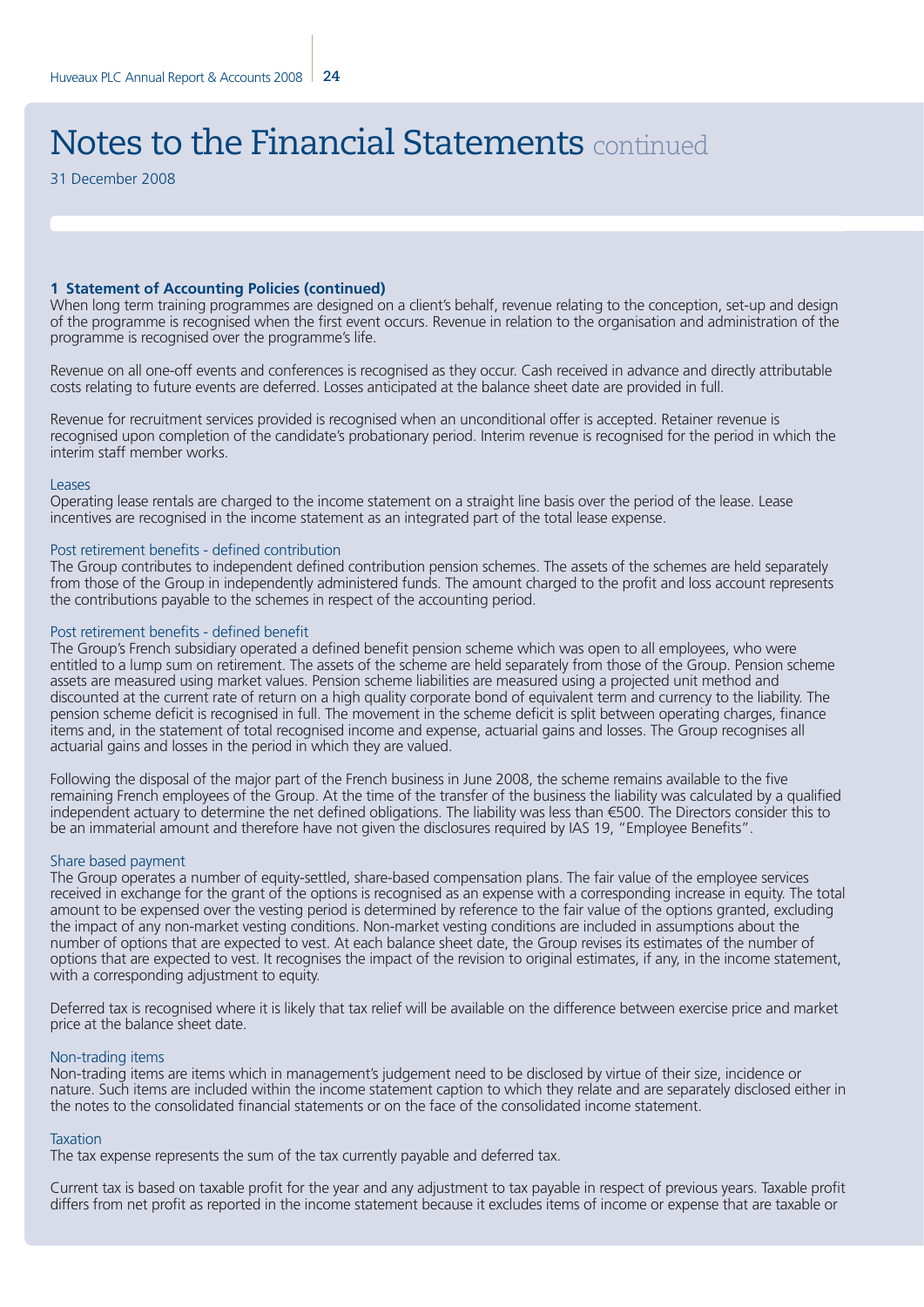# Notes to the Financial Statements continued

31 December 2008

**1 Statement of Accounting Policies (continued)**

When long term training programmes are designed on a client's behalf, revenue relating to the conception, set-up and design of the programme is recognised when the first event occurs. Revenue in relation to the organisation and administration of the programme is recognised over the programme's life.

Revenue on all one-off events and conferences is recognised as they occur. Cash received in advance and directly attributable costs relating to future events are deferred. Losses anticipated at the balance sheet date are provided in full.

Revenue for recruitment services provided is recognised when an unconditional offer is accepted. Retainer revenue is recognised upon completion of the candidate's probationary period. Interim revenue is recognised for the period in which the interim staff member works.

### Leases

Operating lease rentals are charged to the income statement on a straight line basis over the period of the lease. Lease incentives are recognised in the income statement as an integrated part of the total lease expense.

### Post retirement benefits - defined contribution

The Group contributes to independent defined contribution pension schemes. The assets of the schemes are held separately from those of the Group in independently administered funds. The amount charged to the profit and loss account represents the contributions payable to the schemes in respect of the accounting period.

### Post retirement benefits - defined benefit

The Group's French subsidiary operated a defined benefit pension scheme which was open to all employees, who were entitled to a lump sum on retirement. The assets of the scheme are held separately from those of the Group. Pension scheme assets are measured using market values. Pension scheme liabilities are measured using a projected unit method and discounted at the current rate of return on a high quality corporate bond of equivalent term and currency to the liability. The pension scheme deficit is recognised in full. The movement in the scheme deficit is split between operating charges, finance items and, in the statement of total recognised income and expense, actuarial gains and losses. The Group recognises all actuarial gains and losses in the period in which they are valued.

Following the disposal of the major part of the French business in June 2008, the scheme remains available to the five remaining French employees of the Group. At the time of the transfer of the business the liability was calculated by a qualified independent actuary to determine the net defined obligations. The liability was less than €500. The Directors consider this to be an immaterial amount and therefore have not given the disclosures required by IAS 19, "Employee Benefits".

### Share based payment

The Group operates a number of equity-settled, share-based compensation plans. The fair value of the employee services received in exchange for the grant of the options is recognised as an expense with a corresponding increase in equity. The total amount to be expensed over the vesting period is determined by reference to the fair value of the options granted, excluding the impact of any non-market vesting conditions. Non-market vesting conditions are included in assumptions about the number of options that are expected to vest. At each balance sheet date, the Group revises its estimates of the number of options that are expected to vest. It recognises the impact of the revision to original estimates, if any, in the income statement, with a corresponding adjustment to equity.

Deferred tax is recognised where it is likely that tax relief will be available on the difference between exercise price and market price at the balance sheet date.

### Non-trading items

Non-trading items are items which in management's judgement need to be disclosed by virtue of their size, incidence or nature. Such items are included within the income statement caption to which they relate and are separately disclosed either in the notes to the consolidated financial statements or on the face of the consolidated income statement.

### Taxation

The tax expense represents the sum of the tax currently payable and deferred tax.

Current tax is based on taxable profit for the year and any adjustment to tax payable in respect of previous years. Taxable profit differs from net profit as reported in the income statement because it excludes items of income or expense that are taxable or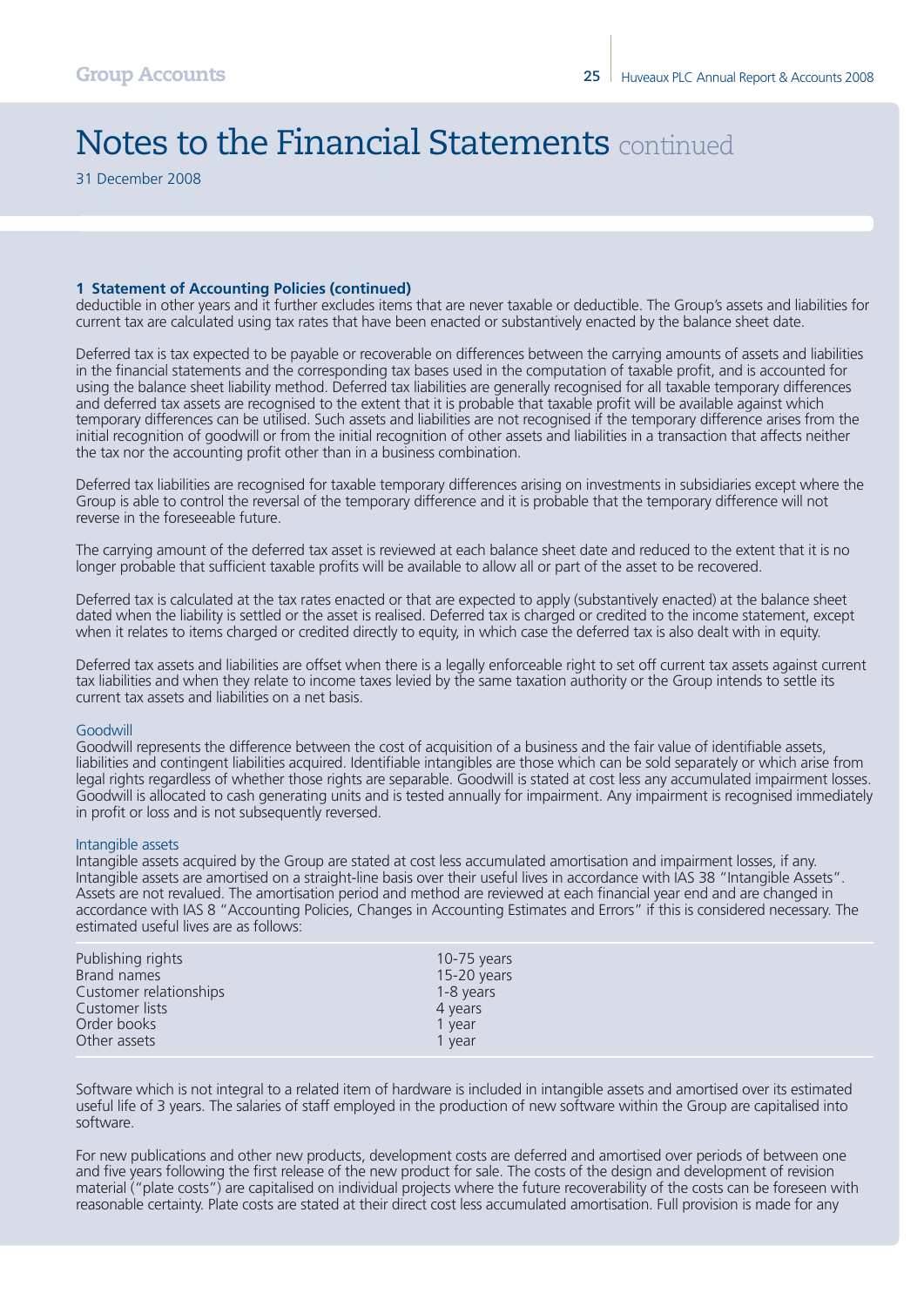# Notes to the Financial Statements continued

31 December 2008

### 1 Statement of Accounting Policies (continued)

deductible in other years and it further excludes items that are never taxable or deductible. The Group's assets and liabilities for current tax are calculated using tax rates that have been enacted or substantively enacted by the balance sheet date.

Deferred tax is tax expected to be payable or recoverable on differences between the carrying amounts of assets and liabilities in the financial statements and the corresponding tax bases used in the computation of taxable profit, and is accounted for using the balance sheet liability method. Deferred tax liabilities are generally recognised for all taxable temporary differences and deferred tax assets are recognised to the extent that it is probable that taxable profit will be available against which temporary differences can be utilised. Such assets and liabilities are not recognised if the temporary difference arises from the initial recognition of goodwill or from the initial recognition of other assets and liabilities in a transaction that affects neither the tax nor the accounting profit other than in a business combination.

Deferred tax liabilities are recognised for taxable temporary differences arising on investments in subsidiaries except where the Group is able to control the reversal of the temporary difference and it is probable that the temporary difference will not reverse in the foreseeable future.

The carrying amount of the deferred tax asset is reviewed at each balance sheet date and reduced to the extent that it is no longer probable that sufficient taxable profits will be available to allow all or part of the asset to be recovered.

Deferred tax is calculated at the tax rates enacted or that are expected to apply (substantively enacted) at the balance sheet dated when the liability is settled or the asset is realised. Deferred tax is charged or credited to the income statement, except when it relates to items charged or credited directly to equity, in which case the deferred tax is also dealt with in equity.

Deferred tax assets and liabilities are offset when there is a legally enforceable right to set off current tax assets against current tax liabilities and when they relate to income taxes levied by the same taxation authority or the Group intends to settle its current tax assets and liabilities on a net basis.

#### Goodwill

Goodwill represents the difference between the cost of acquisition of a business and the fair value of identifiable assets, liabilities and contingent liabilities acquired. Identifiable intangibles are those which can be sold separately or which arise from legal rights regardless of whether those rights are separable. Goodwill is stated at cost less any accumulated impairment losses. Goodwill is allocated to cash generating units and is tested annually for impairment. Any impairment is recognised immediately in profit or loss and is not subsequently reversed.

#### Intangible assets

Intangible assets acquired by the Group are stated at cost less accumulated amortisation and impairment losses, if any. Intangible assets are amortised on a straight-line basis over their useful lives in accordance with IAS 38 "Intangible Assets". Assets are not revalued. The amortisation period and method are reviewed at each financial year end and are changed in accordance with IAS 8 "Accounting Policies, Changes in Accounting Estimates and Errors" if this is considered necessary. The estimated useful lives are as follows:

| | |
|---|---|
| Publishing rights | 10-75 years |
| Brand names | 15-20 years |
| Customer relationships | 1-8 years |
| Customer lists | 4 years |
| Order books | 1 year |
| Other assets | 1 year |

Software which is not integral to a related item of hardware is included in intangible assets and amortised over its estimated useful life of 3 years. The salaries of staff employed in the production of new software within the Group are capitalised into software.

For new publications and other new products, development costs are deferred and amortised over periods of between one and five years following the first release of the new product for sale. The costs of the design and development of revision material ("plate costs") are capitalised on individual projects where the future recoverability of the costs can be foreseen with reasonable certainty. Plate costs are stated at their direct cost less accumulated amortisation. Full provision is made for any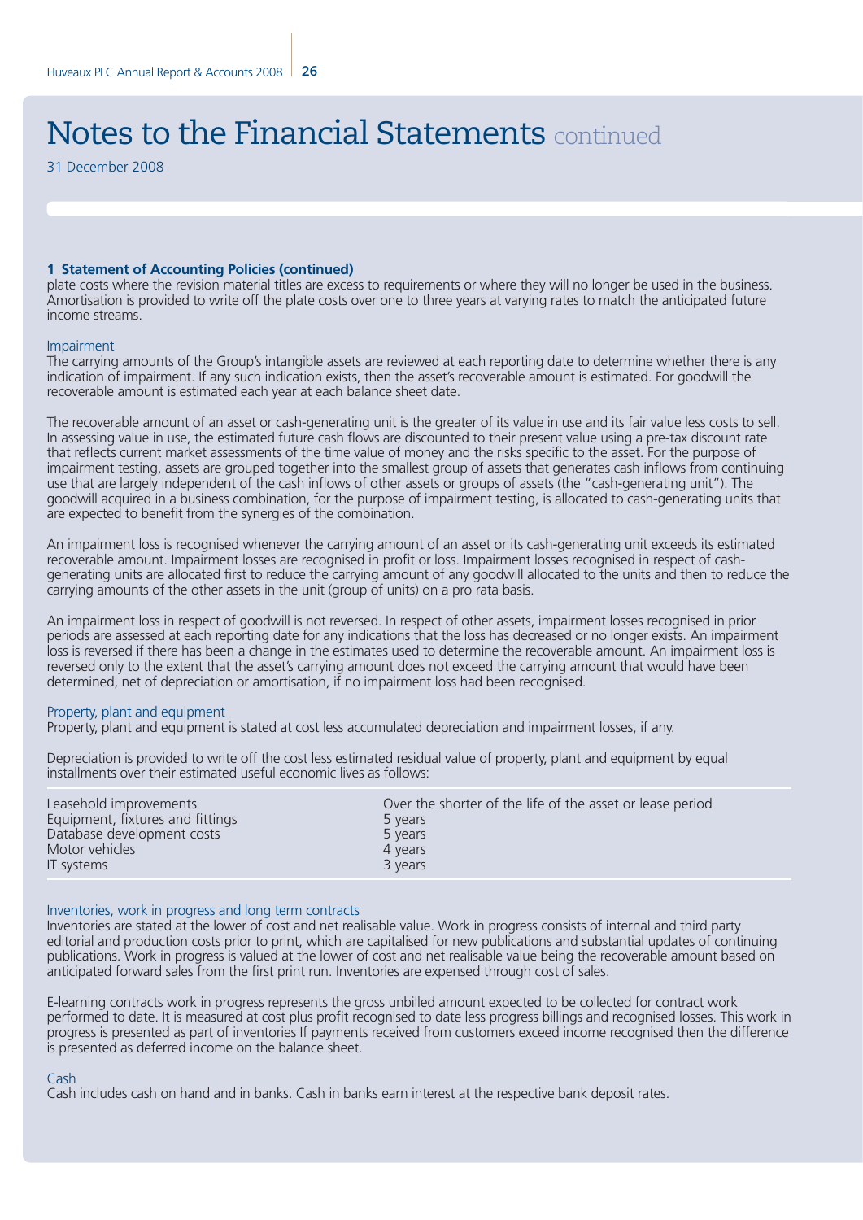# Notes to the Financial Statements continued

31 December 2008

### 1 Statement of Accounting Policies (continued)

plate costs where the revision material titles are excess to requirements or where they will no longer be used in the business. Amortisation is provided to write off the plate costs over one to three years at varying rates to match the anticipated future income streams.

#### Impairment

The carrying amounts of the Group's intangible assets are reviewed at each reporting date to determine whether there is any indication of impairment. If any such indication exists, then the asset's recoverable amount is estimated. For goodwill the recoverable amount is estimated each year at each balance sheet date.

The recoverable amount of an asset or cash-generating unit is the greater of its value in use and its fair value less costs to sell. In assessing value in use, the estimated future cash flows are discounted to their present value using a pre-tax discount rate that reflects current market assessments of the time value of money and the risks specific to the asset. For the purpose of impairment testing, assets are grouped together into the smallest group of assets that generates cash inflows from continuing use that are largely independent of the cash inflows of other assets or groups of assets (the "cash-generating unit"). The goodwill acquired in a business combination, for the purpose of impairment testing, is allocated to cash-generating units that are expected to benefit from the synergies of the combination.

An impairment loss is recognised whenever the carrying amount of an asset or its cash-generating unit exceeds its estimated recoverable amount. Impairment losses are recognised in profit or loss. Impairment losses recognised in respect of cash-generating units are allocated first to reduce the carrying amount of any goodwill allocated to the units and then to reduce the carrying amounts of the other assets in the unit (group of units) on a pro rata basis.

An impairment loss in respect of goodwill is not reversed. In respect of other assets, impairment losses recognised in prior periods are assessed at each reporting date for any indications that the loss has decreased or no longer exists. An impairment loss is reversed if there has been a change in the estimates used to determine the recoverable amount. An impairment loss is reversed only to the extent that the asset's carrying amount does not exceed the carrying amount that would have been determined, net of depreciation or amortisation, if no impairment loss had been recognised.

#### Property, plant and equipment

Property, plant and equipment is stated at cost less accumulated depreciation and impairment losses, if any.

Depreciation is provided to write off the cost less estimated residual value of property, plant and equipment by equal installments over their estimated useful economic lives as follows:

| | |
|---|---|
| Leasehold improvements | Over the shorter of the life of the asset or lease period |
| Equipment, fixtures and fittings | 5 years |
| Database development costs | 5 years |
| Motor vehicles | 4 years |
| IT systems | 3 years |

#### Inventories, work in progress and long term contracts

Inventories are stated at the lower of cost and net realisable value. Work in progress consists of internal and third party editorial and production costs prior to print, which are capitalised for new publications and substantial updates of continuing publications. Work in progress is valued at the lower of cost and net realisable value being the recoverable amount based on anticipated forward sales from the first print run. Inventories are expensed through cost of sales.

E-learning contracts work in progress represents the gross unbilled amount expected to be collected for contract work performed to date. It is measured at cost plus profit recognised to date less progress billings and recognised losses. This work in progress is presented as part of inventories If payments received from customers exceed income recognised then the difference is presented as deferred income on the balance sheet.

#### Cash

Cash includes cash on hand and in banks. Cash in banks earn interest at the respective bank deposit rates.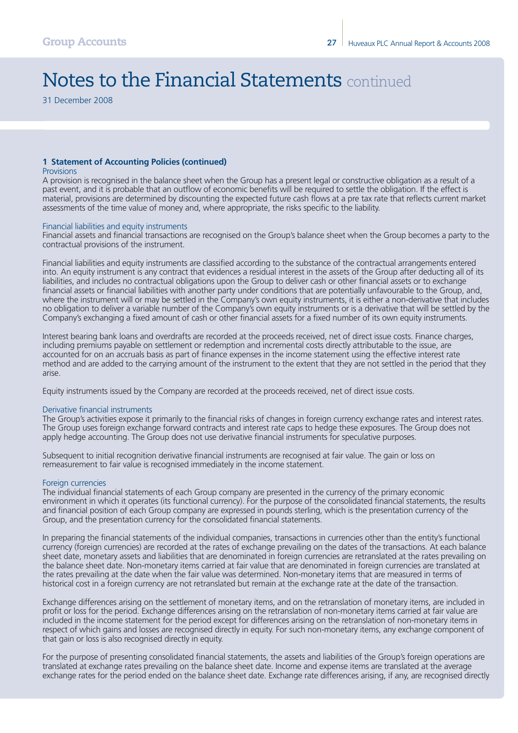# Notes to the Financial Statements continued

31 December 2008

### 1 Statement of Accounting Policies (continued)

#### Provisions

A provision is recognised in the balance sheet when the Group has a present legal or constructive obligation as a result of a past event, and it is probable that an outflow of economic benefits will be required to settle the obligation. If the effect is material, provisions are determined by discounting the expected future cash flows at a pre tax rate that reflects current market assessments of the time value of money and, where appropriate, the risks specific to the liability.

#### Financial liabilities and equity instruments

Financial assets and financial transactions are recognised on the Group's balance sheet when the Group becomes a party to the contractual provisions of the instrument.

Financial liabilities and equity instruments are classified according to the substance of the contractual arrangements entered into. An equity instrument is any contract that evidences a residual interest in the assets of the Group after deducting all of its liabilities, and includes no contractual obligations upon the Group to deliver cash or other financial assets or to exchange financial assets or financial liabilities with another party under conditions that are potentially unfavourable to the Group, and, where the instrument will or may be settled in the Company's own equity instruments, it is either a non-derivative that includes no obligation to deliver a variable number of the Company's own equity instruments or is a derivative that will be settled by the Company's exchanging a fixed amount of cash or other financial assets for a fixed number of its own equity instruments.

Interest bearing bank loans and overdrafts are recorded at the proceeds received, net of direct issue costs. Finance charges, including premiums payable on settlement or redemption and incremental costs directly attributable to the issue, are accounted for on an accruals basis as part of finance expenses in the income statement using the effective interest rate method and are added to the carrying amount of the instrument to the extent that they are not settled in the period that they arise.

Equity instruments issued by the Company are recorded at the proceeds received, net of direct issue costs.

#### Derivative financial instruments

The Group's activities expose it primarily to the financial risks of changes in foreign currency exchange rates and interest rates. The Group uses foreign exchange forward contracts and interest rate caps to hedge these exposures. The Group does not apply hedge accounting. The Group does not use derivative financial instruments for speculative purposes.

Subsequent to initial recognition derivative financial instruments are recognised at fair value. The gain or loss on remeasurement to fair value is recognised immediately in the income statement.

#### Foreign currencies

The individual financial statements of each Group company are presented in the currency of the primary economic environment in which it operates (its functional currency). For the purpose of the consolidated financial statements, the results and financial position of each Group company are expressed in pounds sterling, which is the presentation currency of the Group, and the presentation currency for the consolidated financial statements.

In preparing the financial statements of the individual companies, transactions in currencies other than the entity's functional currency (foreign currencies) are recorded at the rates of exchange prevailing on the dates of the transactions. At each balance sheet date, monetary assets and liabilities that are denominated in foreign currencies are retranslated at the rates prevailing on the balance sheet date. Non-monetary items carried at fair value that are denominated in foreign currencies are translated at the rates prevailing at the date when the fair value was determined. Non-monetary items that are measured in terms of historical cost in a foreign currency are not retranslated but remain at the exchange rate at the date of the transaction.

Exchange differences arising on the settlement of monetary items, and on the retranslation of monetary items, are included in profit or loss for the period. Exchange differences arising on the retranslation of non-monetary items carried at fair value are included in the income statement for the period except for differences arising on the retranslation of non-monetary items in respect of which gains and losses are recognised directly in equity. For such non-monetary items, any exchange component of that gain or loss is also recognised directly in equity.

For the purpose of presenting consolidated financial statements, the assets and liabilities of the Group's foreign operations are translated at exchange rates prevailing on the balance sheet date. Income and expense items are translated at the average exchange rates for the period ended on the balance sheet date. Exchange rate differences arising, if any, are recognised directly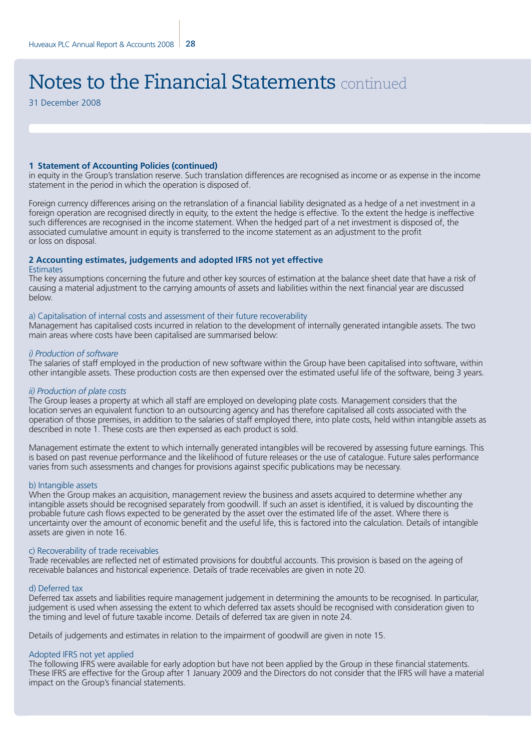# Notes to the Financial Statements continued

31 December 2008

### 1 Statement of Accounting Policies (continued)

in equity in the Group's translation reserve. Such translation differences are recognised as income or as expense in the income statement in the period in which the operation is disposed of.

Foreign currency differences arising on the retranslation of a financial liability designated as a hedge of a net investment in a foreign operation are recognised directly in equity, to the extent the hedge is effective. To the extent the hedge is ineffective such differences are recognised in the income statement. When the hedged part of a net investment is disposed of, the associated cumulative amount in equity is transferred to the income statement as an adjustment to the profit or loss on disposal.

### 2 Accounting estimates, judgements and adopted IFRS not yet effective

Estimates

The key assumptions concerning the future and other key sources of estimation at the balance sheet date that have a risk of causing a material adjustment to the carrying amounts of assets and liabilities within the next financial year are discussed below.

a) Capitalisation of internal costs and assessment of their future recoverability

Management has capitalised costs incurred in relation to the development of internally generated intangible assets. The two main areas where costs have been capitalised are summarised below:

*i) Production of software*

The salaries of staff employed in the production of new software within the Group have been capitalised into software, within other intangible assets. These production costs are then expensed over the estimated useful life of the software, being 3 years.

*ii) Production of plate costs*

The Group leases a property at which all staff are employed on developing plate costs. Management considers that the location serves an equivalent function to an outsourcing agency and has therefore capitalised all costs associated with the operation of those premises, in addition to the salaries of staff employed there, into plate costs, held within intangible assets as described in note 1. These costs are then expensed as each product is sold.

Management estimate the extent to which internally generated intangibles will be recovered by assessing future earnings. This is based on past revenue performance and the likelihood of future releases or the use of catalogue. Future sales performance varies from such assessments and changes for provisions against specific publications may be necessary.

b) Intangible assets

When the Group makes an acquisition, management review the business and assets acquired to determine whether any intangible assets should be recognised separately from goodwill. If such an asset is identified, it is valued by discounting the probable future cash flows expected to be generated by the asset over the estimated life of the asset. Where there is uncertainty over the amount of economic benefit and the useful life, this is factored into the calculation. Details of intangible assets are given in note 16.

c) Recoverability of trade receivables

Trade receivables are reflected net of estimated provisions for doubtful accounts. This provision is based on the ageing of receivable balances and historical experience. Details of trade receivables are given in note 20.

d) Deferred tax

Deferred tax assets and liabilities require management judgement in determining the amounts to be recognised. In particular, judgement is used when assessing the extent to which deferred tax assets should be recognised with consideration given to the timing and level of future taxable income. Details of deferred tax are given in note 24.

Details of judgements and estimates in relation to the impairment of goodwill are given in note 15.

Adopted IFRS not yet applied

The following IFRS were available for early adoption but have not been applied by the Group in these financial statements. These IFRS are effective for the Group after 1 January 2009 and the Directors do not consider that the IFRS will have a material impact on the Group's financial statements.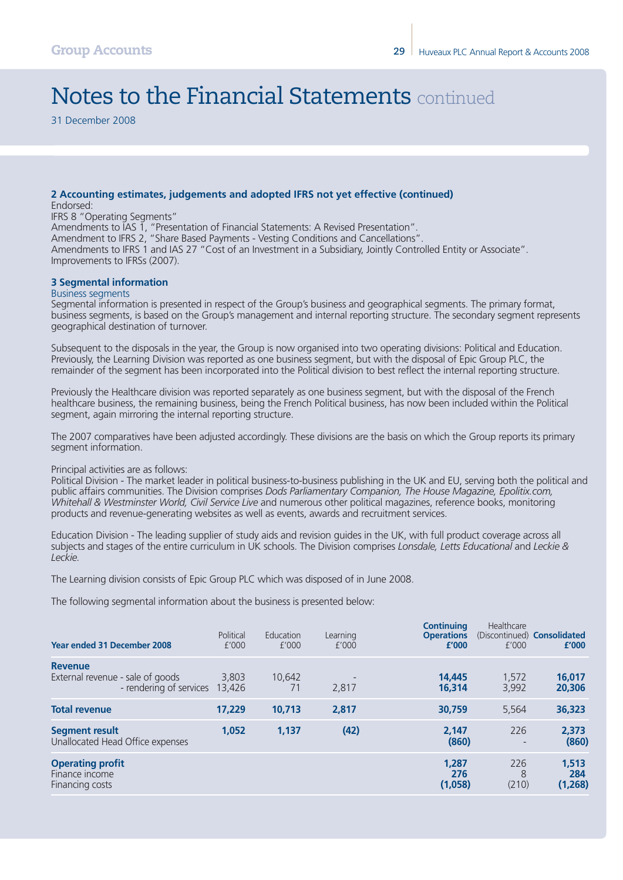# Notes to the Financial Statements continued

31 December 2008

### 2 Accounting estimates, judgements and adopted IFRS not yet effective (continued)

Endorsed:
IFRS 8 "Operating Segments"
Amendments to IAS 1, "Presentation of Financial Statements: A Revised Presentation".
Amendment to IFRS 2, "Share Based Payments - Vesting Conditions and Cancellations".
Amendments to IFRS 1 and IAS 27 "Cost of an Investment in a Subsidiary, Jointly Controlled Entity or Associate".
Improvements to IFRSs (2007).

### 3 Segmental information

Business segments

Segmental information is presented in respect of the Group's business and geographical segments. The primary format, business segments, is based on the Group's management and internal reporting structure. The secondary segment represents geographical destination of turnover.

Subsequent to the disposals in the year, the Group is now organised into two operating divisions: Political and Education. Previously, the Learning Division was reported as one business segment, but with the disposal of Epic Group PLC, the remainder of the segment has been incorporated into the Political division to best reflect the internal reporting structure.

Previously the Healthcare division was reported separately as one business segment, but with the disposal of the French healthcare business, the remaining business, being the French Political business, has now been included within the Political segment, again mirroring the internal reporting structure.

The 2007 comparatives have been adjusted accordingly. These divisions are the basis on which the Group reports its primary segment information.

Principal activities are as follows:
Political Division - The market leader in political business-to-business publishing in the UK and EU, serving both the political and public affairs communities. The Division comprises *Dods Parliamentary Companion, The House Magazine, Epolitix.com, Whitehall & Westminster World, Civil Service Live* and numerous other political magazines, reference books, monitoring products and revenue-generating websites as well as events, awards and recruitment services.

Education Division - The leading supplier of study aids and revision guides in the UK, with full product coverage across all subjects and stages of the entire curriculum in UK schools. The Division comprises *Lonsdale, Letts Educational* and *Leckie & Leckie.*

The Learning division consists of Epic Group PLC which was disposed of in June 2008.

The following segmental information about the business is presented below:

| **Year ended 31 December 2008** | Political £'000 | Education £'000 | Learning £'000 | **Continuing Operations £'000** | Healthcare (Discontinued) £'000 | **Consolidated £'000** |
|---|---|---|---|---|---|---|
| **Revenue** | | | | | | |
| External revenue - sale of goods | 3,803 | 10,642 | - | **14,445** | 1,572 | **16,017** |
| - rendering of services | 13,426 | 71 | 2,817 | **16,314** | 3,992 | **20,306** |
| **Total revenue** | **17,229** | **10,713** | **2,817** | **30,759** | 5,564 | **36,323** |
| **Segment result** | **1,052** | **1,137** | **(42)** | **2,147** | 226 | **2,373** |
| Unallocated Head Office expenses | | | | **(860)** | - | **(860)** |
| **Operating profit** | | | | **1,287** | 226 | **1,513** |
| Finance income | | | | **276** | 8 | **284** |
| Financing costs | | | | **(1,058)** | (210) | **(1,268)** |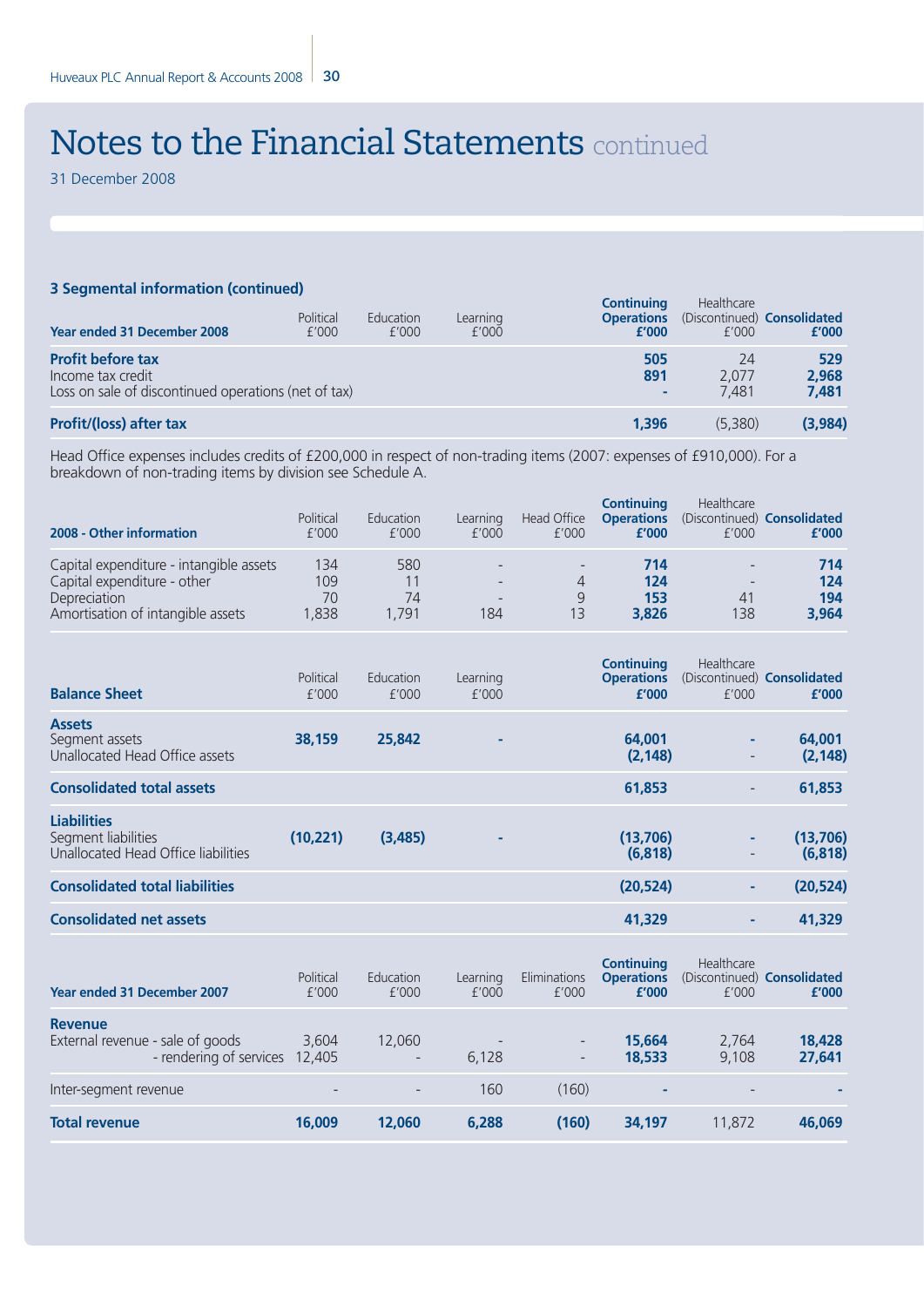# Notes to the Financial Statements continued

31 December 2008

### 3 Segmental information (continued)

| Year ended 31 December 2008 | Political £'000 | Education £'000 | Learning £'000 | Continuing Operations £'000 | Healthcare (Discontinued) £'000 | Consolidated £'000 |
|---|---|---|---|---|---|---|
| **Profit before tax** | | | | **505** | 24 | **529** |
| Income tax credit | | | | **891** | 2,077 | **2,968** |
| Loss on sale of discontinued operations (net of tax) | | | | **-** | 7,481 | **7,481** |
| **Profit/(loss) after tax** | | | | **1,396** | (5,380) | **(3,984)** |

Head Office expenses includes credits of £200,000 in respect of non-trading items (2007: expenses of £910,000). For a breakdown of non-trading items by division see Schedule A.

| 2008 - Other information | Political £'000 | Education £'000 | Learning £'000 | Head Office £'000 | Continuing Operations £'000 | Healthcare (Discontinued) £'000 | Consolidated £'000 |
|---|---|---|---|---|---|---|---|
| Capital expenditure - intangible assets | 134 | 580 | - | - | **714** | - | **714** |
| Capital expenditure - other | 109 | 11 | - | 4 | **124** | - | **124** |
| Depreciation | 70 | 74 | - | 9 | **153** | 41 | **194** |
| Amortisation of intangible assets | 1,838 | 1,791 | 184 | 13 | **3,826** | 138 | **3,964** |

| Balance Sheet | Political £'000 | Education £'000 | Learning £'000 | Continuing Operations £'000 | Healthcare (Discontinued) £'000 | Consolidated £'000 |
|---|---|---|---|---|---|---|
| **Assets** | | | | | | |
| Segment assets | **38,159** | **25,842** | **-** | **64,001** | **-** | **64,001** |
| Unallocated Head Office assets | | | | **(2,148)** | - | **(2,148)** |
| **Consolidated total assets** | | | | **61,853** | - | **61,853** |
| **Liabilities** | | | | | | |
| Segment liabilities | **(10,221)** | **(3,485)** | **-** | **(13,706)** | **-** | **(13,706)** |
| Unallocated Head Office liabilities | | | | **(6,818)** | - | **(6,818)** |
| **Consolidated total liabilities** | | | | **(20,524)** | **-** | **(20,524)** |
| **Consolidated net assets** | | | | **41,329** | **-** | **41,329** |

| Year ended 31 December 2007 | Political £'000 | Education £'000 | Learning £'000 | Eliminations £'000 | Continuing Operations £'000 | Healthcare (Discontinued) £'000 | Consolidated £'000 |
|---|---|---|---|---|---|---|---|
| **Revenue** | | | | | | | |
| External revenue - sale of goods | 3,604 | 12,060 | - | - | **15,664** | 2,764 | **18,428** |
| - rendering of services | 12,405 | - | 6,128 | - | **18,533** | 9,108 | **27,641** |
| Inter-segment revenue | - | - | 160 | (160) | **-** | - | **-** |
| **Total revenue** | **16,009** | **12,060** | **6,288** | **(160)** | **34,197** | 11,872 | **46,069** |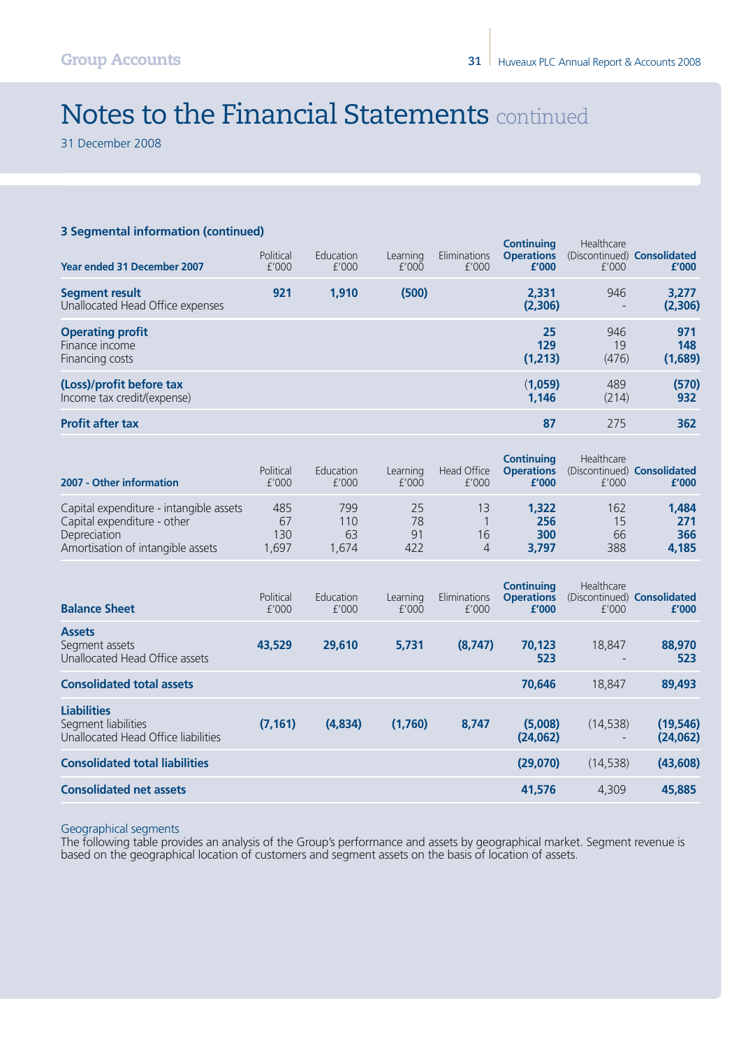# Notes to the Financial Statements continued

31 December 2008

### 3 Segmental information (continued)

| Year ended 31 December 2007 | Political £'000 | Education £'000 | Learning £'000 | Eliminations £'000 | Continuing Operations £'000 | Healthcare (Discontinued) £'000 | Consolidated £'000 |
|---|---|---|---|---|---|---|---|
| **Segment result** | **921** | **1,910** | **(500)** | | **2,331** | 946 | **3,277** |
| Unallocated Head Office expenses | | | | | **(2,306)** | - | **(2,306)** |
| **Operating profit** | | | | | **25** | 946 | **971** |
| Finance income | | | | | **129** | 19 | **148** |
| Financing costs | | | | | **(1,213)** | (476) | **(1,689)** |
| **(Loss)/profit before tax** | | | | | **(1,059)** | 489 | **(570)** |
| Income tax credit/(expense) | | | | | **1,146** | (214) | **932** |
| **Profit after tax** | | | | | **87** | 275 | **362** |

| 2007 - Other information | Political £'000 | Education £'000 | Learning £'000 | Head Office £'000 | Continuing Operations £'000 | Healthcare (Discontinued) £'000 | Consolidated £'000 |
|---|---|---|---|---|---|---|---|
| Capital expenditure - intangible assets | 485 | 799 | 25 | 13 | **1,322** | 162 | **1,484** |
| Capital expenditure - other | 67 | 110 | 78 | 1 | **256** | 15 | **271** |
| Depreciation | 130 | 63 | 91 | 16 | **300** | 66 | **366** |
| Amortisation of intangible assets | 1,697 | 1,674 | 422 | 4 | **3,797** | 388 | **4,185** |

| Balance Sheet | Political £'000 | Education £'000 | Learning £'000 | Eliminations £'000 | Continuing Operations £'000 | Healthcare (Discontinued) £'000 | Consolidated £'000 |
|---|---|---|---|---|---|---|---|
| **Assets** | | | | | | | |
| Segment assets | **43,529** | **29,610** | **5,731** | **(8,747)** | **70,123** | 18,847 | **88,970** |
| Unallocated Head Office assets | | | | | **523** | - | **523** |
| **Consolidated total assets** | | | | | **70,646** | 18,847 | **89,493** |
| **Liabilities** | | | | | | | |
| Segment liabilities | **(7,161)** | **(4,834)** | **(1,760)** | **8,747** | **(5,008)** | (14,538) | **(19,546)** |
| Unallocated Head Office liabilities | | | | | **(24,062)** | - | **(24,062)** |
| **Consolidated total liabilities** | | | | | **(29,070)** | (14,538) | **(43,608)** |
| **Consolidated net assets** | | | | | **41,576** | 4,309 | **45,885** |

Geographical segments

The following table provides an analysis of the Group's performance and assets by geographical market. Segment revenue is based on the geographical location of customers and segment assets on the basis of location of assets.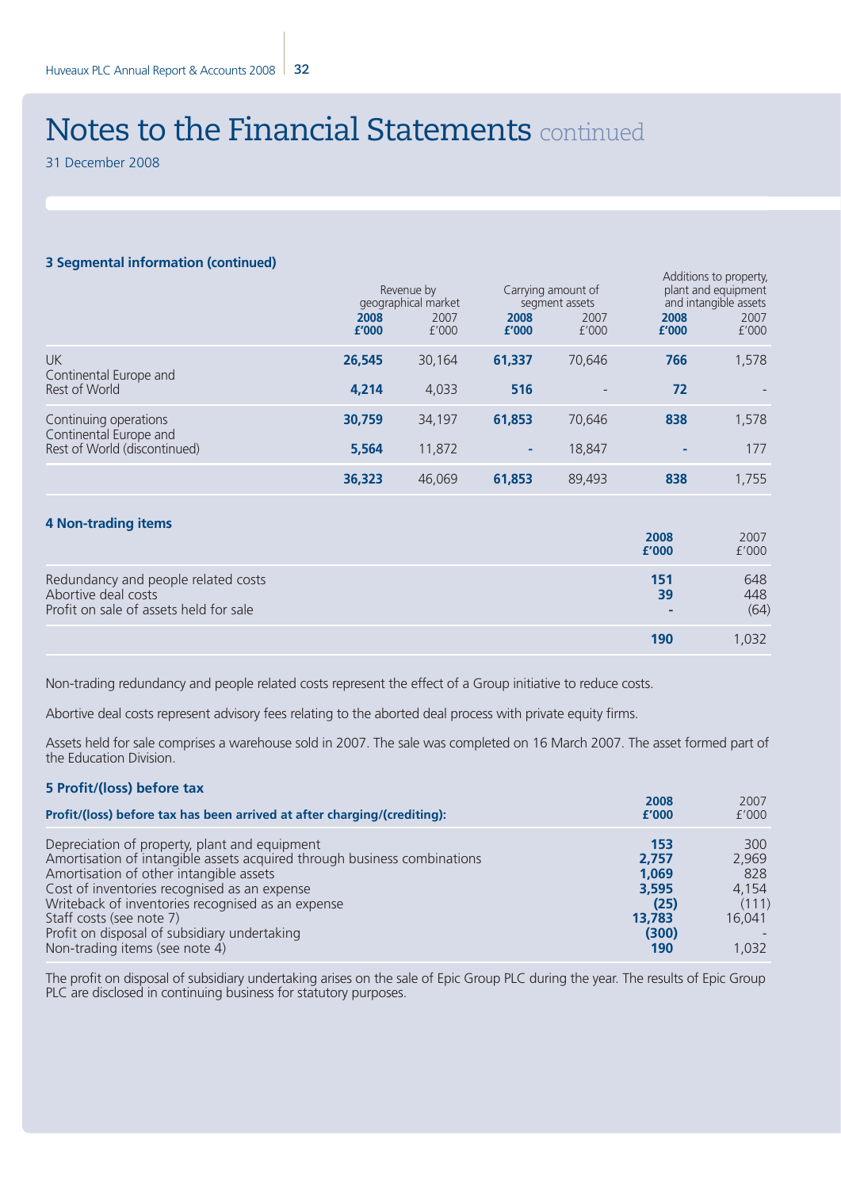# Notes to the Financial Statements continued

31 December 2008

### 3 Segmental information (continued)

| | Revenue by geographical market | | Carrying amount of segment assets | | Additions to property, plant and equipment and intangible assets | |
|---|---|---|---|---|---|---|
| | **2008 £'000** | 2007 £'000 | **2008 £'000** | 2007 £'000 | **2008 £'000** | 2007 £'000 |
| UK | **26,545** | 30,164 | **61,337** | 70,646 | **766** | 1,578 |
| Continental Europe and Rest of World | **4,214** | 4,033 | **516** | - | **72** | - |
| Continuing operations | **30,759** | 34,197 | **61,853** | 70,646 | **838** | 1,578 |
| Continental Europe and Rest of World (discontinued) | **5,564** | 11,872 | **-** | 18,847 | **-** | 177 |
| | **36,323** | 46,069 | **61,853** | 89,493 | **838** | 1,755 |

### 4 Non-trading items

| | **2008 £'000** | 2007 £'000 |
|---|---|---|
| Redundancy and people related costs | **151** | 648 |
| Abortive deal costs | **39** | 448 |
| Profit on sale of assets held for sale | **-** | (64) |
| | **190** | 1,032 |

Non-trading redundancy and people related costs represent the effect of a Group initiative to reduce costs.

Abortive deal costs represent advisory fees relating to the aborted deal process with private equity firms.

Assets held for sale comprises a warehouse sold in 2007. The sale was completed on 16 March 2007. The asset formed part of the Education Division.

### 5 Profit/(loss) before tax

| **Profit/(loss) before tax has been arrived at after charging/(crediting):** | **2008 £'000** | 2007 £'000 |
|---|---|---|
| Depreciation of property, plant and equipment | **153** | 300 |
| Amortisation of intangible assets acquired through business combinations | **2,757** | 2,969 |
| Amortisation of other intangible assets | **1,069** | 828 |
| Cost of inventories recognised as an expense | **3,595** | 4,154 |
| Writeback of inventories recognised as an expense | **(25)** | (111) |
| Staff costs (see note 7) | **13,783** | 16,041 |
| Profit on disposal of subsidiary undertaking | **(300)** | - |
| Non-trading items (see note 4) | **190** | 1,032 |

The profit on disposal of subsidiary undertaking arises on the sale of Epic Group PLC during the year. The results of Epic Group PLC are disclosed in continuing business for statutory purposes.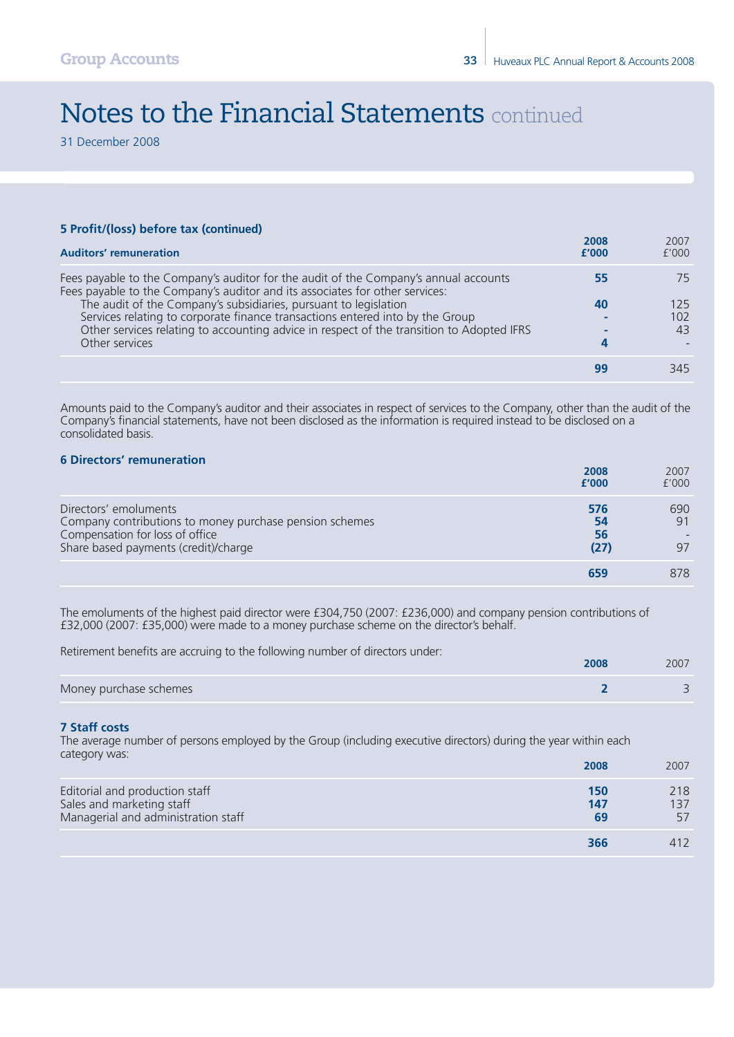# Notes to the Financial Statements continued

31 December 2008

### 5 Profit/(loss) before tax (continued)

| Auditors' remuneration | 2008 £'000 | 2007 £'000 |
|---|---|---|
| Fees payable to the Company's auditor for the audit of the Company's annual accounts | **55** | 75 |
| Fees payable to the Company's auditor and its associates for other services: | | |
| The audit of the Company's subsidiaries, pursuant to legislation | **40** | 125 |
| Services relating to corporate finance transactions entered into by the Group | **-** | 102 |
| Other services relating to accounting advice in respect of the transition to Adopted IFRS | **-** | 43 |
| Other services | **4** | - |
| | **99** | 345 |

Amounts paid to the Company's auditor and their associates in respect of services to the Company, other than the audit of the Company's financial statements, have not been disclosed as the information is required instead to be disclosed on a consolidated basis.

### 6 Directors' remuneration

| | 2008 £'000 | 2007 £'000 |
|---|---|---|
| Directors' emoluments | **576** | 690 |
| Company contributions to money purchase pension schemes | **54** | 91 |
| Compensation for loss of office | **56** | - |
| Share based payments (credit)/charge | **(27)** | 97 |
| | **659** | 878 |

The emoluments of the highest paid director were £304,750 (2007: £236,000) and company pension contributions of £32,000 (2007: £35,000) were made to a money purchase scheme on the director's behalf.

Retirement benefits are accruing to the following number of directors under:

| | 2008 | 2007 |
|---|---|---|
| Money purchase schemes | **2** | 3 |

### 7 Staff costs

The average number of persons employed by the Group (including executive directors) during the year within each category was:

| | 2008 | 2007 |
|---|---|---|
| Editorial and production staff | **150** | 218 |
| Sales and marketing staff | **147** | 137 |
| Managerial and administration staff | **69** | 57 |
| | **366** | 412 |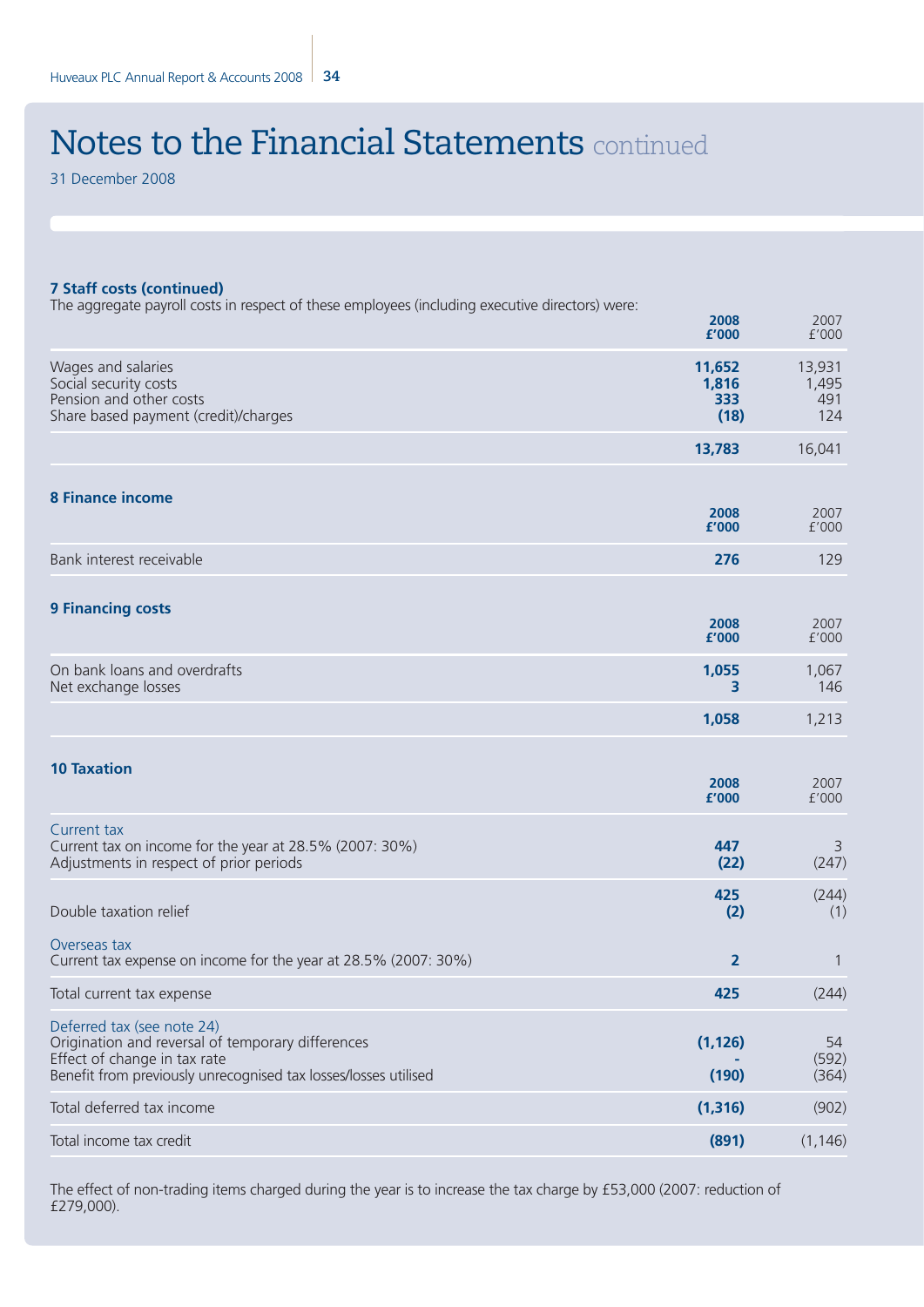# Notes to the Financial Statements continued

31 December 2008

### 7 Staff costs (continued)

The aggregate payroll costs in respect of these employees (including executive directors) were:

| | 2008 £'000 | 2007 £'000 |
|---|---|---|
| Wages and salaries | **11,652** | 13,931 |
| Social security costs | **1,816** | 1,495 |
| Pension and other costs | **333** | 491 |
| Share based payment (credit)/charges | **(18)** | 124 |
| | **13,783** | 16,041 |

### 8 Finance income

| | 2008 £'000 | 2007 £'000 |
|---|---|---|
| Bank interest receivable | **276** | 129 |

### 9 Financing costs

| | 2008 £'000 | 2007 £'000 |
|---|---|---|
| On bank loans and overdrafts | **1,055** | 1,067 |
| Net exchange losses | **3** | 146 |
| | **1,058** | 1,213 |

### 10 Taxation

| | 2008 £'000 | 2007 £'000 |
|---|---|---|
| Current tax | | |
| Current tax on income for the year at 28.5% (2007: 30%) | **447** | 3 |
| Adjustments in respect of prior periods | **(22)** | (247) |
| | **425** | (244) |
| Double taxation relief | **(2)** | (1) |
| Overseas tax | | |
| Current tax expense on income for the year at 28.5% (2007: 30%) | **2** | 1 |
| Total current tax expense | **425** | (244) |
| Deferred tax (see note 24) | | |
| Origination and reversal of temporary differences | **(1,126)** | 54 |
| Effect of change in tax rate | **-** | (592) |
| Benefit from previously unrecognised tax losses/losses utilised | **(190)** | (364) |
| Total deferred tax income | **(1,316)** | (902) |
| Total income tax credit | **(891)** | (1,146) |

The effect of non-trading items charged during the year is to increase the tax charge by £53,000 (2007: reduction of £279,000).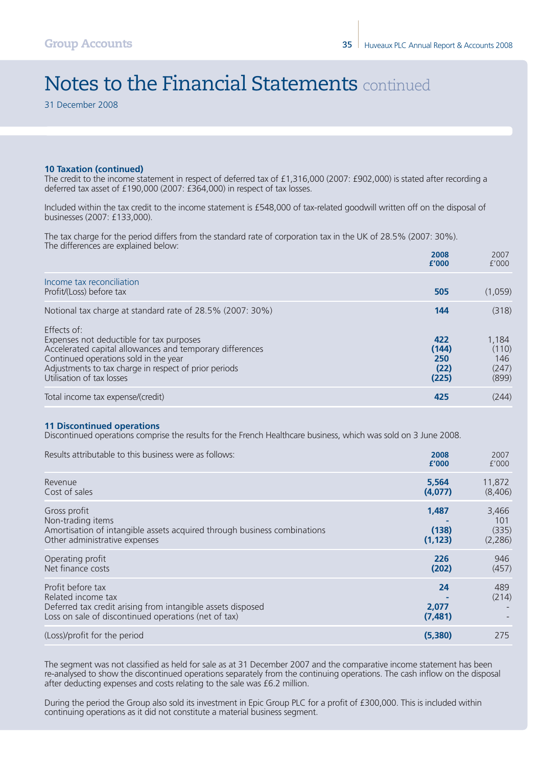# Notes to the Financial Statements continued

31 December 2008

### 10 Taxation (continued)

The credit to the income statement in respect of deferred tax of £1,316,000 (2007: £902,000) is stated after recording a deferred tax asset of £190,000 (2007: £364,000) in respect of tax losses.

Included within the tax credit to the income statement is £548,000 of tax-related goodwill written off on the disposal of businesses (2007: £133,000).

The tax charge for the period differs from the standard rate of corporation tax in the UK of 28.5% (2007: 30%). The differences are explained below:

| | **2008 £'000** | 2007 £'000 |
|---|---|---|
| Income tax reconciliation | | |
| Profit/(Loss) before tax | **505** | (1,059) |
| Notional tax charge at standard rate of 28.5% (2007: 30%) | **144** | (318) |
| Effects of: | | |
| Expenses not deductible for tax purposes | **422** | 1,184 |
| Accelerated capital allowances and temporary differences | **(144)** | (110) |
| Continued operations sold in the year | **250** | 146 |
| Adjustments to tax charge in respect of prior periods | **(22)** | (247) |
| Utilisation of tax losses | **(225)** | (899) |
| Total income tax expense/(credit) | **425** | (244) |

### 11 Discontinued operations

Discontinued operations comprise the results for the French Healthcare business, which was sold on 3 June 2008.

| Results attributable to this business were as follows: | **2008 £'000** | 2007 £'000 |
|---|---|---|
| Revenue | **5,564** | 11,872 |
| Cost of sales | **(4,077)** | (8,406) |
| Gross profit | **1,487** | 3,466 |
| Non-trading items | **-** | 101 |
| Amortisation of intangible assets acquired through business combinations | **(138)** | (335) |
| Other administrative expenses | **(1,123)** | (2,286) |
| Operating profit | **226** | 946 |
| Net finance costs | **(202)** | (457) |
| Profit before tax | **24** | 489 |
| Related income tax | **-** | (214) |
| Deferred tax credit arising from intangible assets disposed | **2,077** | - |
| Loss on sale of discontinued operations (net of tax) | **(7,481)** | - |
| (Loss)/profit for the period | **(5,380)** | 275 |

The segment was not classified as held for sale as at 31 December 2007 and the comparative income statement has been re-analysed to show the discontinued operations separately from the continuing operations. The cash inflow on the disposal after deducting expenses and costs relating to the sale was £6.2 million.

During the period the Group also sold its investment in Epic Group PLC for a profit of £300,000. This is included within continuing operations as it did not constitute a material business segment.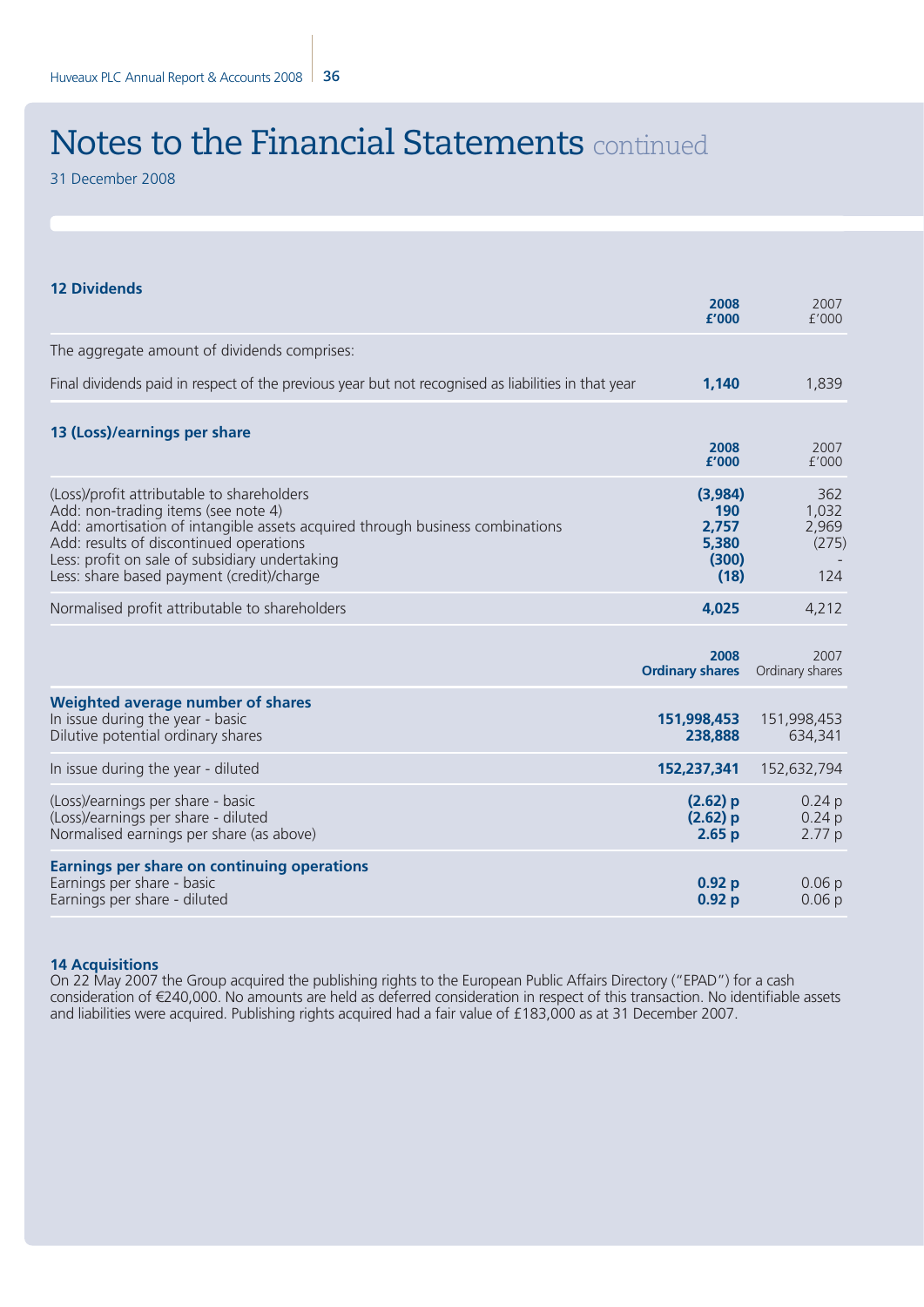# Notes to the Financial Statements continued

31 December 2008

### 12 Dividends

| | 2008 £'000 | 2007 £'000 |
|---|---|---|
| The aggregate amount of dividends comprises: | | |
| Final dividends paid in respect of the previous year but not recognised as liabilities in that year | **1,140** | 1,839 |

### 13 (Loss)/earnings per share

| | 2008 £'000 | 2007 £'000 |
|---|---|---|
| (Loss)/profit attributable to shareholders | **(3,984)** | 362 |
| Add: non-trading items (see note 4) | **190** | 1,032 |
| Add: amortisation of intangible assets acquired through business combinations | **2,757** | 2,969 |
| Add: results of discontinued operations | **5,380** | (275) |
| Less: profit on sale of subsidiary undertaking | **(300)** | - |
| Less: share based payment (credit)/charge | **(18)** | 124 |
| Normalised profit attributable to shareholders | **4,025** | 4,212 |

| | 2008 Ordinary shares | 2007 Ordinary shares |
|---|---|---|
| **Weighted average number of shares** | | |
| In issue during the year - basic | **151,998,453** | 151,998,453 |
| Dilutive potential ordinary shares | **238,888** | 634,341 |
| In issue during the year - diluted | **152,237,341** | 152,632,794 |
| (Loss)/earnings per share - basic | **(2.62) p** | 0.24 p |
| (Loss)/earnings per share - diluted | **(2.62) p** | 0.24 p |
| Normalised earnings per share (as above) | **2.65 p** | 2.77 p |
| **Earnings per share on continuing operations** | | |
| Earnings per share - basic | **0.92 p** | 0.06 p |
| Earnings per share - diluted | **0.92 p** | 0.06 p |

### 14 Acquisitions

On 22 May 2007 the Group acquired the publishing rights to the European Public Affairs Directory ("EPAD") for a cash consideration of €240,000. No amounts are held as deferred consideration in respect of this transaction. No identifiable assets and liabilities were acquired. Publishing rights acquired had a fair value of £183,000 as at 31 December 2007.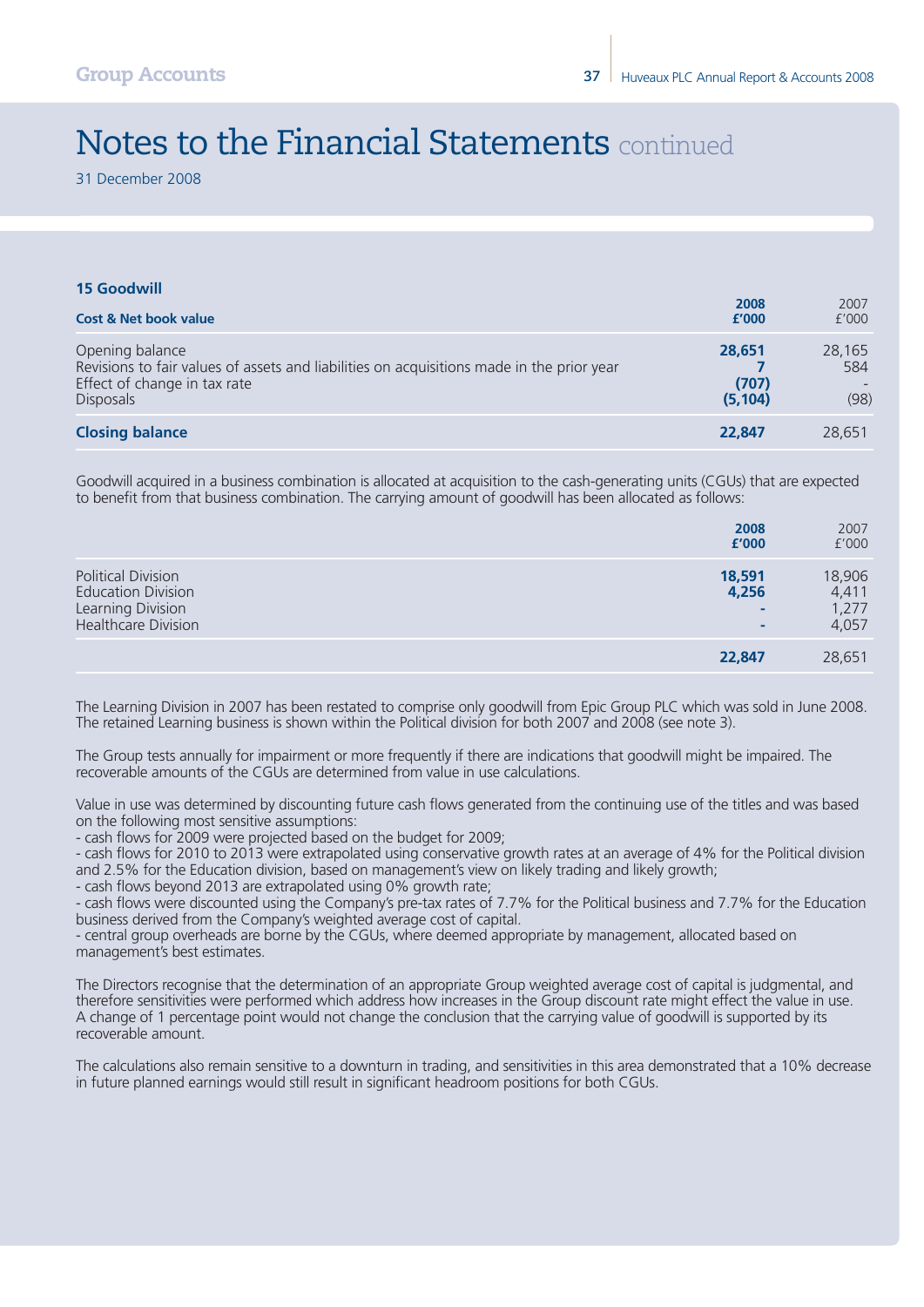# Notes to the Financial Statements continued

31 December 2008

### 15 Goodwill

| Cost & Net book value | 2008 £'000 | 2007 £'000 |
|---|---|---|
| Opening balance | 28,651 | 28,165 |
| Revisions to fair values of assets and liabilities on acquisitions made in the prior year | 7 | 584 |
| Effect of change in tax rate | (707) | - |
| Disposals | (5,104) | (98) |
| **Closing balance** | **22,847** | 28,651 |

Goodwill acquired in a business combination is allocated at acquisition to the cash-generating units (CGUs) that are expected to benefit from that business combination. The carrying amount of goodwill has been allocated as follows:

| | 2008 £'000 | 2007 £'000 |
|---|---|---|
| Political Division | 18,591 | 18,906 |
| Education Division | 4,256 | 4,411 |
| Learning Division | - | 1,277 |
| Healthcare Division | - | 4,057 |
| | 22,847 | 28,651 |

The Learning Division in 2007 has been restated to comprise only goodwill from Epic Group PLC which was sold in June 2008. The retained Learning business is shown within the Political division for both 2007 and 2008 (see note 3).

The Group tests annually for impairment or more frequently if there are indications that goodwill might be impaired. The recoverable amounts of the CGUs are determined from value in use calculations.

Value in use was determined by discounting future cash flows generated from the continuing use of the titles and was based on the following most sensitive assumptions:

- cash flows for 2009 were projected based on the budget for 2009;
- cash flows for 2010 to 2013 were extrapolated using conservative growth rates at an average of 4% for the Political division and 2.5% for the Education division, based on management's view on likely trading and likely growth;
- cash flows beyond 2013 are extrapolated using 0% growth rate;
- cash flows were discounted using the Company's pre-tax rates of 7.7% for the Political business and 7.7% for the Education business derived from the Company's weighted average cost of capital.
- central group overheads are borne by the CGUs, where deemed appropriate by management, allocated based on management's best estimates.

The Directors recognise that the determination of an appropriate Group weighted average cost of capital is judgmental, and therefore sensitivities were performed which address how increases in the Group discount rate might effect the value in use. A change of 1 percentage point would not change the conclusion that the carrying value of goodwill is supported by its recoverable amount.

The calculations also remain sensitive to a downturn in trading, and sensitivities in this area demonstrated that a 10% decrease in future planned earnings would still result in significant headroom positions for both CGUs.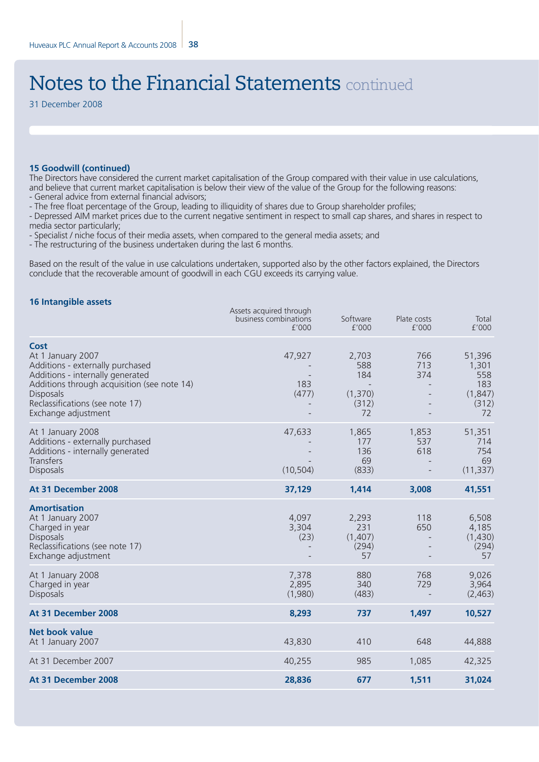# Notes to the Financial Statements continued

31 December 2008

### 15 Goodwill (continued)

The Directors have considered the current market capitalisation of the Group compared with their value in use calculations, and believe that current market capitalisation is below their view of the value of the Group for the following reasons:

- General advice from external financial advisors;
- The free float percentage of the Group, leading to illiquidity of shares due to Group shareholder profiles;
- Depressed AIM market prices due to the current negative sentiment in respect to small cap shares, and shares in respect to media sector particularly;
- Specialist / niche focus of their media assets, when compared to the general media assets; and
- The restructuring of the business undertaken during the last 6 months.

Based on the result of the value in use calculations undertaken, supported also by the other factors explained, the Directors conclude that the recoverable amount of goodwill in each CGU exceeds its carrying value.

### 16 Intangible assets

| | Assets acquired through business combinations £'000 | Software £'000 | Plate costs £'000 | Total £'000 |
|---|---|---|---|---|
| **Cost** | | | | |
| At 1 January 2007 | 47,927 | 2,703 | 766 | 51,396 |
| Additions - externally purchased | - | 588 | 713 | 1,301 |
| Additions - internally generated | - | 184 | 374 | 558 |
| Additions through acquisition (see note 14) | 183 | - | - | 183 |
| Disposals | (477) | (1,370) | - | (1,847) |
| Reclassifications (see note 17) | - | (312) | - | (312) |
| Exchange adjustment | - | 72 | - | 72 |
| At 1 January 2008 | 47,633 | 1,865 | 1,853 | 51,351 |
| Additions - externally purchased | - | 177 | 537 | 714 |
| Additions - internally generated | - | 136 | 618 | 754 |
| Transfers | - | 69 | - | 69 |
| Disposals | (10,504) | (833) | - | (11,337) |
| **At 31 December 2008** | **37,129** | **1,414** | **3,008** | **41,551** |
| **Amortisation** | | | | |
| At 1 January 2007 | 4,097 | 2,293 | 118 | 6,508 |
| Charged in year | 3,304 | 231 | 650 | 4,185 |
| Disposals | (23) | (1,407) | - | (1,430) |
| Reclassifications (see note 17) | - | (294) | - | (294) |
| Exchange adjustment | - | 57 | - | 57 |
| At 1 January 2008 | 7,378 | 880 | 768 | 9,026 |
| Charged in year | 2,895 | 340 | 729 | 3,964 |
| Disposals | (1,980) | (483) | - | (2,463) |
| **At 31 December 2008** | **8,293** | **737** | **1,497** | **10,527** |
| **Net book value** | | | | |
| At 1 January 2007 | 43,830 | 410 | 648 | 44,888 |
| At 31 December 2007 | 40,255 | 985 | 1,085 | 42,325 |
| **At 31 December 2008** | **28,836** | **677** | **1,511** | **31,024** |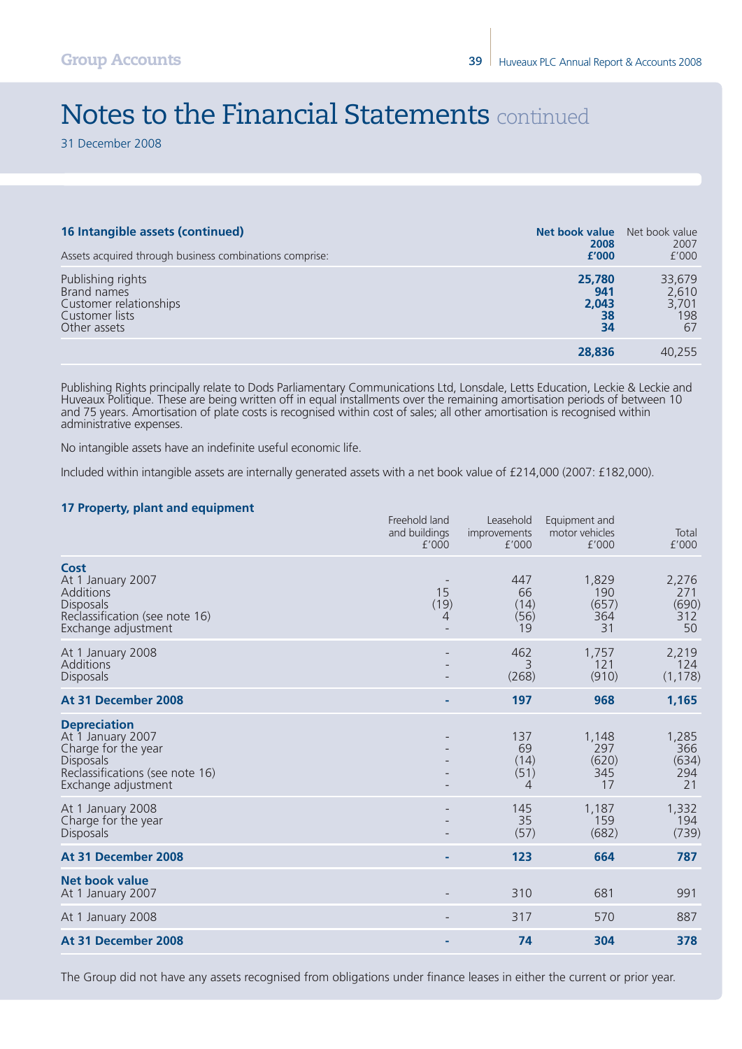# Notes to the Financial Statements continued

31 December 2008

### 16 Intangible assets (continued)

| Assets acquired through business combinations comprise: | **Net book value 2008 £'000** | Net book value 2007 £'000 |
|---|---|---|
| Publishing rights | **25,780** | 33,679 |
| Brand names | **941** | 2,610 |
| Customer relationships | **2,043** | 3,701 |
| Customer lists | **38** | 198 |
| Other assets | **34** | 67 |
| | **28,836** | 40,255 |

Publishing Rights principally relate to Dods Parliamentary Communications Ltd, Lonsdale, Letts Education, Leckie & Leckie and Huveaux Politique. These are being written off in equal installments over the remaining amortisation periods of between 10 and 75 years. Amortisation of plate costs is recognised within cost of sales; all other amortisation is recognised within administrative expenses.

No intangible assets have an indefinite useful economic life.

Included within intangible assets are internally generated assets with a net book value of £214,000 (2007: £182,000).

### 17 Property, plant and equipment

| | Freehold land and buildings £'000 | Leasehold improvements £'000 | Equipment and motor vehicles £'000 | Total £'000 |
|---|---|---|---|---|
| **Cost** | | | | |
| At 1 January 2007 | - | 447 | 1,829 | 2,276 |
| Additions | 15 | 66 | 190 | 271 |
| Disposals | (19) | (14) | (657) | (690) |
| Reclassification (see note 16) | 4 | (56) | 364 | 312 |
| Exchange adjustment | - | 19 | 31 | 50 |
| At 1 January 2008 | - | 462 | 1,757 | 2,219 |
| Additions | - | 3 | 121 | 124 |
| Disposals | - | (268) | (910) | (1,178) |
| **At 31 December 2008** | **-** | **197** | **968** | **1,165** |
| **Depreciation** | | | | |
| At 1 January 2007 | - | 137 | 1,148 | 1,285 |
| Charge for the year | - | 69 | 297 | 366 |
| Disposals | - | (14) | (620) | (634) |
| Reclassifications (see note 16) | - | (51) | 345 | 294 |
| Exchange adjustment | - | 4 | 17 | 21 |
| At 1 January 2008 | - | 145 | 1,187 | 1,332 |
| Charge for the year | - | 35 | 159 | 194 |
| Disposals | - | (57) | (682) | (739) |
| **At 31 December 2008** | **-** | **123** | **664** | **787** |
| **Net book value** | | | | |
| At 1 January 2007 | - | 310 | 681 | 991 |
| At 1 January 2008 | - | 317 | 570 | 887 |
| **At 31 December 2008** | **-** | **74** | **304** | **378** |

The Group did not have any assets recognised from obligations under finance leases in either the current or prior year.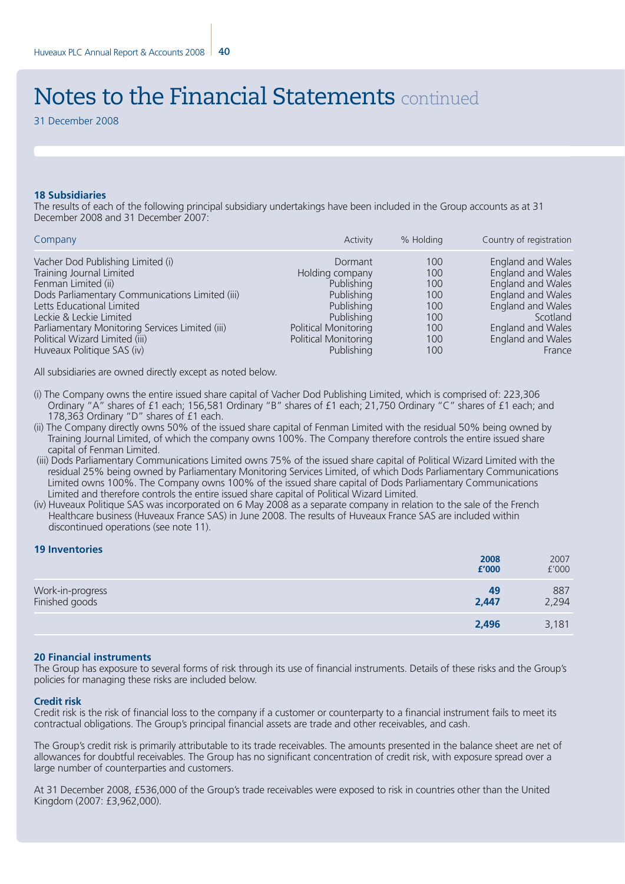# Notes to the Financial Statements continued

31 December 2008

### 18 Subsidiaries

The results of each of the following principal subsidiary undertakings have been included in the Group accounts as at 31 December 2008 and 31 December 2007:

| Company | Activity | % Holding | Country of registration |
|---|---|---|---|
| Vacher Dod Publishing Limited (i) | Dormant | 100 | England and Wales |
| Training Journal Limited | Holding company | 100 | England and Wales |
| Fenman Limited (ii) | Publishing | 100 | England and Wales |
| Dods Parliamentary Communications Limited (iii) | Publishing | 100 | England and Wales |
| Letts Educational Limited | Publishing | 100 | England and Wales |
| Leckie & Leckie Limited | Publishing | 100 | Scotland |
| Parliamentary Monitoring Services Limited (iii) | Political Monitoring | 100 | England and Wales |
| Political Wizard Limited (iii) | Political Monitoring | 100 | England and Wales |
| Huveaux Politique SAS (iv) | Publishing | 100 | France |

All subsidiaries are owned directly except as noted below.

(i) The Company owns the entire issued share capital of Vacher Dod Publishing Limited, which is comprised of: 223,306 Ordinary "A" shares of £1 each; 156,581 Ordinary "B" shares of £1 each; 21,750 Ordinary "C" shares of £1 each; and 178,363 Ordinary "D" shares of £1 each.

(ii) The Company directly owns 50% of the issued share capital of Fenman Limited with the residual 50% being owned by Training Journal Limited, of which the company owns 100%. The Company therefore controls the entire issued share capital of Fenman Limited.

(iii) Dods Parliamentary Communications Limited owns 75% of the issued share capital of Political Wizard Limited with the residual 25% being owned by Parliamentary Monitoring Services Limited, of which Dods Parliamentary Communications Limited owns 100%. The Company owns 100% of the issued share capital of Dods Parliamentary Communications Limited and therefore controls the entire issued share capital of Political Wizard Limited.

(iv) Huveaux Politique SAS was incorporated on 6 May 2008 as a separate company in relation to the sale of the French Healthcare business (Huveaux France SAS) in June 2008. The results of Huveaux France SAS are included within discontinued operations (see note 11).

### 19 Inventories

| | **2008 £'000** | 2007 £'000 |
|---|---|---|
| Work-in-progress | **49** | 887 |
| Finished goods | **2,447** | 2,294 |
| | **2,496** | 3,181 |

### 20 Financial instruments

The Group has exposure to several forms of risk through its use of financial instruments. Details of these risks and the Group's policies for managing these risks are included below.

#### Credit risk

Credit risk is the risk of financial loss to the company if a customer or counterparty to a financial instrument fails to meet its contractual obligations. The Group's principal financial assets are trade and other receivables, and cash.

The Group's credit risk is primarily attributable to its trade receivables. The amounts presented in the balance sheet are net of allowances for doubtful receivables. The Group has no significant concentration of credit risk, with exposure spread over a large number of counterparties and customers.

At 31 December 2008, £536,000 of the Group's trade receivables were exposed to risk in countries other than the United Kingdom (2007: £3,962,000).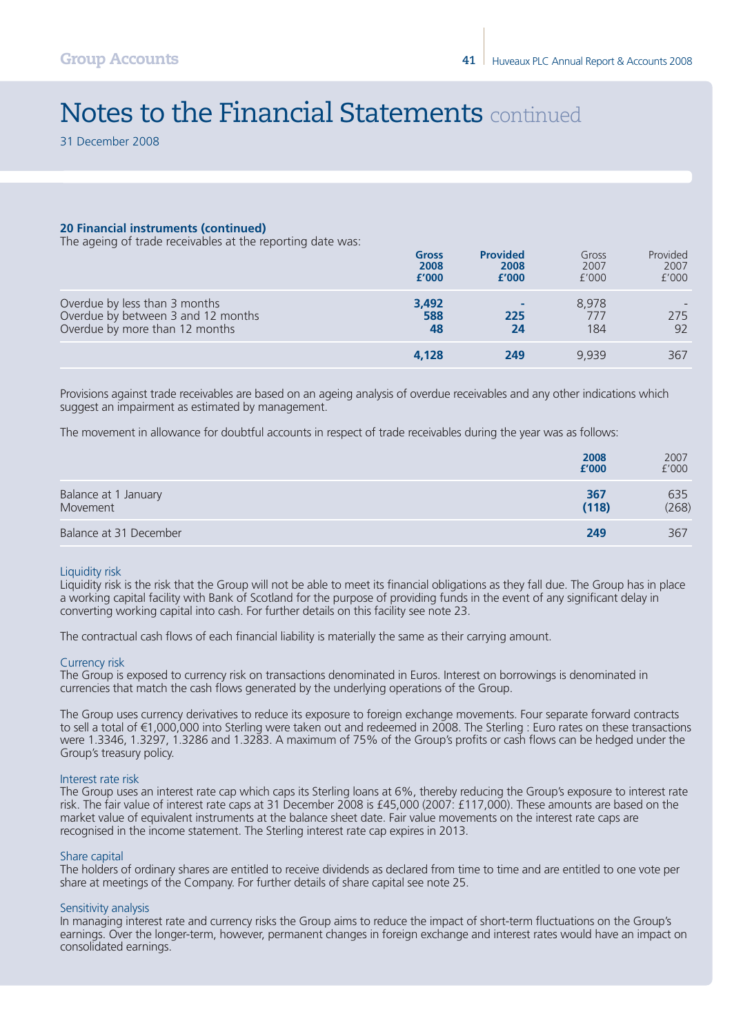# Notes to the Financial Statements continued

31 December 2008

**20 Financial instruments (continued)**

The ageing of trade receivables at the reporting date was:

| | **Gross 2008 £'000** | **Provided 2008 £'000** | Gross 2007 £'000 | Provided 2007 £'000 |
|---|---|---|---|---|
| Overdue by less than 3 months | **3,492** | **-** | 8,978 | - |
| Overdue by between 3 and 12 months | **588** | **225** | 777 | 275 |
| Overdue by more than 12 months | **48** | **24** | 184 | 92 |
| | **4,128** | **249** | 9,939 | 367 |

Provisions against trade receivables are based on an ageing analysis of overdue receivables and any other indications which suggest an impairment as estimated by management.

The movement in allowance for doubtful accounts in respect of trade receivables during the year was as follows:

| | **2008 £'000** | 2007 £'000 |
|---|---|---|
| Balance at 1 January | **367** | 635 |
| Movement | **(118)** | (268) |
| Balance at 31 December | **249** | 367 |

### Liquidity risk

Liquidity risk is the risk that the Group will not be able to meet its financial obligations as they fall due. The Group has in place a working capital facility with Bank of Scotland for the purpose of providing funds in the event of any significant delay in converting working capital into cash. For further details on this facility see note 23.

The contractual cash flows of each financial liability is materially the same as their carrying amount.

### Currency risk

The Group is exposed to currency risk on transactions denominated in Euros. Interest on borrowings is denominated in currencies that match the cash flows generated by the underlying operations of the Group.

The Group uses currency derivatives to reduce its exposure to foreign exchange movements. Four separate forward contracts to sell a total of €1,000,000 into Sterling were taken out and redeemed in 2008. The Sterling : Euro rates on these transactions were 1.3346, 1.3297, 1.3286 and 1.3283. A maximum of 75% of the Group's profits or cash flows can be hedged under the Group's treasury policy.

### Interest rate risk

The Group uses an interest rate cap which caps its Sterling loans at 6%, thereby reducing the Group's exposure to interest rate risk. The fair value of interest rate caps at 31 December 2008 is £45,000 (2007: £117,000). These amounts are based on the market value of equivalent instruments at the balance sheet date. Fair value movements on the interest rate caps are recognised in the income statement. The Sterling interest rate cap expires in 2013.

### Share capital

The holders of ordinary shares are entitled to receive dividends as declared from time to time and are entitled to one vote per share at meetings of the Company. For further details of share capital see note 25.

### Sensitivity analysis

In managing interest rate and currency risks the Group aims to reduce the impact of short-term fluctuations on the Group's earnings. Over the longer-term, however, permanent changes in foreign exchange and interest rates would have an impact on consolidated earnings.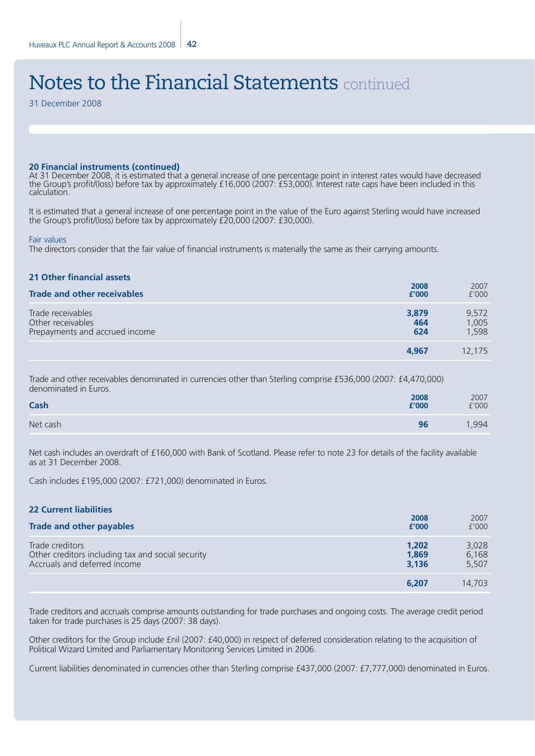# Notes to the Financial Statements continued

31 December 2008

### 20 Financial instruments (continued)

At 31 December 2008, it is estimated that a general increase of one percentage point in interest rates would have decreased the Group's profit/(loss) before tax by approximately £16,000 (2007: £53,000). Interest rate caps have been included in this calculation.

It is estimated that a general increase of one percentage point in the value of the Euro against Sterling would have increased the Group's profit/(loss) before tax by approximately £20,000 (2007: £30,000).

Fair values

The directors consider that the fair value of financial instruments is materially the same as their carrying amounts.

### 21 Other financial assets

| Trade and other receivables | 2008 £'000 | 2007 £'000 |
|---|---|---|
| Trade receivables | **3,879** | 9,572 |
| Other receivables | **464** | 1,005 |
| Prepayments and accrued income | **624** | 1,598 |
| | **4,967** | 12,175 |

Trade and other receivables denominated in currencies other than Sterling comprise £536,000 (2007: £4,470,000) denominated in Euros.

| Cash | 2008 £'000 | 2007 £'000 |
|---|---|---|
| Net cash | **96** | 1,994 |

Net cash includes an overdraft of £160,000 with Bank of Scotland. Please refer to note 23 for details of the facility available as at 31 December 2008.

Cash includes £195,000 (2007: £721,000) denominated in Euros.

### 22 Current liabilities

| Trade and other payables | 2008 £'000 | 2007 £'000 |
|---|---|---|
| Trade creditors | **1,202** | 3,028 |
| Other creditors including tax and social security | **1,869** | 6,168 |
| Accruals and deferred income | **3,136** | 5,507 |
| | **6,207** | 14,703 |

Trade creditors and accruals comprise amounts outstanding for trade purchases and ongoing costs. The average credit period taken for trade purchases is 25 days (2007: 38 days).

Other creditors for the Group include £nil (2007: £40,000) in respect of deferred consideration relating to the acquisition of Political Wizard Limited and Parliamentary Monitoring Services Limited in 2006.

Current liabilities denominated in currencies other than Sterling comprise £437,000 (2007: £7,777,000) denominated in Euros.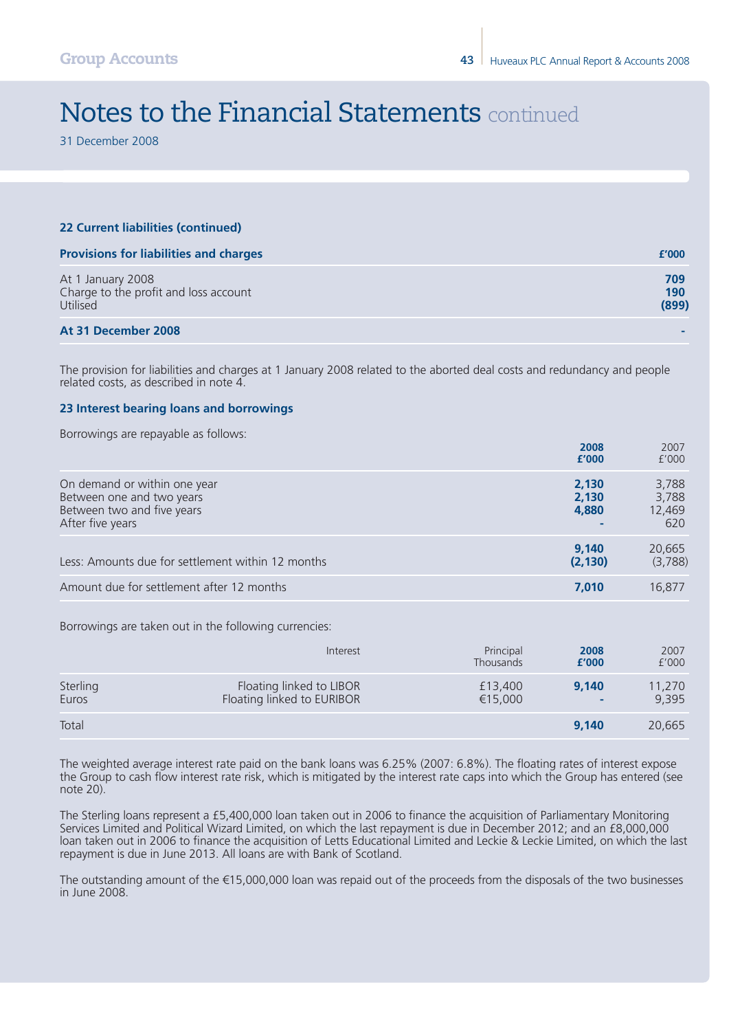# Notes to the Financial Statements continued

31 December 2008

### 22 Current liabilities (continued)

| Provisions for liabilities and charges | £'000 |
|---|---|
| At 1 January 2008 | 709 |
| Charge to the profit and loss account | 190 |
| Utilised | (899) |
| **At 31 December 2008** | - |

The provision for liabilities and charges at 1 January 2008 related to the aborted deal costs and redundancy and people related costs, as described in note 4.

### 23 Interest bearing loans and borrowings

Borrowings are repayable as follows:

| | 2008 £'000 | 2007 £'000 |
|---|---|---|
| On demand or within one year | 2,130 | 3,788 |
| Between one and two years | 2,130 | 3,788 |
| Between two and five years | 4,880 | 12,469 |
| After five years | - | 620 |
| | 9,140 | 20,665 |
| Less: Amounts due for settlement within 12 months | (2,130) | (3,788) |
| Amount due for settlement after 12 months | 7,010 | 16,877 |

Borrowings are taken out in the following currencies:

| | Interest | Principal Thousands | 2008 £'000 | 2007 £'000 |
|---|---|---|---|---|
| Sterling | Floating linked to LIBOR | £13,400 | 9,140 | 11,270 |
| Euros | Floating linked to EURIBOR | €15,000 | - | 9,395 |
| Total | | | 9,140 | 20,665 |

The weighted average interest rate paid on the bank loans was 6.25% (2007: 6.8%). The floating rates of interest expose the Group to cash flow interest rate risk, which is mitigated by the interest rate caps into which the Group has entered (see note 20).

The Sterling loans represent a £5,400,000 loan taken out in 2006 to finance the acquisition of Parliamentary Monitoring Services Limited and Political Wizard Limited, on which the last repayment is due in December 2012; and an £8,000,000 loan taken out in 2006 to finance the acquisition of Letts Educational Limited and Leckie & Leckie Limited, on which the last repayment is due in June 2013. All loans are with Bank of Scotland.

The outstanding amount of the €15,000,000 loan was repaid out of the proceeds from the disposals of the two businesses in June 2008.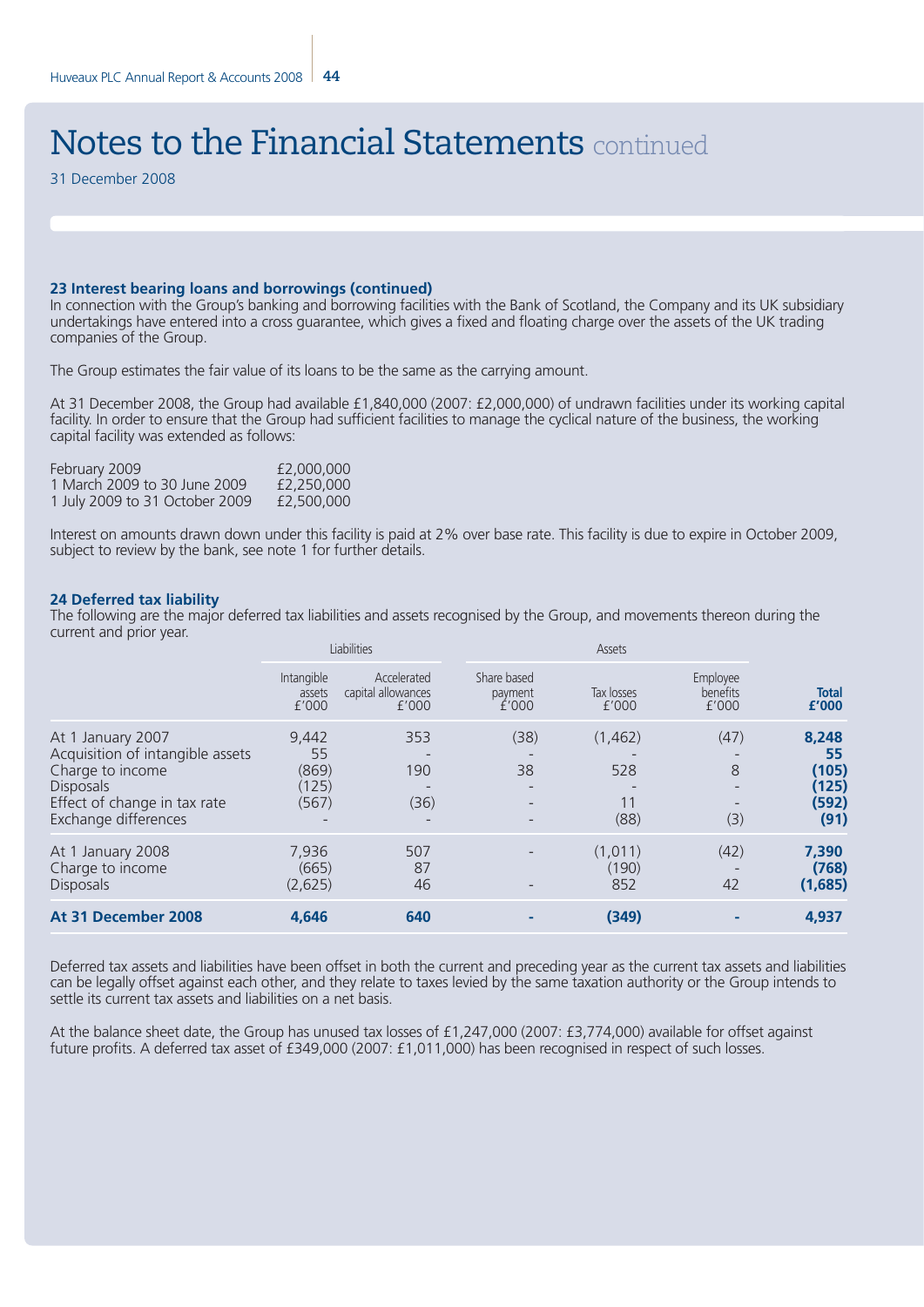# Notes to the Financial Statements continued

31 December 2008

### 23 Interest bearing loans and borrowings (continued)

In connection with the Group's banking and borrowing facilities with the Bank of Scotland, the Company and its UK subsidiary undertakings have entered into a cross guarantee, which gives a fixed and floating charge over the assets of the UK trading companies of the Group.

The Group estimates the fair value of its loans to be the same as the carrying amount.

At 31 December 2008, the Group had available £1,840,000 (2007: £2,000,000) of undrawn facilities under its working capital facility. In order to ensure that the Group had sufficient facilities to manage the cyclical nature of the business, the working capital facility was extended as follows:

| | |
|---|---|
| February 2009 | £2,000,000 |
| 1 March 2009 to 30 June 2009 | £2,250,000 |
| 1 July 2009 to 31 October 2009 | £2,500,000 |

Interest on amounts drawn down under this facility is paid at 2% over base rate. This facility is due to expire in October 2009, subject to review by the bank, see note 1 for further details.

### 24 Deferred tax liability

The following are the major deferred tax liabilities and assets recognised by the Group, and movements thereon during the current and prior year.

| | Liabilities | | Assets | | | |
|---|---|---|---|---|---|---|
| | Intangible assets £'000 | Accelerated capital allowances £'000 | Share based payment £'000 | Tax losses £'000 | Employee benefits £'000 | **Total £'000** |
| At 1 January 2007 | 9,442 | 353 | (38) | (1,462) | (47) | **8,248** |
| Acquisition of intangible assets | 55 | - | - | - | - | **55** |
| Charge to income | (869) | 190 | 38 | 528 | 8 | **(105)** |
| Disposals | (125) | - | - | - | - | **(125)** |
| Effect of change in tax rate | (567) | (36) | - | 11 | - | **(592)** |
| Exchange differences | - | - | - | (88) | (3) | **(91)** |
| At 1 January 2008 | 7,936 | 507 | - | (1,011) | (42) | **7,390** |
| Charge to income | (665) | 87 | | (190) | - | **(768)** |
| Disposals | (2,625) | 46 | - | 852 | 42 | **(1,685)** |
| **At 31 December 2008** | **4,646** | **640** | **-** | **(349)** | **-** | **4,937** |

Deferred tax assets and liabilities have been offset in both the current and preceding year as the current tax assets and liabilities can be legally offset against each other, and they relate to taxes levied by the same taxation authority or the Group intends to settle its current tax assets and liabilities on a net basis.

At the balance sheet date, the Group has unused tax losses of £1,247,000 (2007: £3,774,000) available for offset against future profits. A deferred tax asset of £349,000 (2007: £1,011,000) has been recognised in respect of such losses.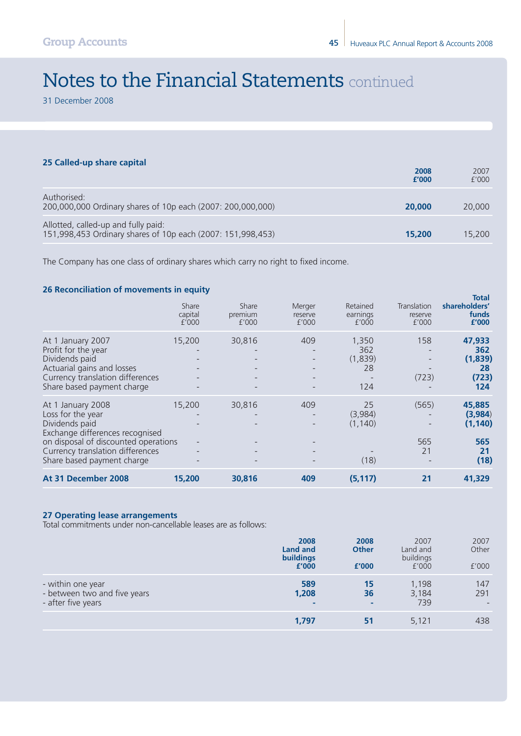# Notes to the Financial Statements continued

31 December 2008

## 25 Called-up share capital

| | 2008 £'000 | 2007 £'000 |
|---|---|---|
| Authorised:<br>200,000,000 Ordinary shares of 10p each (2007: 200,000,000) | **20,000** | 20,000 |
| Allotted, called-up and fully paid:<br>151,998,453 Ordinary shares of 10p each (2007: 151,998,453) | **15,200** | 15,200 |

The Company has one class of ordinary shares which carry no right to fixed income.

## 26 Reconciliation of movements in equity

| | Share capital £'000 | Share premium £'000 | Merger reserve £'000 | Retained earnings £'000 | Translation reserve £'000 | **Total shareholders' funds £'000** |
|---|---|---|---|---|---|---|
| At 1 January 2007 | 15,200 | 30,816 | 409 | 1,350 | 158 | **47,933** |
| Profit for the year | - | - | - | 362 | - | **362** |
| Dividends paid | - | - | - | (1,839) | - | **(1,839)** |
| Actuarial gains and losses | - | - | - | 28 | - | **28** |
| Currency translation differences | - | - | - | - | (723) | **(723)** |
| Share based payment charge | - | - | - | 124 | - | **124** |
| At 1 January 2008 | 15,200 | 30,816 | 409 | 25 | (565) | **45,885** |
| Loss for the year | - | - | - | (3,984) | - | **(3,984)** |
| Dividends paid | - | - | - | (1,140) | - | **(1,140)** |
| Exchange differences recognised on disposal of discounted operations | - | - | - | | 565 | **565** |
| Currency translation differences | - | - | - | - | 21 | **21** |
| Share based payment charge | - | - | - | (18) | - | **(18)** |
| **At 31 December 2008** | **15,200** | **30,816** | **409** | **(5,117)** | **21** | **41,329** |

## 27 Operating lease arrangements

Total commitments under non-cancellable leases are as follows:

| | **2008 Land and buildings £'000** | **2008 Other £'000** | 2007 Land and buildings £'000 | 2007 Other £'000 |
|---|---|---|---|---|
| - within one year | **589** | **15** | 1,198 | 147 |
| - between two and five years | **1,208** | **36** | 3,184 | 291 |
| - after five years | **-** | **-** | 739 | - |
| | **1,797** | **51** | 5,121 | 438 |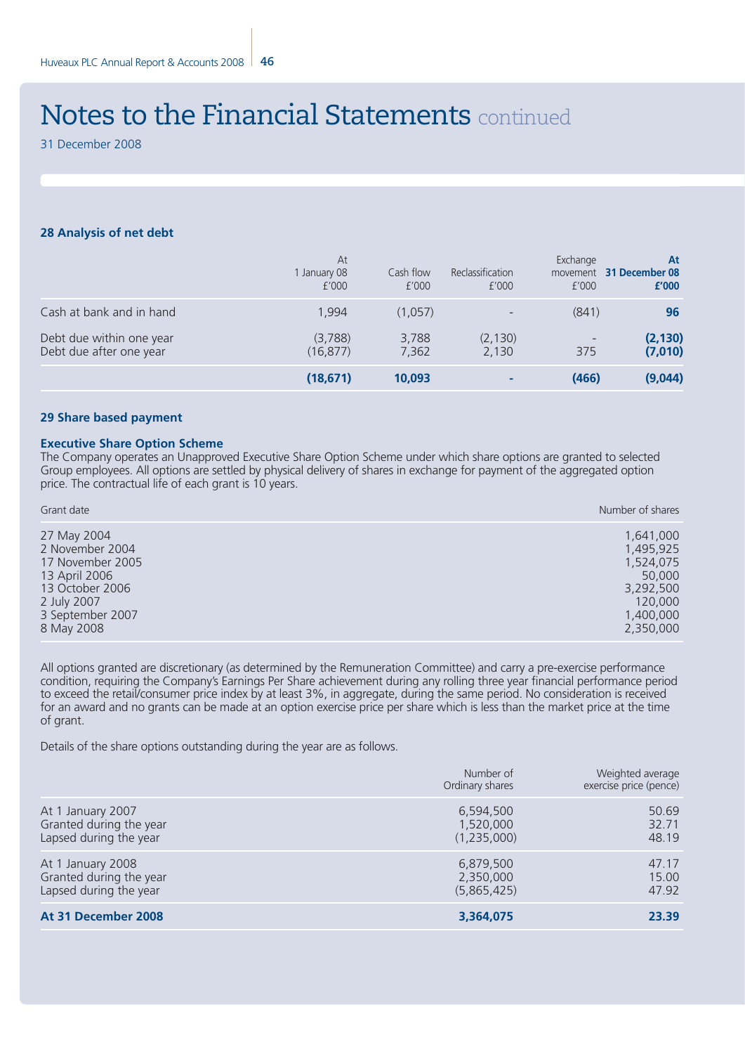# Notes to the Financial Statements continued

31 December 2008

### 28 Analysis of net debt

| | At 1 January 08 £'000 | Cash flow £'000 | Reclassification £'000 | Exchange movement £'000 | **At 31 December 08 £'000** |
|---|---|---|---|---|---|
| Cash at bank and in hand | 1,994 | (1,057) | - | (841) | **96** |
| Debt due within one year | (3,788) | 3,788 | (2,130) | - | **(2,130)** |
| Debt due after one year | (16,877) | 7,362 | 2,130 | 375 | **(7,010)** |
| | **(18,671)** | **10,093** | **-** | **(466)** | **(9,044)** |

### 29 Share based payment

**Executive Share Option Scheme**

The Company operates an Unapproved Executive Share Option Scheme under which share options are granted to selected Group employees. All options are settled by physical delivery of shares in exchange for payment of the aggregated option price. The contractual life of each grant is 10 years.

| Grant date | Number of shares |
|---|---|
| 27 May 2004 | 1,641,000 |
| 2 November 2004 | 1,495,925 |
| 17 November 2005 | 1,524,075 |
| 13 April 2006 | 50,000 |
| 13 October 2006 | 3,292,500 |
| 2 July 2007 | 120,000 |
| 3 September 2007 | 1,400,000 |
| 8 May 2008 | 2,350,000 |

All options granted are discretionary (as determined by the Remuneration Committee) and carry a pre-exercise performance condition, requiring the Company's Earnings Per Share achievement during any rolling three year financial performance period to exceed the retail/consumer price index by at least 3%, in aggregate, during the same period. No consideration is received for an award and no grants can be made at an option exercise price per share which is less than the market price at the time of grant.

Details of the share options outstanding during the year are as follows.

| | Number of Ordinary shares | Weighted average exercise price (pence) |
|---|---|---|
| At 1 January 2007 | 6,594,500 | 50.69 |
| Granted during the year | 1,520,000 | 32.71 |
| Lapsed during the year | (1,235,000) | 48.19 |
| At 1 January 2008 | 6,879,500 | 47.17 |
| Granted during the year | 2,350,000 | 15.00 |
| Lapsed during the year | (5,865,425) | 47.92 |
| **At 31 December 2008** | **3,364,075** | **23.39** |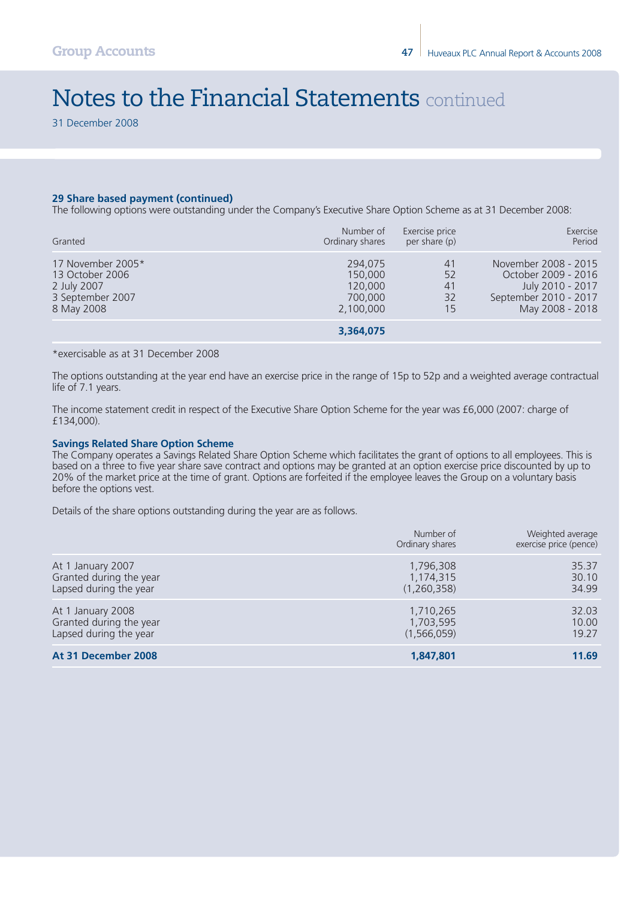# Notes to the Financial Statements continued

31 December 2008

### 29 Share based payment (continued)

The following options were outstanding under the Company's Executive Share Option Scheme as at 31 December 2008:

| Granted | Number of Ordinary shares | Exercise price per share (p) | Exercise Period |
|---|---|---|---|
| 17 November 2005* | 294,075 | 41 | November 2008 - 2015 |
| 13 October 2006 | 150,000 | 52 | October 2009 - 2016 |
| 2 July 2007 | 120,000 | 41 | July 2010 - 2017 |
| 3 September 2007 | 700,000 | 32 | September 2010 - 2017 |
| 8 May 2008 | 2,100,000 | 15 | May 2008 - 2018 |
| | **3,364,075** | | |

*exercisable as at 31 December 2008

The options outstanding at the year end have an exercise price in the range of 15p to 52p and a weighted average contractual life of 7.1 years.

The income statement credit in respect of the Executive Share Option Scheme for the year was £6,000 (2007: charge of £134,000).

#### Savings Related Share Option Scheme

The Company operates a Savings Related Share Option Scheme which facilitates the grant of options to all employees. This is based on a three to five year share save contract and options may be granted at an option exercise price discounted by up to 20% of the market price at the time of grant. Options are forfeited if the employee leaves the Group on a voluntary basis before the options vest.

Details of the share options outstanding during the year are as follows.

| | Number of Ordinary shares | Weighted average exercise price (pence) |
|---|---|---|
| At 1 January 2007 | 1,796,308 | 35.37 |
| Granted during the year | 1,174,315 | 30.10 |
| Lapsed during the year | (1,260,358) | 34.99 |
| At 1 January 2008 | 1,710,265 | 32.03 |
| Granted during the year | 1,703,595 | 10.00 |
| Lapsed during the year | (1,566,059) | 19.27 |
| **At 31 December 2008** | **1,847,801** | **11.69** |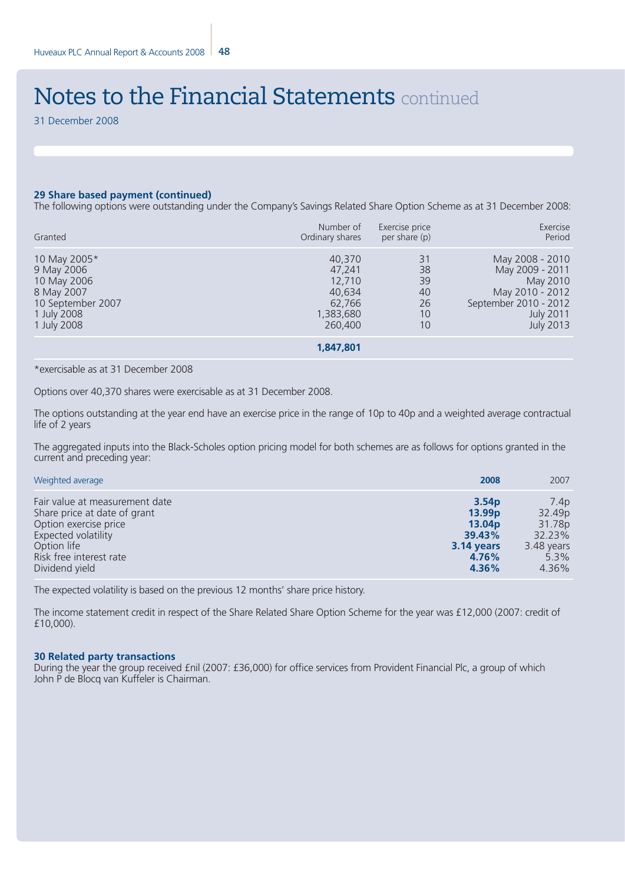# Notes to the Financial Statements continued

31 December 2008

### 29 Share based payment (continued)

The following options were outstanding under the Company's Savings Related Share Option Scheme as at 31 December 2008:

| Granted | Number of Ordinary shares | Exercise price per share (p) | Exercise Period |
|---|---|---|---|
| 10 May 2005* | 40,370 | 31 | May 2008 - 2010 |
| 9 May 2006 | 47,241 | 38 | May 2009 - 2011 |
| 10 May 2006 | 12,710 | 39 | May 2010 |
| 8 May 2007 | 40,634 | 40 | May 2010 - 2012 |
| 10 September 2007 | 62,766 | 26 | September 2010 - 2012 |
| 1 July 2008 | 1,383,680 | 10 | July 2011 |
| 1 July 2008 | 260,400 | 10 | July 2013 |
| | **1,847,801** | | |

*exercisable as at 31 December 2008

Options over 40,370 shares were exercisable as at 31 December 2008.

The options outstanding at the year end have an exercise price in the range of 10p to 40p and a weighted average contractual life of 2 years

The aggregated inputs into the Black-Scholes option pricing model for both schemes are as follows for options granted in the current and preceding year:

| Weighted average | **2008** | 2007 |
|---|---|---|
| Fair value at measurement date | **3.54p** | 7.4p |
| Share price at date of grant | **13.99p** | 32.49p |
| Option exercise price | **13.04p** | 31.78p |
| Expected volatility | **39.43%** | 32.23% |
| Option life | **3.14 years** | 3.48 years |
| Risk free interest rate | **4.76%** | 5.3% |
| Dividend yield | **4.36%** | 4.36% |

The expected volatility is based on the previous 12 months' share price history.

The income statement credit in respect of the Share Related Share Option Scheme for the year was £12,000 (2007: credit of £10,000).

### 30 Related party transactions

During the year the group received £nil (2007: £36,000) for office services from Provident Financial Plc, a group of which John P de Blocq van Kuffeler is Chairman.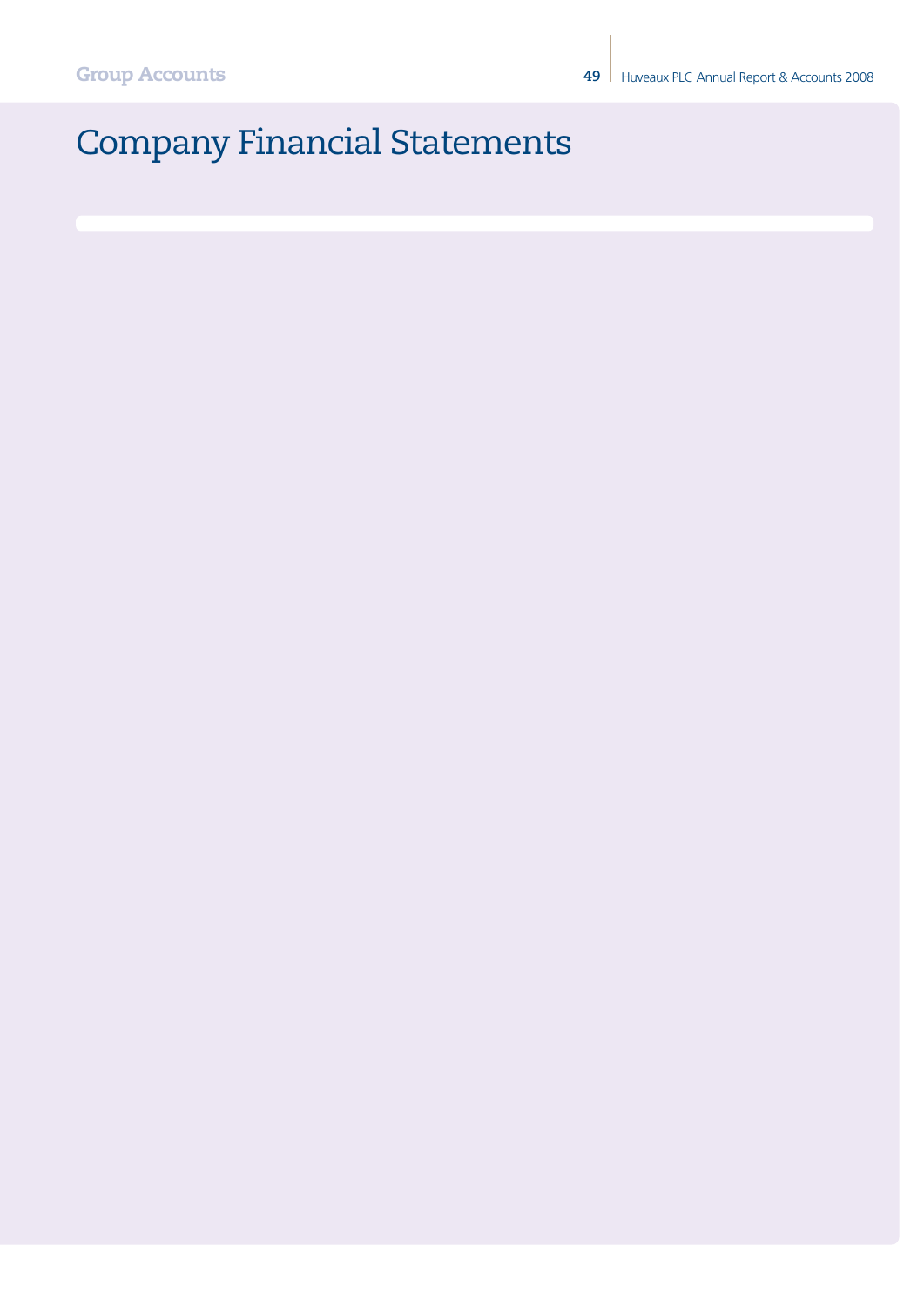# Company Financial Statements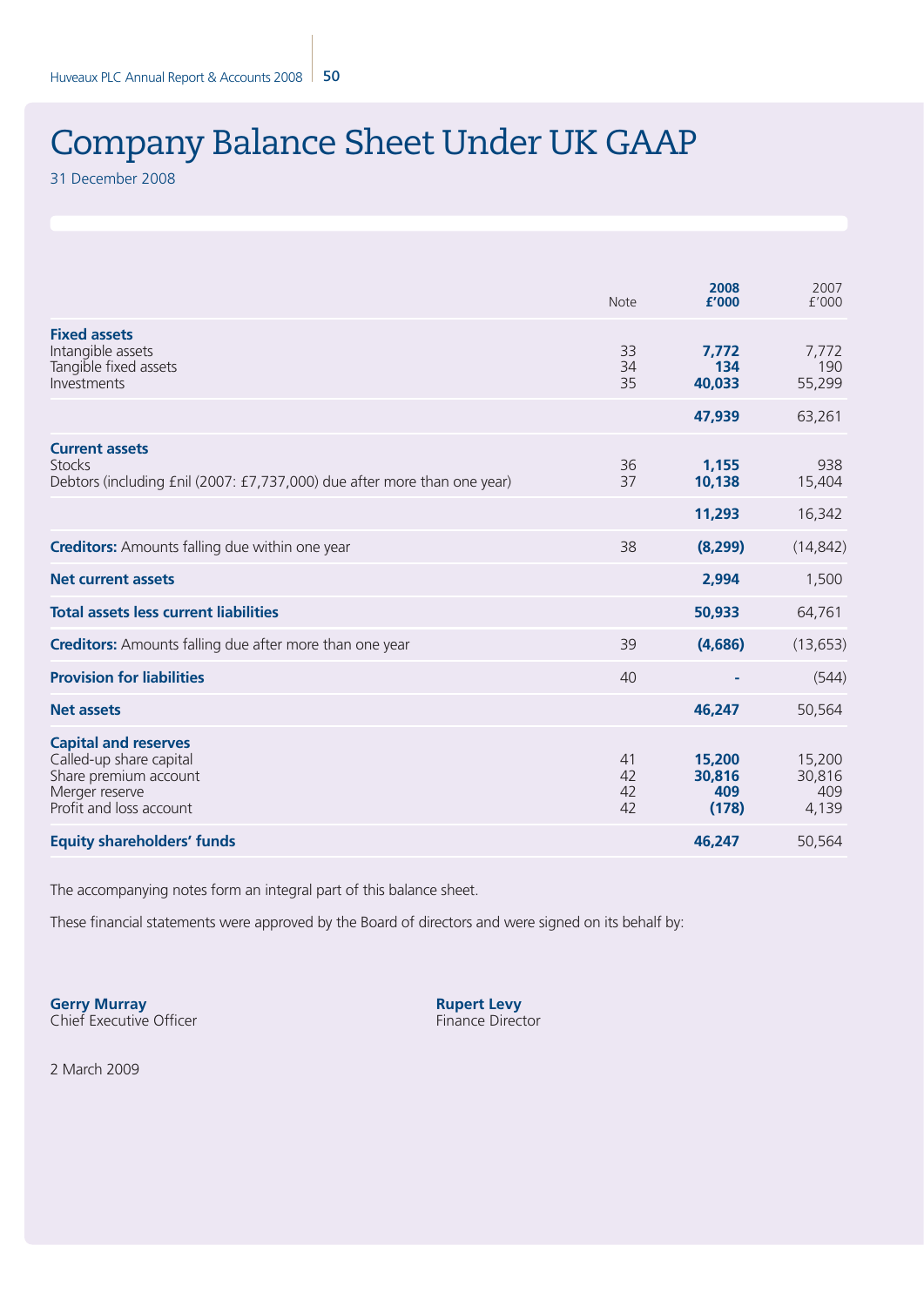# Company Balance Sheet Under UK GAAP

31 December 2008

| | Note | **2008 £'000** | 2007 £'000 |
|---|---|---|---|
| **Fixed assets** | | | |
| Intangible assets | 33 | **7,772** | 7,772 |
| Tangible fixed assets | 34 | **134** | 190 |
| Investments | 35 | **40,033** | 55,299 |
| | | **47,939** | 63,261 |
| **Current assets** | | | |
| Stocks | 36 | **1,155** | 938 |
| Debtors (including £nil (2007: £7,737,000) due after more than one year) | 37 | **10,138** | 15,404 |
| | | **11,293** | 16,342 |
| **Creditors:** Amounts falling due within one year | 38 | **(8,299)** | (14,842) |
| **Net current assets** | | **2,994** | 1,500 |
| **Total assets less current liabilities** | | **50,933** | 64,761 |
| **Creditors:** Amounts falling due after more than one year | 39 | **(4,686)** | (13,653) |
| **Provision for liabilities** | 40 | **-** | (544) |
| **Net assets** | | **46,247** | 50,564 |
| **Capital and reserves** | | | |
| Called-up share capital | 41 | **15,200** | 15,200 |
| Share premium account | 42 | **30,816** | 30,816 |
| Merger reserve | 42 | **409** | 409 |
| Profit and loss account | 42 | **(178)** | 4,139 |
| **Equity shareholders' funds** | | **46,247** | 50,564 |

The accompanying notes form an integral part of this balance sheet.

These financial statements were approved by the Board of directors and were signed on its behalf by:

**Gerry Murray**
Chief Executive Officer

**Rupert Levy**
Finance Director

2 March 2009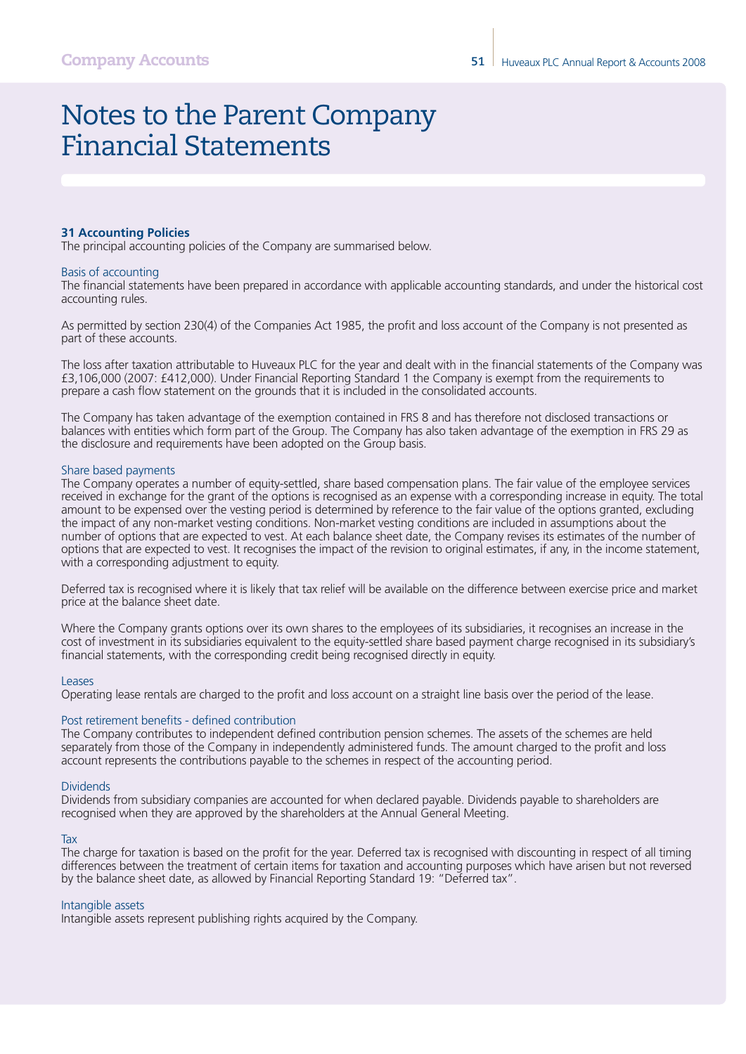# Notes to the Parent Company Financial Statements

### 31 Accounting Policies

The principal accounting policies of the Company are summarised below.

#### Basis of accounting

The financial statements have been prepared in accordance with applicable accounting standards, and under the historical cost accounting rules.

As permitted by section 230(4) of the Companies Act 1985, the profit and loss account of the Company is not presented as part of these accounts.

The loss after taxation attributable to Huveaux PLC for the year and dealt with in the financial statements of the Company was £3,106,000 (2007: £412,000). Under Financial Reporting Standard 1 the Company is exempt from the requirements to prepare a cash flow statement on the grounds that it is included in the consolidated accounts.

The Company has taken advantage of the exemption contained in FRS 8 and has therefore not disclosed transactions or balances with entities which form part of the Group. The Company has also taken advantage of the exemption in FRS 29 as the disclosure and requirements have been adopted on the Group basis.

#### Share based payments

The Company operates a number of equity-settled, share based compensation plans. The fair value of the employee services received in exchange for the grant of the options is recognised as an expense with a corresponding increase in equity. The total amount to be expensed over the vesting period is determined by reference to the fair value of the options granted, excluding the impact of any non-market vesting conditions. Non-market vesting conditions are included in assumptions about the number of options that are expected to vest. At each balance sheet date, the Company revises its estimates of the number of options that are expected to vest. It recognises the impact of the revision to original estimates, if any, in the income statement, with a corresponding adjustment to equity.

Deferred tax is recognised where it is likely that tax relief will be available on the difference between exercise price and market price at the balance sheet date.

Where the Company grants options over its own shares to the employees of its subsidiaries, it recognises an increase in the cost of investment in its subsidiaries equivalent to the equity-settled share based payment charge recognised in its subsidiary's financial statements, with the corresponding credit being recognised directly in equity.

#### Leases

Operating lease rentals are charged to the profit and loss account on a straight line basis over the period of the lease.

#### Post retirement benefits - defined contribution

The Company contributes to independent defined contribution pension schemes. The assets of the schemes are held separately from those of the Company in independently administered funds. The amount charged to the profit and loss account represents the contributions payable to the schemes in respect of the accounting period.

#### Dividends

Dividends from subsidiary companies are accounted for when declared payable. Dividends payable to shareholders are recognised when they are approved by the shareholders at the Annual General Meeting.

#### Tax

The charge for taxation is based on the profit for the year. Deferred tax is recognised with discounting in respect of all timing differences between the treatment of certain items for taxation and accounting purposes which have arisen but not reversed by the balance sheet date, as allowed by Financial Reporting Standard 19: "Deferred tax".

#### Intangible assets

Intangible assets represent publishing rights acquired by the Company.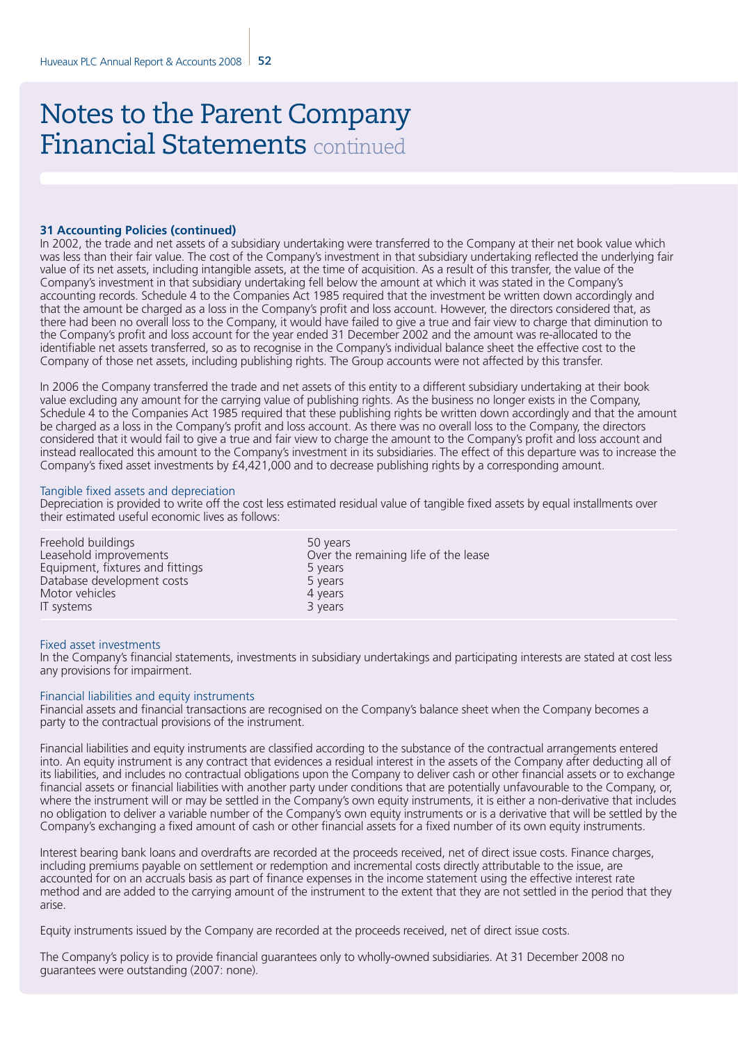# Notes to the Parent Company Financial Statements continued

**31 Accounting Policies (continued)**

In 2002, the trade and net assets of a subsidiary undertaking were transferred to the Company at their net book value which was less than their fair value. The cost of the Company's investment in that subsidiary undertaking reflected the underlying fair value of its net assets, including intangible assets, at the time of acquisition. As a result of this transfer, the value of the Company's investment in that subsidiary undertaking fell below the amount at which it was stated in the Company's accounting records. Schedule 4 to the Companies Act 1985 required that the investment be written down accordingly and that the amount be charged as a loss in the Company's profit and loss account. However, the directors considered that, as there had been no overall loss to the Company, it would have failed to give a true and fair view to charge that diminution to the Company's profit and loss account for the year ended 31 December 2002 and the amount was re-allocated to the identifiable net assets transferred, so as to recognise in the Company's individual balance sheet the effective cost to the Company of those net assets, including publishing rights. The Group accounts were not affected by this transfer.

In 2006 the Company transferred the trade and net assets of this entity to a different subsidiary undertaking at their book value excluding any amount for the carrying value of publishing rights. As the business no longer exists in the Company, Schedule 4 to the Companies Act 1985 required that these publishing rights be written down accordingly and that the amount be charged as a loss in the Company's profit and loss account. As there was no overall loss to the Company, the directors considered that it would fail to give a true and fair view to charge the amount to the Company's profit and loss account and instead reallocated this amount to the Company's investment in its subsidiaries. The effect of this departure was to increase the Company's fixed asset investments by £4,421,000 and to decrease publishing rights by a corresponding amount.

## Tangible fixed assets and depreciation

Depreciation is provided to write off the cost less estimated residual value of tangible fixed assets by equal installments over their estimated useful economic lives as follows:

| | |
|---|---|
| Freehold buildings | 50 years |
| Leasehold improvements | Over the remaining life of the lease |
| Equipment, fixtures and fittings | 5 years |
| Database development costs | 5 years |
| Motor vehicles | 4 years |
| IT systems | 3 years |

## Fixed asset investments

In the Company's financial statements, investments in subsidiary undertakings and participating interests are stated at cost less any provisions for impairment.

## Financial liabilities and equity instruments

Financial assets and financial transactions are recognised on the Company's balance sheet when the Company becomes a party to the contractual provisions of the instrument.

Financial liabilities and equity instruments are classified according to the substance of the contractual arrangements entered into. An equity instrument is any contract that evidences a residual interest in the assets of the Company after deducting all of its liabilities, and includes no contractual obligations upon the Company to deliver cash or other financial assets or to exchange financial assets or financial liabilities with another party under conditions that are potentially unfavourable to the Company, or, where the instrument will or may be settled in the Company's own equity instruments, it is either a non-derivative that includes no obligation to deliver a variable number of the Company's own equity instruments or is a derivative that will be settled by the Company's exchanging a fixed amount of cash or other financial assets for a fixed number of its own equity instruments.

Interest bearing bank loans and overdrafts are recorded at the proceeds received, net of direct issue costs. Finance charges, including premiums payable on settlement or redemption and incremental costs directly attributable to the issue, are accounted for on an accruals basis as part of finance expenses in the income statement using the effective interest rate method and are added to the carrying amount of the instrument to the extent that they are not settled in the period that they arise.

Equity instruments issued by the Company are recorded at the proceeds received, net of direct issue costs.

The Company's policy is to provide financial guarantees only to wholly-owned subsidiaries. At 31 December 2008 no guarantees were outstanding (2007: none).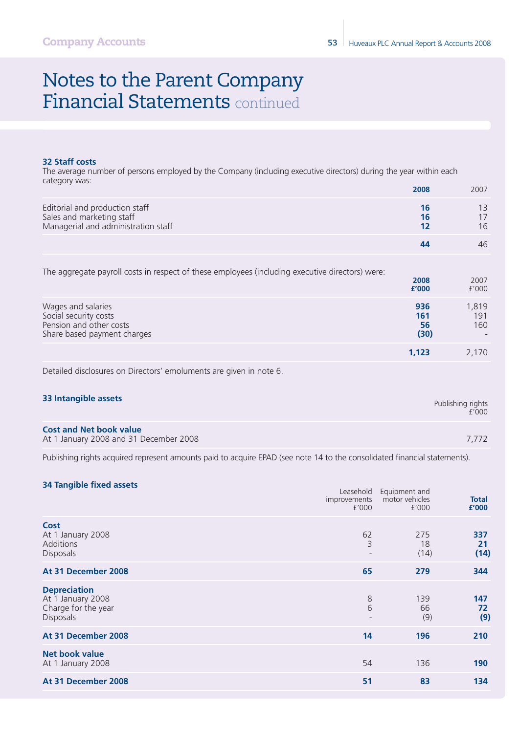# Notes to the Parent Company Financial Statements continued

### 32 Staff costs

The average number of persons employed by the Company (including executive directors) during the year within each category was:

| | 2008 | 2007 |
|---|---|---|
| Editorial and production staff | **16** | 13 |
| Sales and marketing staff | **16** | 17 |
| Managerial and administration staff | **12** | 16 |
| | **44** | 46 |

The aggregate payroll costs in respect of these employees (including executive directors) were:

| | 2008 £'000 | 2007 £'000 |
|---|---|---|
| Wages and salaries | **936** | 1,819 |
| Social security costs | **161** | 191 |
| Pension and other costs | **56** | 160 |
| Share based payment charges | **(30)** | - |
| | **1,123** | 2,170 |

Detailed disclosures on Directors' emoluments are given in note 6.

### 33 Intangible assets

| | Publishing rights £'000 |
|---|---|
| **Cost and Net book value** | |
| At 1 January 2008 and 31 December 2008 | 7,772 |

Publishing rights acquired represent amounts paid to acquire EPAD (see note 14 to the consolidated financial statements).

### 34 Tangible fixed assets

| | Leasehold improvements £'000 | Equipment and motor vehicles £'000 | Total £'000 |
|---|---|---|---|
| **Cost** | | | |
| At 1 January 2008 | 62 | 275 | **337** |
| Additions | 3 | 18 | **21** |
| Disposals | - | (14) | **(14)** |
| **At 31 December 2008** | **65** | **279** | **344** |
| **Depreciation** | | | |
| At 1 January 2008 | 8 | 139 | **147** |
| Charge for the year | 6 | 66 | **72** |
| Disposals | - | (9) | **(9)** |
| **At 31 December 2008** | **14** | **196** | **210** |
| **Net book value** | | | |
| At 1 January 2008 | 54 | 136 | **190** |
| **At 31 December 2008** | **51** | **83** | **134** |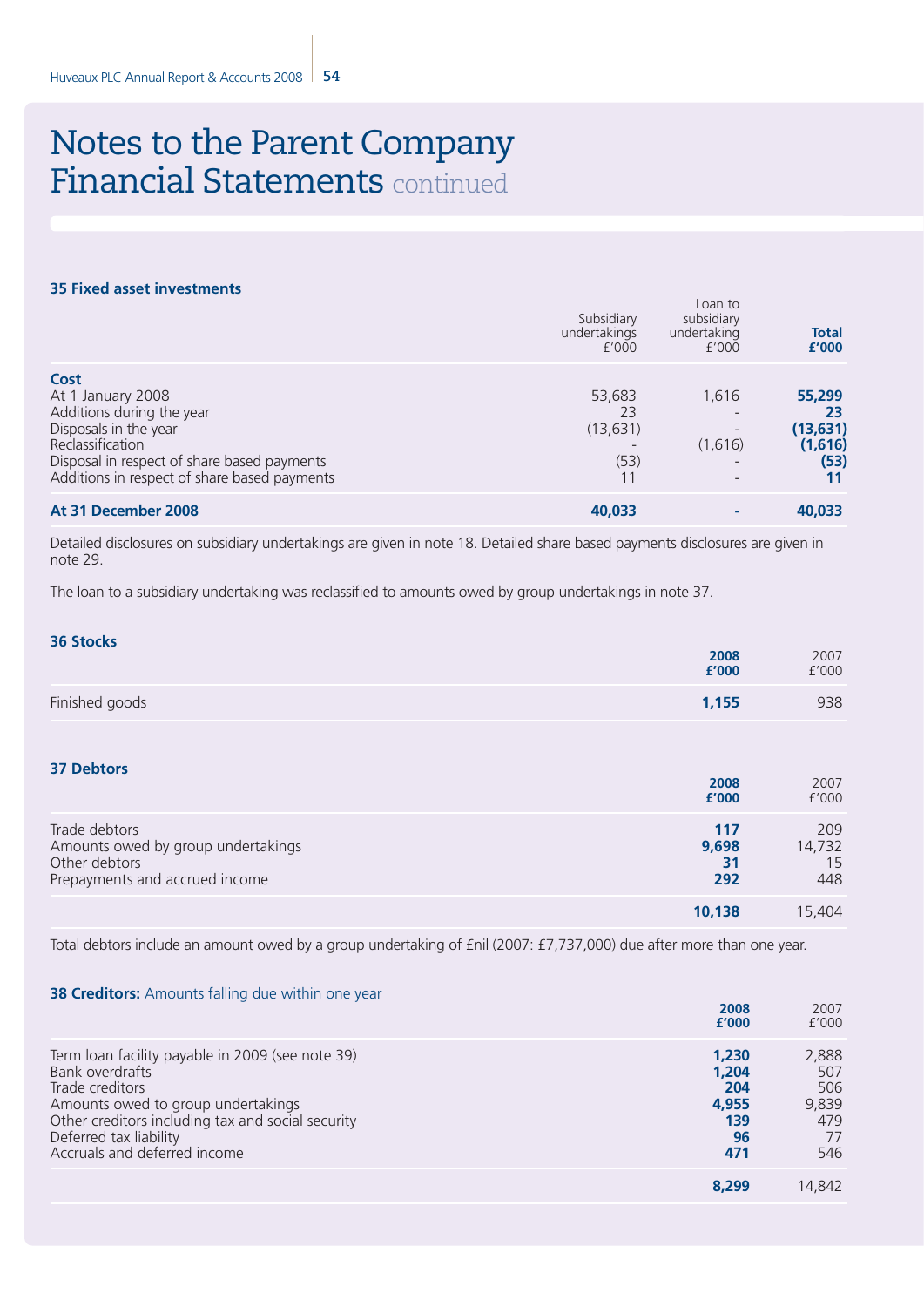# Notes to the Parent Company Financial Statements continued

### 35 Fixed asset investments

| | Subsidiary undertakings £'000 | Loan to subsidiary undertaking £'000 | **Total £'000** |
|---|---|---|---|
| **Cost** | | | |
| At 1 January 2008 | 53,683 | 1,616 | **55,299** |
| Additions during the year | 23 | - | **23** |
| Disposals in the year | (13,631) | - | **(13,631)** |
| Reclassification | - | (1,616) | **(1,616)** |
| Disposal in respect of share based payments | (53) | - | **(53)** |
| Additions in respect of share based payments | 11 | - | **11** |
| **At 31 December 2008** | **40,033** | **-** | **40,033** |

Detailed disclosures on subsidiary undertakings are given in note 18. Detailed share based payments disclosures are given in note 29.

The loan to a subsidiary undertaking was reclassified to amounts owed by group undertakings in note 37.

### 36 Stocks

| | **2008 £'000** | 2007 £'000 |
|---|---|---|
| Finished goods | **1,155** | 938 |

### 37 Debtors

| | **2008 £'000** | 2007 £'000 |
|---|---|---|
| Trade debtors | **117** | 209 |
| Amounts owed by group undertakings | **9,698** | 14,732 |
| Other debtors | **31** | 15 |
| Prepayments and accrued income | **292** | 448 |
| | **10,138** | 15,404 |

Total debtors include an amount owed by a group undertaking of £nil (2007: £7,737,000) due after more than one year.

### 38 Creditors: Amounts falling due within one year

| | **2008 £'000** | 2007 £'000 |
|---|---|---|
| Term loan facility payable in 2009 (see note 39) | **1,230** | 2,888 |
| Bank overdrafts | **1,204** | 507 |
| Trade creditors | **204** | 506 |
| Amounts owed to group undertakings | **4,955** | 9,839 |
| Other creditors including tax and social security | **139** | 479 |
| Deferred tax liability | **96** | 77 |
| Accruals and deferred income | **471** | 546 |
| | **8,299** | 14,842 |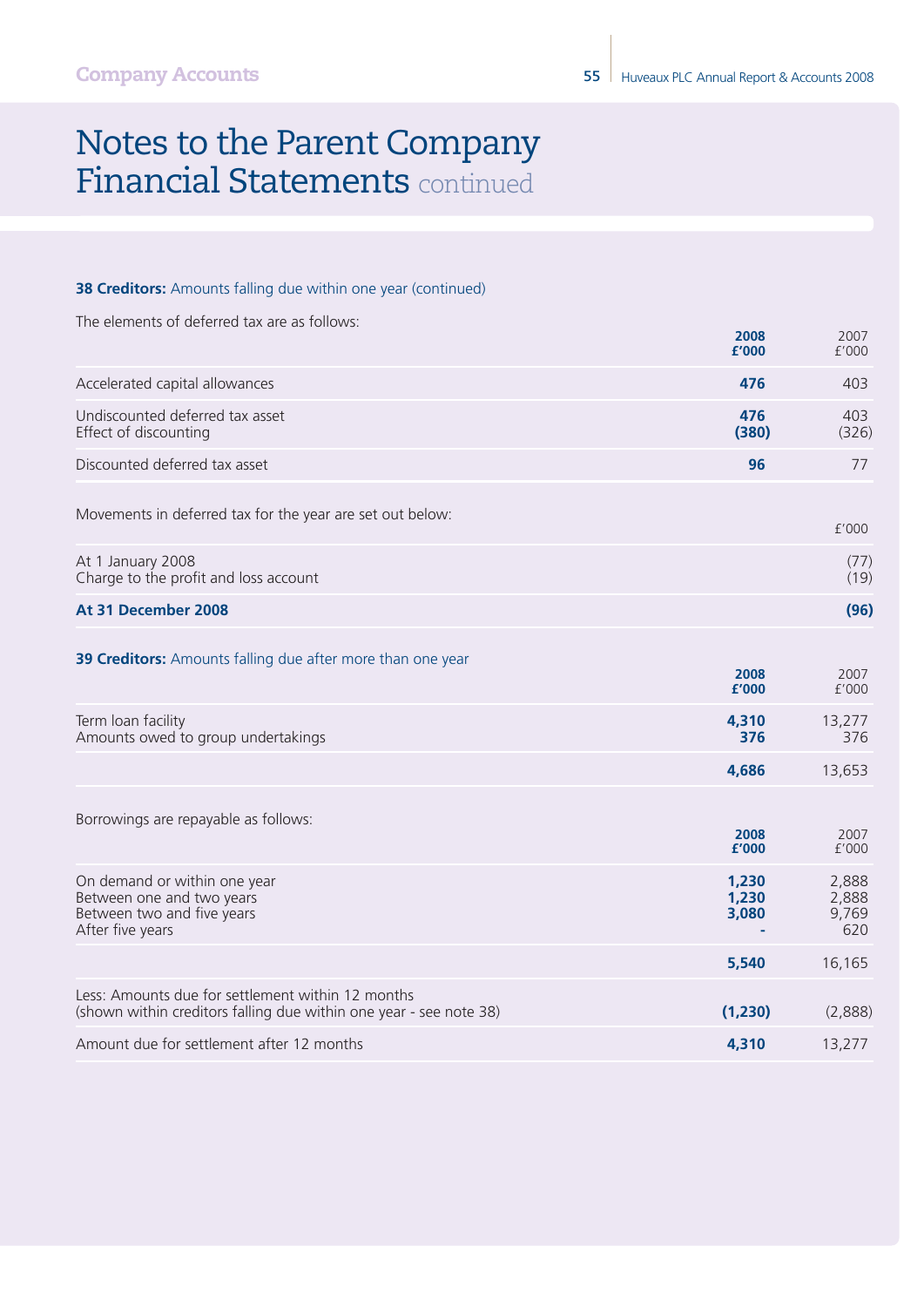# Notes to the Parent Company Financial Statements continued

**38 Creditors:** Amounts falling due within one year (continued)

The elements of deferred tax are as follows:

| | 2008 £'000 | 2007 £'000 |
|---|---|---|
| Accelerated capital allowances | **476** | 403 |
| Undiscounted deferred tax asset | **476** | 403 |
| Effect of discounting | **(380)** | (326) |
| Discounted deferred tax asset | **96** | 77 |

Movements in deferred tax for the year are set out below:

| | £'000 |
|---|---|
| At 1 January 2008 | (77) |
| Charge to the profit and loss account | (19) |
| **At 31 December 2008** | **(96)** |

**39 Creditors:** Amounts falling due after more than one year

| | 2008 £'000 | 2007 £'000 |
|---|---|---|
| Term loan facility | **4,310** | 13,277 |
| Amounts owed to group undertakings | **376** | 376 |
| | **4,686** | 13,653 |

Borrowings are repayable as follows:

| | 2008 £'000 | 2007 £'000 |
|---|---|---|
| On demand or within one year | **1,230** | 2,888 |
| Between one and two years | **1,230** | 2,888 |
| Between two and five years | **3,080** | 9,769 |
| After five years | **-** | 620 |
| | **5,540** | 16,165 |
| Less: Amounts due for settlement within 12 months (shown within creditors falling due within one year - see note 38) | **(1,230)** | (2,888) |
| Amount due for settlement after 12 months | **4,310** | 13,277 |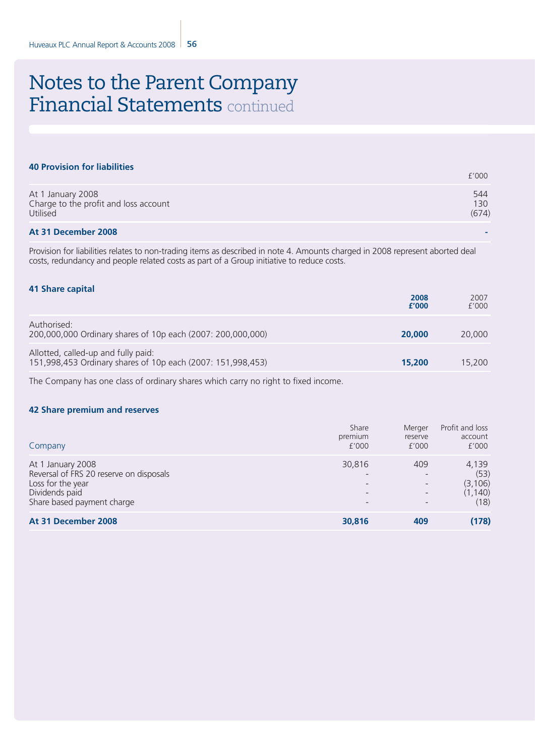# Notes to the Parent Company Financial Statements continued

### 40 Provision for liabilities

| | £'000 |
|---|---|
| At 1 January 2008 | 544 |
| Charge to the profit and loss account | 130 |
| Utilised | (674) |
| **At 31 December 2008** | **-** |

Provision for liabilities relates to non-trading items as described in note 4. Amounts charged in 2008 represent aborted deal costs, redundancy and people related costs as part of a Group initiative to reduce costs.

### 41 Share capital

| | **2008 £'000** | 2007 £'000 |
|---|---|---|
| Authorised:<br>200,000,000 Ordinary shares of 10p each (2007: 200,000,000) | **20,000** | 20,000 |
| Allotted, called-up and fully paid:<br>151,998,453 Ordinary shares of 10p each (2007: 151,998,453) | **15,200** | 15,200 |

The Company has one class of ordinary shares which carry no right to fixed income.

### 42 Share premium and reserves

| Company | Share premium £'000 | Merger reserve £'000 | Profit and loss account £'000 |
|---|---|---|---|
| At 1 January 2008 | 30,816 | 409 | 4,139 |
| Reversal of FRS 20 reserve on disposals | - | - | (53) |
| Loss for the year | - | - | (3,106) |
| Dividends paid | - | - | (1,140) |
| Share based payment charge | - | - | (18) |
| **At 31 December 2008** | **30,816** | **409** | **(178)** |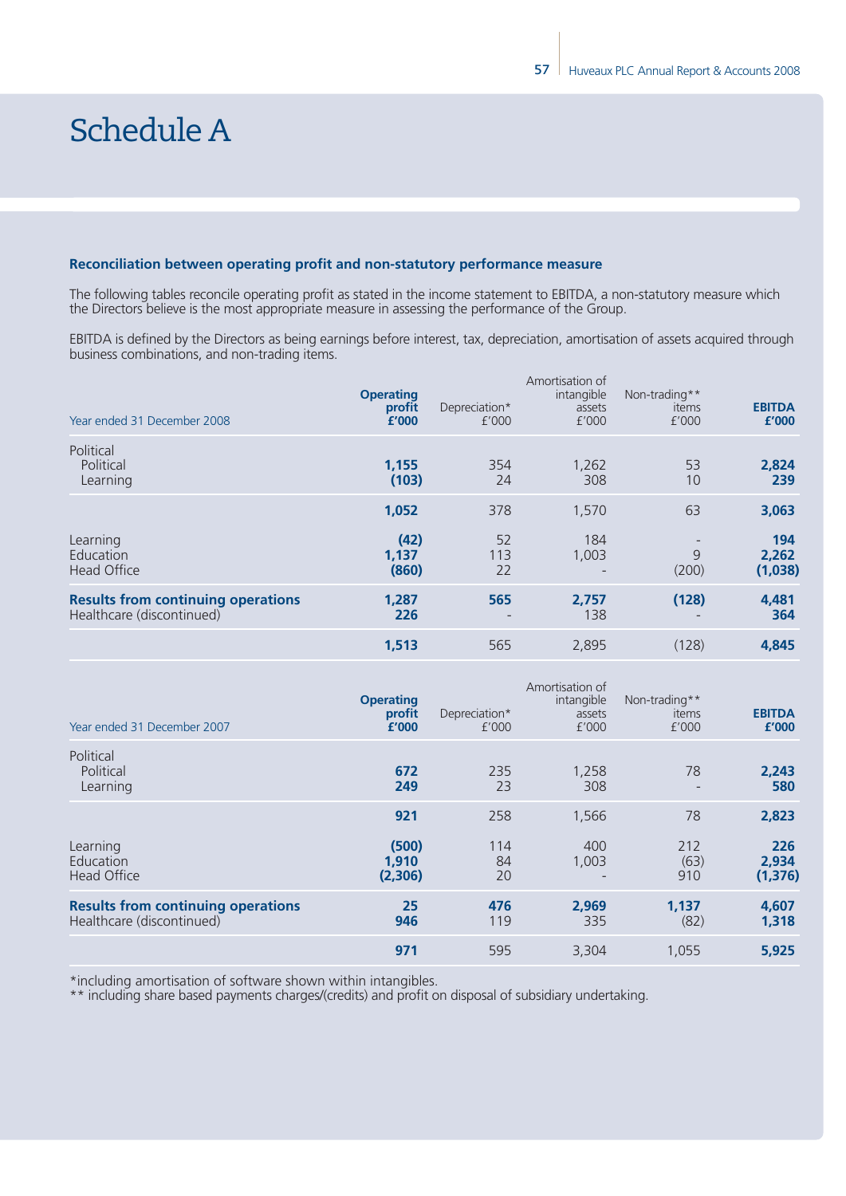# Schedule A

### Reconciliation between operating profit and non-statutory performance measure

The following tables reconcile operating profit as stated in the income statement to EBITDA, a non-statutory measure which the Directors believe is the most appropriate measure in assessing the performance of the Group.

EBITDA is defined by the Directors as being earnings before interest, tax, depreciation, amortisation of assets acquired through business combinations, and non-trading items.

| Year ended 31 December 2008 | **Operating profit £'000** | Depreciation* £'000 | Amortisation of intangible assets £'000 | Non-trading** items £'000 | **EBITDA £'000** |
|---|---|---|---|---|---|
| Political | | | | | |
| Political | **1,155** | 354 | 1,262 | 53 | **2,824** |
| Learning | **(103)** | 24 | 308 | 10 | **239** |
| | **1,052** | 378 | 1,570 | 63 | **3,063** |
| Learning | **(42)** | 52 | 184 | - | **194** |
| Education | **1,137** | 113 | 1,003 | 9 | **2,262** |
| Head Office | **(860)** | 22 | - | (200) | **(1,038)** |
| **Results from continuing operations** | **1,287** | **565** | **2,757** | **(128)** | **4,481** |
| Healthcare (discontinued) | **226** | - | 138 | - | **364** |
| | **1,513** | 565 | 2,895 | (128) | **4,845** |

| Year ended 31 December 2007 | **Operating profit £'000** | Depreciation* £'000 | Amortisation of intangible assets £'000 | Non-trading** items £'000 | **EBITDA £'000** |
|---|---|---|---|---|---|
| Political | | | | | |
| Political | **672** | 235 | 1,258 | 78 | **2,243** |
| Learning | **249** | 23 | 308 | - | **580** |
| | **921** | 258 | 1,566 | 78 | **2,823** |
| Learning | **(500)** | 114 | 400 | 212 | **226** |
| Education | **1,910** | 84 | 1,003 | (63) | **2,934** |
| Head Office | **(2,306)** | 20 | - | 910 | **(1,376)** |
| **Results from continuing operations** | **25** | **476** | **2,969** | **1,137** | **4,607** |
| Healthcare (discontinued) | **946** | 119 | 335 | (82) | **1,318** |
| | **971** | 595 | 3,304 | 1,055 | **5,925** |

*including amortisation of software shown within intangibles.
** including share based payments charges/(credits) and profit on disposal of subsidiary undertaking.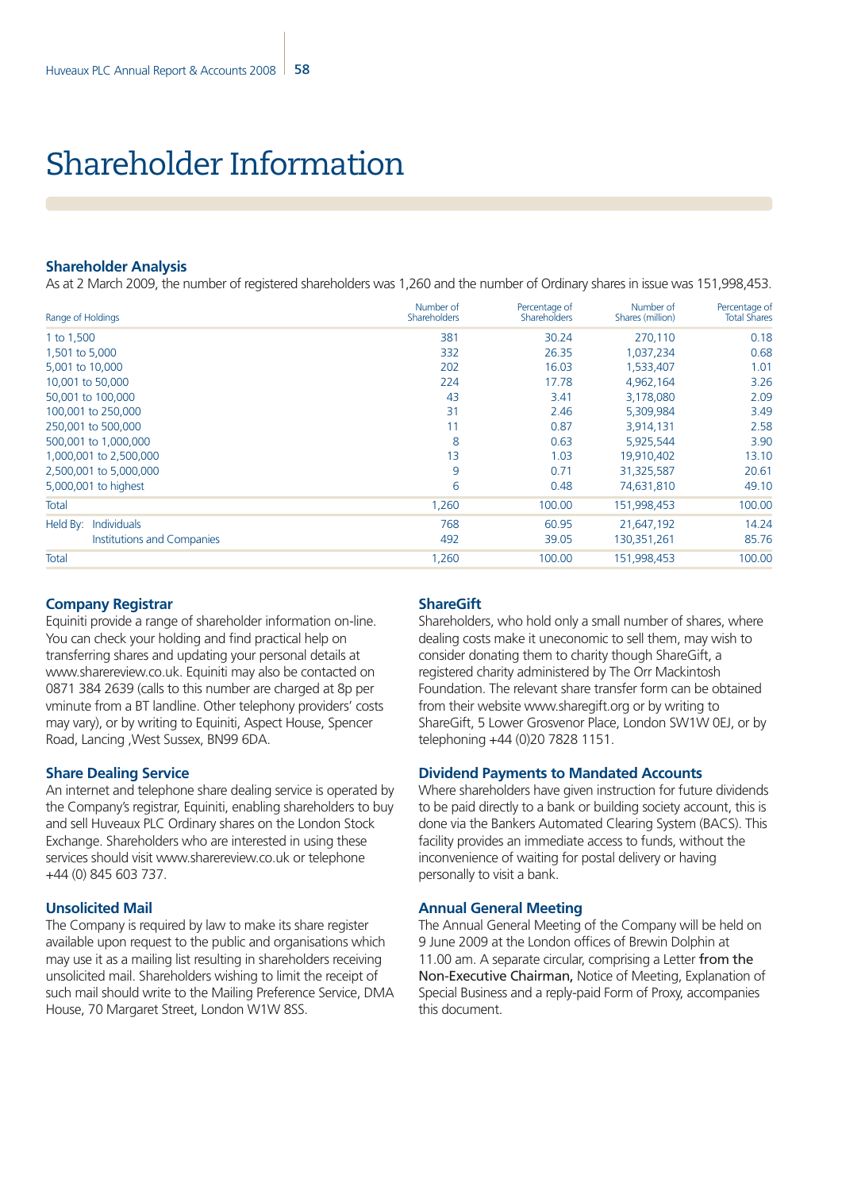# Shareholder Information

## Shareholder Analysis

As at 2 March 2009, the number of registered shareholders was 1,260 and the number of Ordinary shares in issue was 151,998,453.

| Range of Holdings | Number of Shareholders | Percentage of Shareholders | Number of Shares (million) | Percentage of Total Shares |
|---|---|---|---|---|
| 1 to 1,500 | 381 | 30.24 | 270,110 | 0.18 |
| 1,501 to 5,000 | 332 | 26.35 | 1,037,234 | 0.68 |
| 5,001 to 10,000 | 202 | 16.03 | 1,533,407 | 1.01 |
| 10,001 to 50,000 | 224 | 17.78 | 4,962,164 | 3.26 |
| 50,001 to 100,000 | 43 | 3.41 | 3,178,080 | 2.09 |
| 100,001 to 250,000 | 31 | 2.46 | 5,309,984 | 3.49 |
| 250,001 to 500,000 | 11 | 0.87 | 3,914,131 | 2.58 |
| 500,001 to 1,000,000 | 8 | 0.63 | 5,925,544 | 3.90 |
| 1,000,001 to 2,500,000 | 13 | 1.03 | 19,910,402 | 13.10 |
| 2,500,001 to 5,000,000 | 9 | 0.71 | 31,325,587 | 20.61 |
| 5,000,001 to highest | 6 | 0.48 | 74,631,810 | 49.10 |
| Total | 1,260 | 100.00 | 151,998,453 | 100.00 |
| Held By: Individuals | 768 | 60.95 | 21,647,192 | 14.24 |
| Institutions and Companies | 492 | 39.05 | 130,351,261 | 85.76 |
| Total | 1,260 | 100.00 | 151,998,453 | 100.00 |

### Company Registrar

Equiniti provide a range of shareholder information on-line. You can check your holding and find practical help on transferring shares and updating your personal details at www.sharereview.co.uk. Equiniti may also be contacted on 0871 384 2639 (calls to this number are charged at 8p per vminute from a BT landline. Other telephony providers' costs may vary), or by writing to Equiniti, Aspect House, Spencer Road, Lancing ,West Sussex, BN99 6DA.

### Share Dealing Service

An internet and telephone share dealing service is operated by the Company's registrar, Equiniti, enabling shareholders to buy and sell Huveaux PLC Ordinary shares on the London Stock Exchange. Shareholders who are interested in using these services should visit www.sharereview.co.uk or telephone +44 (0) 845 603 737.

### Unsolicited Mail

The Company is required by law to make its share register available upon request to the public and organisations which may use it as a mailing list resulting in shareholders receiving unsolicited mail. Shareholders wishing to limit the receipt of such mail should write to the Mailing Preference Service, DMA House, 70 Margaret Street, London W1W 8SS.

### ShareGift

Shareholders, who hold only a small number of shares, where dealing costs make it uneconomic to sell them, may wish to consider donating them to charity though ShareGift, a registered charity administered by The Orr Mackintosh Foundation. The relevant share transfer form can be obtained from their website www.sharegift.org or by writing to ShareGift, 5 Lower Grosvenor Place, London SW1W 0EJ, or by telephoning +44 (0)20 7828 1151.

### Dividend Payments to Mandated Accounts

Where shareholders have given instruction for future dividends to be paid directly to a bank or building society account, this is done via the Bankers Automated Clearing System (BACS). This facility provides an immediate access to funds, without the inconvenience of waiting for postal delivery or having personally to visit a bank.

### Annual General Meeting

The Annual General Meeting of the Company will be held on 9 June 2009 at the London offices of Brewin Dolphin at 11.00 am. A separate circular, comprising a Letter from the Non-Executive Chairman, Notice of Meeting, Explanation of Special Business and a reply-paid Form of Proxy, accompanies this document.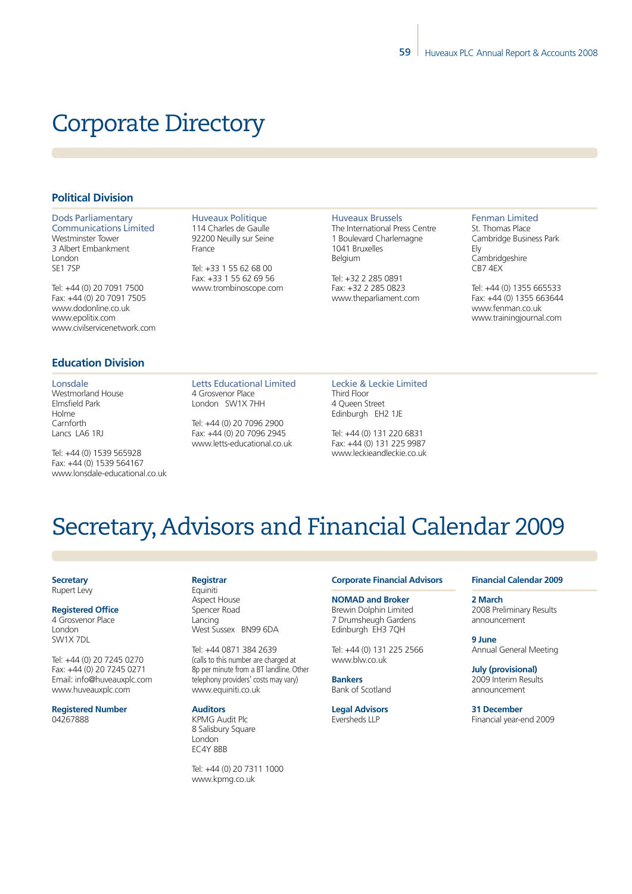# Corporate Directory

## Political Division

### Dods Parliamentary Communications Limited
Westminster Tower
3 Albert Embankment
London
SE1 7SP

Tel: +44 (0) 20 7091 7500
Fax: +44 (0) 20 7091 7505
www.dodonline.co.uk
www.epolitix.com
www.civilservicenetwork.com

### Huveaux Politique
114 Charles de Gaulle
92200 Neuilly sur Seine
France

Tel: +33 1 55 62 68 00
Fax: +33 1 55 62 69 56
www.trombinoscope.com

### Huveaux Brussels
The International Press Centre
1 Boulevard Charlemagne
1041 Bruxelles
Belgium

Tel: +32 2 285 0891
Fax: +32 2 285 0823
www.theparliament.com

### Fenman Limited
St. Thomas Place
Cambridge Business Park
Ely
Cambridgeshire
CB7 4EX

Tel: +44 (0) 1355 665533
Fax: +44 (0) 1355 663644
www.fenman.co.uk
www.trainingjournal.com

## Education Division

### Lonsdale
Westmorland House
Elmsfield Park
Holme
Carnforth
Lancs LA6 1RJ

Tel: +44 (0) 1539 565928
Fax: +44 (0) 1539 564167
www.lonsdale-educational.co.uk

### Letts Educational Limited
4 Grosvenor Place
London SW1X 7HH

Tel: +44 (0) 20 7096 2900
Fax: +44 (0) 20 7096 2945
www.letts-educational.co.uk

### Leckie & Leckie Limited
Third Floor
4 Queen Street
Edinburgh EH2 1JE

Tel: +44 (0) 131 220 6831
Fax: +44 (0) 131 225 9987
www.leckieandleckie.co.uk

# Secretary, Advisors and Financial Calendar 2009

**Secretary**
Rupert Levy

**Registered Office**
4 Grosvenor Place
London
SW1X 7DL

Tel: +44 (0) 20 7245 0270
Fax: +44 (0) 20 7245 0271
Email: info@huveauxplc.com
www.huveauxplc.com

**Registered Number**
04267888

**Registrar**
Equiniti
Aspect House
Spencer Road
Lancing
West Sussex BN99 6DA

Tel: +44 0871 384 2639
(calls to this number are charged at 8p per minute from a BT landline. Other telephony providers' costs may vary)
www.equiniti.co.uk

**Auditors**
KPMG Audit Plc
8 Salisbury Square
London
EC4Y 8BB

Tel: +44 (0) 20 7311 1000
www.kpmg.co.uk

**Corporate Financial Advisors**

**NOMAD and Broker**
Brewin Dolphin Limited
7 Drumsheugh Gardens
Edinburgh EH3 7QH

Tel: +44 (0) 131 225 2566
www.blw.co.uk

**Bankers**
Bank of Scotland

**Legal Advisors**
Eversheds LLP

**Financial Calendar 2009**

**2 March**
2008 Preliminary Results announcement

**9 June**
Annual General Meeting

**July (provisional)**
2009 Interim Results announcement

**31 December**
Financial year-end 2009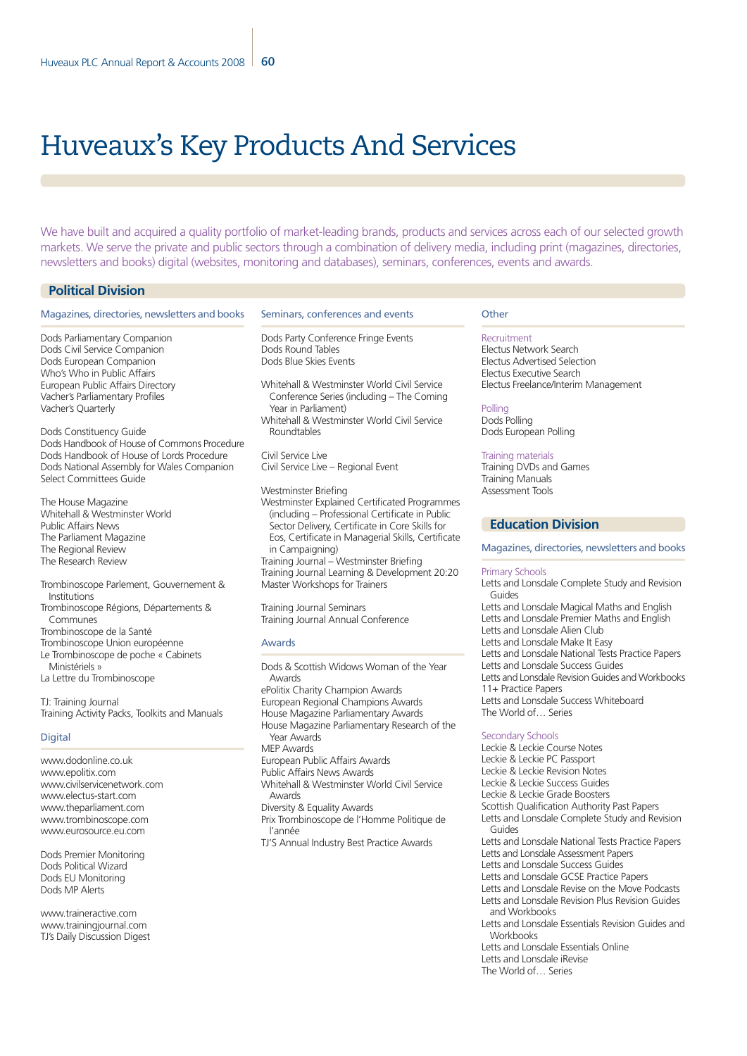# Huveaux's Key Products And Services

We have built and acquired a quality portfolio of market-leading brands, products and services across each of our selected growth markets. We serve the private and public sectors through a combination of delivery media, including print (magazines, directories, newsletters and books) digital (websites, monitoring and databases), seminars, conferences, events and awards.

## Political Division

### Magazines, directories, newsletters and books

Dods Parliamentary Companion
Dods Civil Service Companion
Dods European Companion
Who's Who in Public Affairs
European Public Affairs Directory
Vacher's Parliamentary Profiles
Vacher's Quarterly

Dods Constituency Guide
Dods Handbook of House of Commons Procedure
Dods Handbook of House of Lords Procedure
Dods National Assembly for Wales Companion
Select Committees Guide

The House Magazine
Whitehall & Westminster World
Public Affairs News
The Parliament Magazine
The Regional Review
The Research Review

Trombinoscope Parlement, Gouvernement & Institutions
Trombinoscope Régions, Départements & Communes
Trombinoscope de la Santé
Trombinoscope Union européenne
Le Trombinoscope de poche « Cabinets Ministériels »
La Lettre du Trombinoscope

TJ: Training Journal
Training Activity Packs, Toolkits and Manuals

### Digital

www.dodonline.co.uk
www.epolitix.com
www.civilservicenetwork.com
www.electus-start.com
www.theparliament.com
www.trombinoscope.com
www.eurosource.eu.com

Dods Premier Monitoring
Dods Political Wizard
Dods EU Monitoring
Dods MP Alerts

www.traineractive.com
www.trainingjournal.com
TJ's Daily Discussion Digest

### Seminars, conferences and events

Dods Party Conference Fringe Events
Dods Round Tables
Dods Blue Skies Events

Whitehall & Westminster World Civil Service Conference Series (including – The Coming Year in Parliament)
Whitehall & Westminster World Civil Service Roundtables

Civil Service Live
Civil Service Live – Regional Event

Westminster Briefing
Westminster Explained Certificated Programmes (including – Professional Certificate in Public Sector Delivery, Certificate in Core Skills for Eos, Certificate in Managerial Skills, Certificate in Campaigning)
Training Journal – Westminster Briefing
Training Journal Learning & Development 20:20
Master Workshops for Trainers

Training Journal Seminars
Training Journal Annual Conference

### Awards

Dods & Scottish Widows Woman of the Year Awards
ePolitix Charity Champion Awards
European Regional Champions Awards
House Magazine Parliamentary Awards
House Magazine Parliamentary Research of the Year Awards
MEP Awards
European Public Affairs Awards
Public Affairs News Awards
Whitehall & Westminster World Civil Service Awards
Diversity & Equality Awards
Prix Trombinoscope de l'Homme Politique de l'année
TJ'S Annual Industry Best Practice Awards

### Other

Recruitment
Electus Network Search
Electus Advertised Selection
Electus Executive Search
Electus Freelance/Interim Management

Polling
Dods Polling
Dods European Polling

Training materials
Training DVDs and Games
Training Manuals
Assessment Tools

## Education Division

### Magazines, directories, newsletters and books

Primary Schools
Letts and Lonsdale Complete Study and Revision Guides
Letts and Lonsdale Magical Maths and English
Letts and Lonsdale Premier Maths and English
Letts and Lonsdale Alien Club
Letts and Lonsdale Make It Easy
Letts and Lonsdale National Tests Practice Papers
Letts and Lonsdale Success Guides
Letts and Lonsdale Revision Guides and Workbooks
11+ Practice Papers
Letts and Lonsdale Success Whiteboard
The World of… Series

Secondary Schools
Leckie & Leckie Course Notes
Leckie & Leckie PC Passport
Leckie & Leckie Revision Notes
Leckie & Leckie Success Guides
Leckie & Leckie Grade Boosters
Scottish Qualification Authority Past Papers
Letts and Lonsdale Complete Study and Revision Guides
Letts and Lonsdale National Tests Practice Papers
Letts and Lonsdale Assessment Papers
Letts and Lonsdale Success Guides
Letts and Lonsdale GCSE Practice Papers
Letts and Lonsdale Revise on the Move Podcasts
Letts and Lonsdale Revision Plus Revision Guides and Workbooks
Letts and Lonsdale Essentials Revision Guides and Workbooks
Letts and Lonsdale Essentials Online
Letts and Lonsdale iRevise
The World of… Series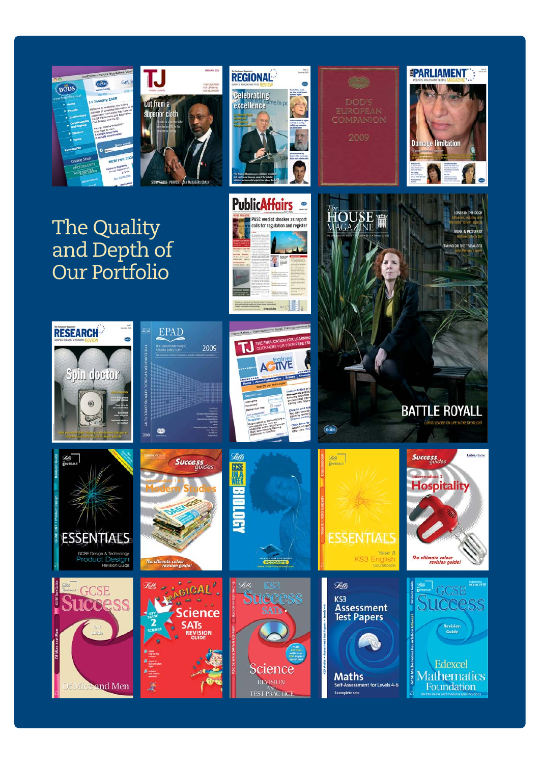# The Quality and Depth of Our Portfolio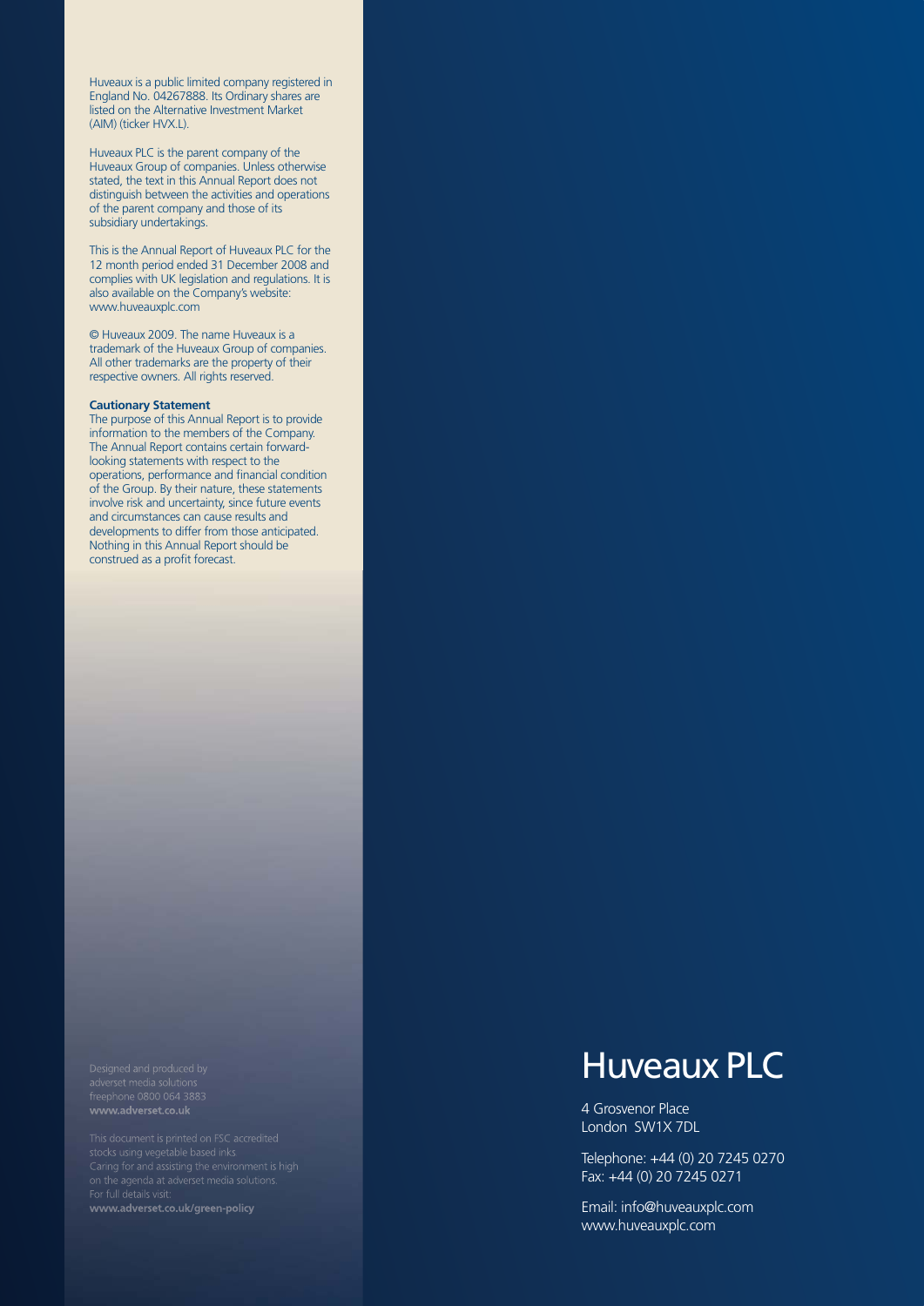Huveaux is a public limited company registered in England No. 04267888. Its Ordinary shares are listed on the Alternative Investment Market (AIM) (ticker HVX.L).

Huveaux PLC is the parent company of the Huveaux Group of companies. Unless otherwise stated, the text in this Annual Report does not distinguish between the activities and operations of the parent company and those of its subsidiary undertakings.

This is the Annual Report of Huveaux PLC for the 12 month period ended 31 December 2008 and complies with UK legislation and regulations. It is also available on the Company's website: www.huveauxplc.com

© Huveaux 2009. The name Huveaux is a trademark of the Huveaux Group of companies. All other trademarks are the property of their respective owners. All rights reserved.

**Cautionary Statement**

The purpose of this Annual Report is to provide information to the members of the Company. The Annual Report contains certain forward-looking statements with respect to the operations, performance and financial condition of the Group. By their nature, these statements involve risk and uncertainty, since future events and circumstances can cause results and developments to differ from those anticipated. Nothing in this Annual Report should be construed as a profit forecast.

Designed and produced by
adverset media solutions
freephone 0800 064 3883
**www.adverset.co.uk**

This document is printed on FSC accredited stocks using vegetable based inks.
Caring for and assisting the environment is high on the agenda at adverset media solutions.
For full details visit:
**www.adverset.co.uk/green-policy**

# Huveaux PLC

4 Grosvenor Place
London SW1X 7DL

Telephone: +44 (0) 20 7245 0270
Fax: +44 (0) 20 7245 0271

Email: info@huveauxplc.com
www.huveauxplc.com